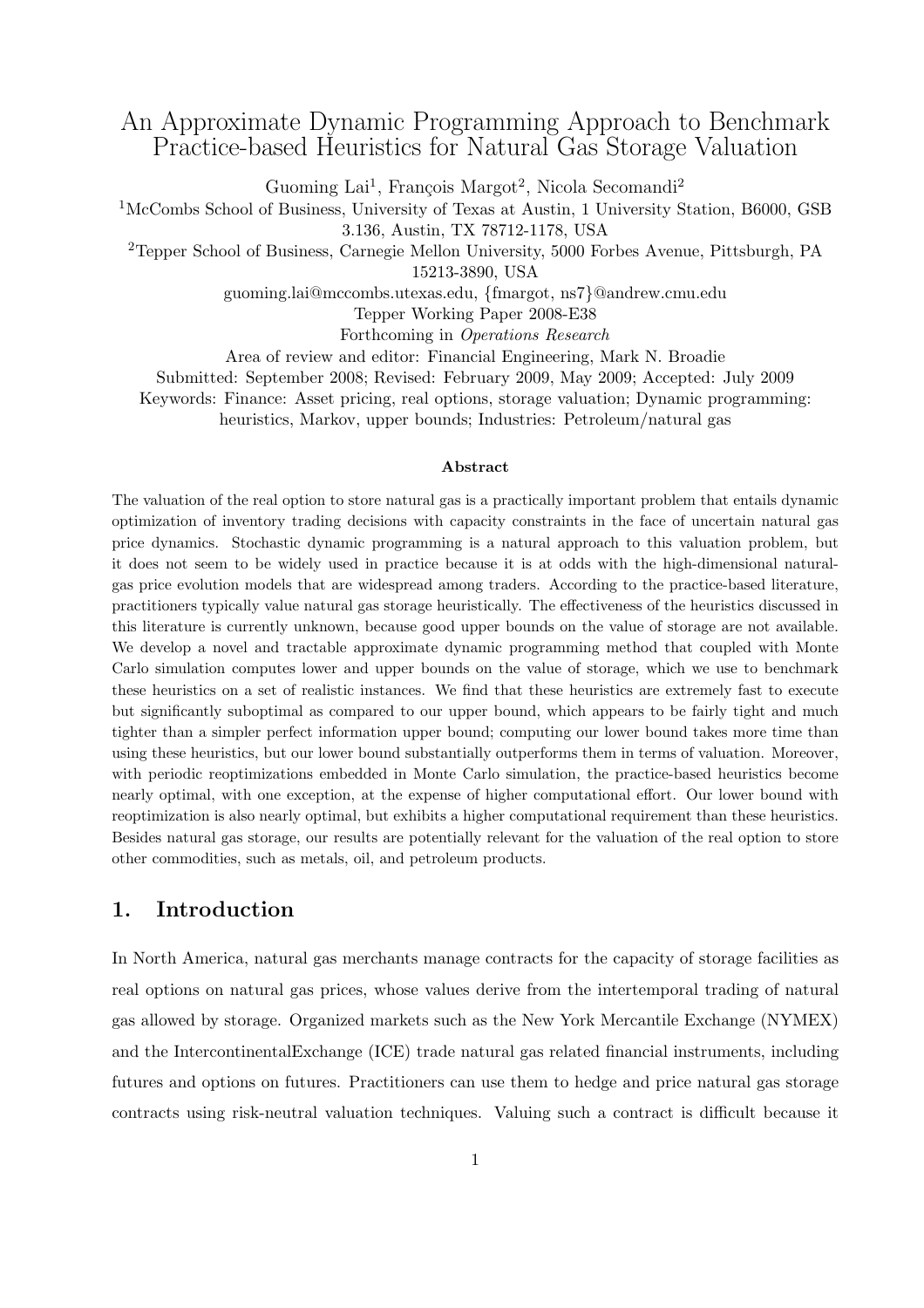# An Approximate Dynamic Programming Approach to Benchmark Practice-based Heuristics for Natural Gas Storage Valuation

Guoming Lai[1], François Margot[2], Nicola Secomandi[2]

[1]McCombs School of Business, University of Texas at Austin, 1 University Station, B6000, GSB 3.136, Austin, TX 78712-1178, USA

[2]Tepper School of Business, Carnegie Mellon University, 5000 Forbes Avenue, Pittsburgh, PA 15213-3890, USA

guoming.lai@mccombs.utexas.edu, {fmargot, ns7}@andrew.cmu.edu

Tepper Working Paper 2008-E38

Forthcoming in *Operations Research*

Area of review and editor: Financial Engineering, Mark N. Broadie

Submitted: September 2008; Revised: February 2009, May 2009; Accepted: July 2009

Keywords: Finance: Asset pricing, real options, storage valuation; Dynamic programming: heuristics, Markov, upper bounds; Industries: Petroleum/natural gas

### Abstract

The valuation of the real option to store natural gas is a practically important problem that entails dynamic optimization of inventory trading decisions with capacity constraints in the face of uncertain natural gas price dynamics. Stochastic dynamic programming is a natural approach to this valuation problem, but it does not seem to be widely used in practice because it is at odds with the high-dimensional natural-gas price evolution models that are widespread among traders. According to the practice-based literature, practitioners typically value natural gas storage heuristically. The effectiveness of the heuristics discussed in this literature is currently unknown, because good upper bounds on the value of storage are not available. We develop a novel and tractable approximate dynamic programming method that coupled with Monte Carlo simulation computes lower and upper bounds on the value of storage, which we use to benchmark these heuristics on a set of realistic instances. We find that these heuristics are extremely fast to execute but significantly suboptimal as compared to our upper bound, which appears to be fairly tight and much tighter than a simpler perfect information upper bound; computing our lower bound takes more time than using these heuristics, but our lower bound substantially outperforms them in terms of valuation. Moreover, with periodic reoptimizations embedded in Monte Carlo simulation, the practice-based heuristics become nearly optimal, with one exception, at the expense of higher computational effort. Our lower bound with reoptimization is also nearly optimal, but exhibits a higher computational requirement than these heuristics. Besides natural gas storage, our results are potentially relevant for the valuation of the real option to store other commodities, such as metals, oil, and petroleum products.

## 1. Introduction

In North America, natural gas merchants manage contracts for the capacity of storage facilities as real options on natural gas prices, whose values derive from the intertemporal trading of natural gas allowed by storage. Organized markets such as the New York Mercantile Exchange (NYMEX) and the IntercontinentalExchange (ICE) trade natural gas related financial instruments, including futures and options on futures. Practitioners can use them to hedge and price natural gas storage contracts using risk-neutral valuation techniques. Valuing such a contract is difficult because it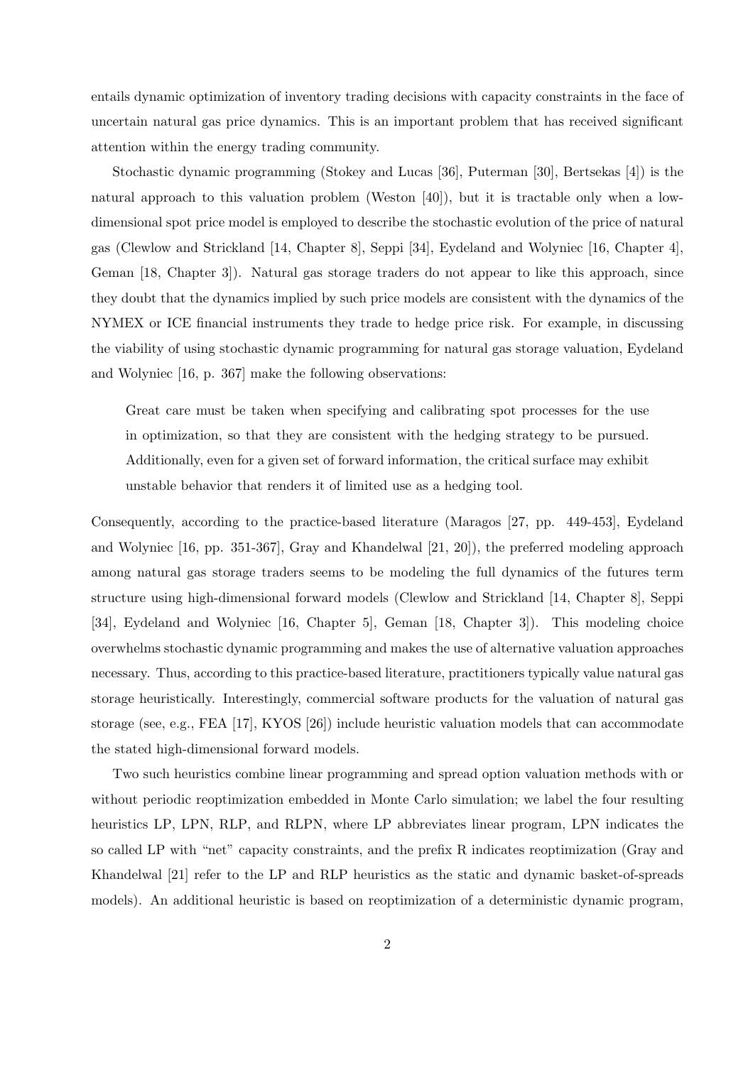entails dynamic optimization of inventory trading decisions with capacity constraints in the face of uncertain natural gas price dynamics. This is an important problem that has received significant attention within the energy trading community.

Stochastic dynamic programming (Stokey and Lucas [36], Puterman [30], Bertsekas [4]) is the natural approach to this valuation problem (Weston [40]), but it is tractable only when a low-dimensional spot price model is employed to describe the stochastic evolution of the price of natural gas (Clewlow and Strickland [14, Chapter 8], Seppi [34], Eydeland and Wolyniec [16, Chapter 4], Geman [18, Chapter 3]). Natural gas storage traders do not appear to like this approach, since they doubt that the dynamics implied by such price models are consistent with the dynamics of the NYMEX or ICE financial instruments they trade to hedge price risk. For example, in discussing the viability of using stochastic dynamic programming for natural gas storage valuation, Eydeland and Wolyniec [16, p. 367] make the following observations:

> Great care must be taken when specifying and calibrating spot processes for the use in optimization, so that they are consistent with the hedging strategy to be pursued. Additionally, even for a given set of forward information, the critical surface may exhibit unstable behavior that renders it of limited use as a hedging tool.

Consequently, according to the practice-based literature (Maragos [27, pp. 449-453], Eydeland and Wolyniec [16, pp. 351-367], Gray and Khandelwal [21, 20]), the preferred modeling approach among natural gas storage traders seems to be modeling the full dynamics of the futures term structure using high-dimensional forward models (Clewlow and Strickland [14, Chapter 8], Seppi [34], Eydeland and Wolyniec [16, Chapter 5], Geman [18, Chapter 3]). This modeling choice overwhelms stochastic dynamic programming and makes the use of alternative valuation approaches necessary. Thus, according to this practice-based literature, practitioners typically value natural gas storage heuristically. Interestingly, commercial software products for the valuation of natural gas storage (see, e.g., FEA [17], KYOS [26]) include heuristic valuation models that can accommodate the stated high-dimensional forward models.

Two such heuristics combine linear programming and spread option valuation methods with or without periodic reoptimization embedded in Monte Carlo simulation; we label the four resulting heuristics LP, LPN, RLP, and RLPN, where LP abbreviates linear program, LPN indicates the so called LP with "net" capacity constraints, and the prefix R indicates reoptimization (Gray and Khandelwal [21] refer to the LP and RLP heuristics as the static and dynamic basket-of-spreads models). An additional heuristic is based on reoptimization of a deterministic dynamic program,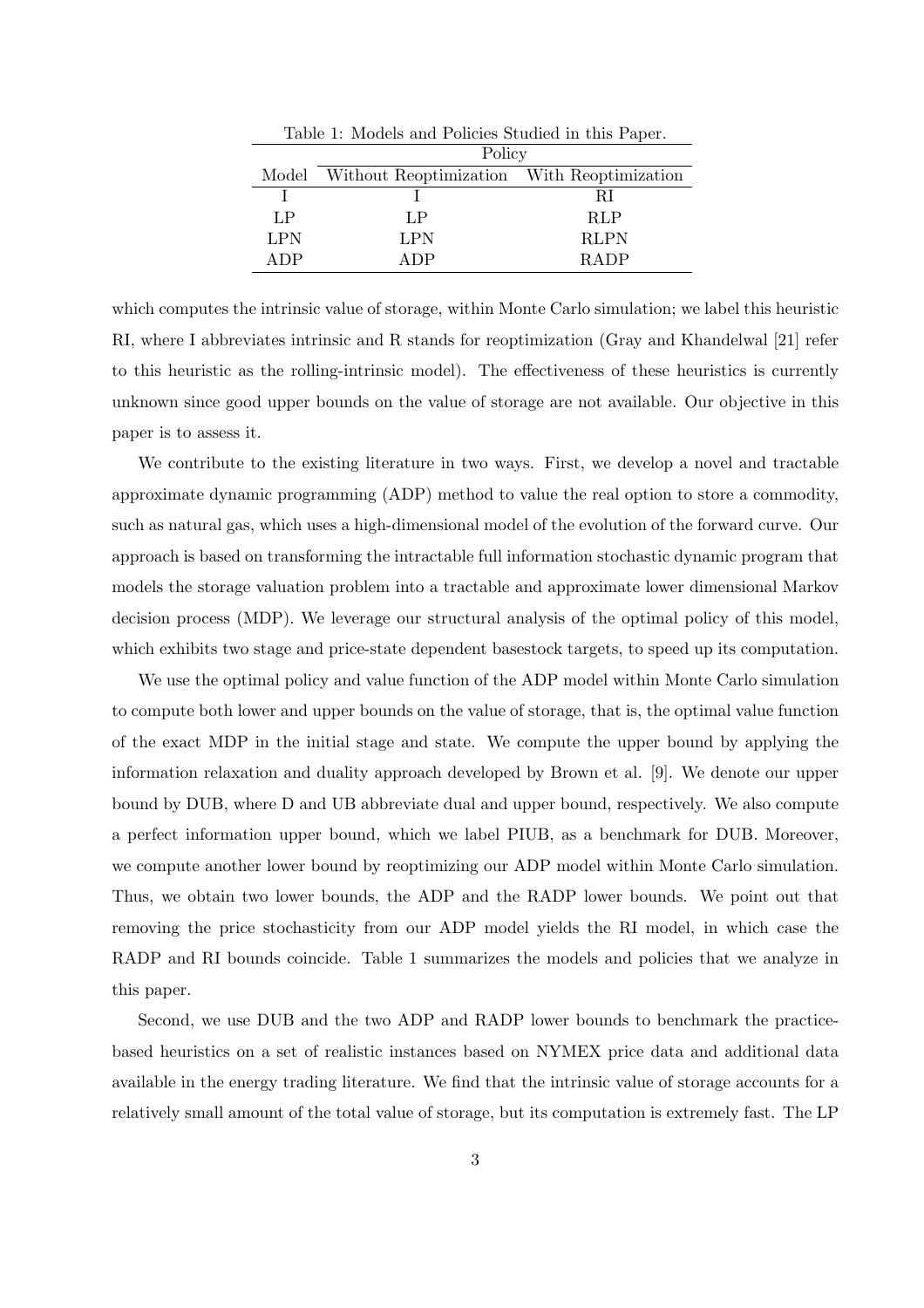Table 1: Models and Policies Studied in this Paper.

| | Policy | |
|---|---|---|
| Model | Without Reoptimization | With Reoptimization |
| I | I | RI |
| LP | LP | RLP |
| LPN | LPN | RLPN |
| ADP | ADP | RADP |

which computes the intrinsic value of storage, within Monte Carlo simulation; we label this heuristic RI, where I abbreviates intrinsic and R stands for reoptimization (Gray and Khandelwal [21] refer to this heuristic as the rolling-intrinsic model). The effectiveness of these heuristics is currently unknown since good upper bounds on the value of storage are not available. Our objective in this paper is to assess it.

We contribute to the existing literature in two ways. First, we develop a novel and tractable approximate dynamic programming (ADP) method to value the real option to store a commodity, such as natural gas, which uses a high-dimensional model of the evolution of the forward curve. Our approach is based on transforming the intractable full information stochastic dynamic program that models the storage valuation problem into a tractable and approximate lower dimensional Markov decision process (MDP). We leverage our structural analysis of the optimal policy of this model, which exhibits two stage and price-state dependent basestock targets, to speed up its computation.

We use the optimal policy and value function of the ADP model within Monte Carlo simulation to compute both lower and upper bounds on the value of storage, that is, the optimal value function of the exact MDP in the initial stage and state. We compute the upper bound by applying the information relaxation and duality approach developed by Brown et al. [9]. We denote our upper bound by DUB, where D and UB abbreviate dual and upper bound, respectively. We also compute a perfect information upper bound, which we label PIUB, as a benchmark for DUB. Moreover, we compute another lower bound by reoptimizing our ADP model within Monte Carlo simulation. Thus, we obtain two lower bounds, the ADP and the RADP lower bounds. We point out that removing the price stochasticity from our ADP model yields the RI model, in which case the RADP and RI bounds coincide. Table 1 summarizes the models and policies that we analyze in this paper.

Second, we use DUB and the two ADP and RADP lower bounds to benchmark the practice-based heuristics on a set of realistic instances based on NYMEX price data and additional data available in the energy trading literature. We find that the intrinsic value of storage accounts for a relatively small amount of the total value of storage, but its computation is extremely fast. The LP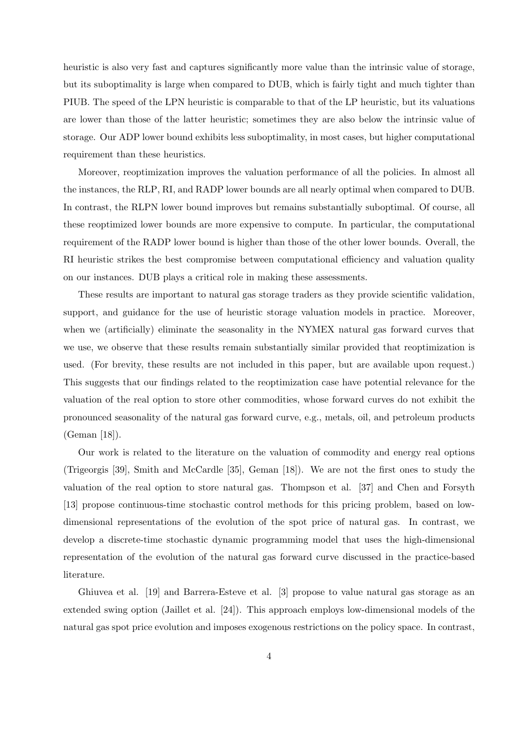heuristic is also very fast and captures significantly more value than the intrinsic value of storage, but its suboptimality is large when compared to DUB, which is fairly tight and much tighter than PIUB. The speed of the LPN heuristic is comparable to that of the LP heuristic, but its valuations are lower than those of the latter heuristic; sometimes they are also below the intrinsic value of storage. Our ADP lower bound exhibits less suboptimality, in most cases, but higher computational requirement than these heuristics.

Moreover, reoptimization improves the valuation performance of all the policies. In almost all the instances, the RLP, RI, and RADP lower bounds are all nearly optimal when compared to DUB. In contrast, the RLPN lower bound improves but remains substantially suboptimal. Of course, all these reoptimized lower bounds are more expensive to compute. In particular, the computational requirement of the RADP lower bound is higher than those of the other lower bounds. Overall, the RI heuristic strikes the best compromise between computational efficiency and valuation quality on our instances. DUB plays a critical role in making these assessments.

These results are important to natural gas storage traders as they provide scientific validation, support, and guidance for the use of heuristic storage valuation models in practice. Moreover, when we (artificially) eliminate the seasonality in the NYMEX natural gas forward curves that we use, we observe that these results remain substantially similar provided that reoptimization is used. (For brevity, these results are not included in this paper, but are available upon request.) This suggests that our findings related to the reoptimization case have potential relevance for the valuation of the real option to store other commodities, whose forward curves do not exhibit the pronounced seasonality of the natural gas forward curve, e.g., metals, oil, and petroleum products (Geman [18]).

Our work is related to the literature on the valuation of commodity and energy real options (Trigeorgis [39], Smith and McCardle [35], Geman [18]). We are not the first ones to study the valuation of the real option to store natural gas. Thompson et al. [37] and Chen and Forsyth [13] propose continuous-time stochastic control methods for this pricing problem, based on low-dimensional representations of the evolution of the spot price of natural gas. In contrast, we develop a discrete-time stochastic dynamic programming model that uses the high-dimensional representation of the evolution of the natural gas forward curve discussed in the practice-based literature.

Ghiuvea et al. [19] and Barrera-Esteve et al. [3] propose to value natural gas storage as an extended swing option (Jaillet et al. [24]). This approach employs low-dimensional models of the natural gas spot price evolution and imposes exogenous restrictions on the policy space. In contrast,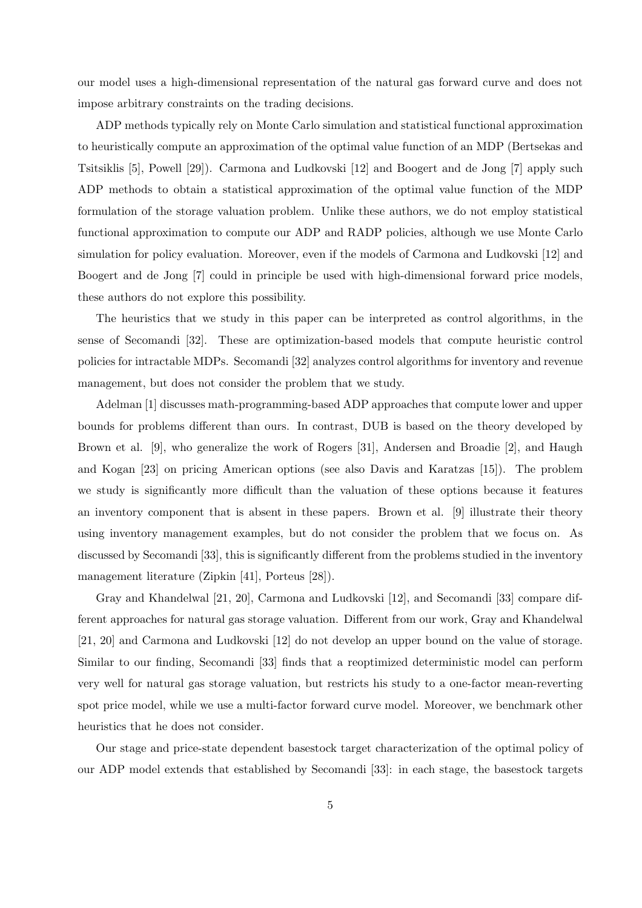our model uses a high-dimensional representation of the natural gas forward curve and does not impose arbitrary constraints on the trading decisions.

ADP methods typically rely on Monte Carlo simulation and statistical functional approximation to heuristically compute an approximation of the optimal value function of an MDP (Bertsekas and Tsitsiklis [5], Powell [29]). Carmona and Ludkovski [12] and Boogert and de Jong [7] apply such ADP methods to obtain a statistical approximation of the optimal value function of the MDP formulation of the storage valuation problem. Unlike these authors, we do not employ statistical functional approximation to compute our ADP and RADP policies, although we use Monte Carlo simulation for policy evaluation. Moreover, even if the models of Carmona and Ludkovski [12] and Boogert and de Jong [7] could in principle be used with high-dimensional forward price models, these authors do not explore this possibility.

The heuristics that we study in this paper can be interpreted as control algorithms, in the sense of Secomandi [32]. These are optimization-based models that compute heuristic control policies for intractable MDPs. Secomandi [32] analyzes control algorithms for inventory and revenue management, but does not consider the problem that we study.

Adelman [1] discusses math-programming-based ADP approaches that compute lower and upper bounds for problems different than ours. In contrast, DUB is based on the theory developed by Brown et al. [9], who generalize the work of Rogers [31], Andersen and Broadie [2], and Haugh and Kogan [23] on pricing American options (see also Davis and Karatzas [15]). The problem we study is significantly more difficult than the valuation of these options because it features an inventory component that is absent in these papers. Brown et al. [9] illustrate their theory using inventory management examples, but do not consider the problem that we focus on. As discussed by Secomandi [33], this is significantly different from the problems studied in the inventory management literature (Zipkin [41], Porteus [28]).

Gray and Khandelwal [21, 20], Carmona and Ludkovski [12], and Secomandi [33] compare different approaches for natural gas storage valuation. Different from our work, Gray and Khandelwal [21, 20] and Carmona and Ludkovski [12] do not develop an upper bound on the value of storage. Similar to our finding, Secomandi [33] finds that a reoptimized deterministic model can perform very well for natural gas storage valuation, but restricts his study to a one-factor mean-reverting spot price model, while we use a multi-factor forward curve model. Moreover, we benchmark other heuristics that he does not consider.

Our stage and price-state dependent basestock target characterization of the optimal policy of our ADP model extends that established by Secomandi [33]: in each stage, the basestock targets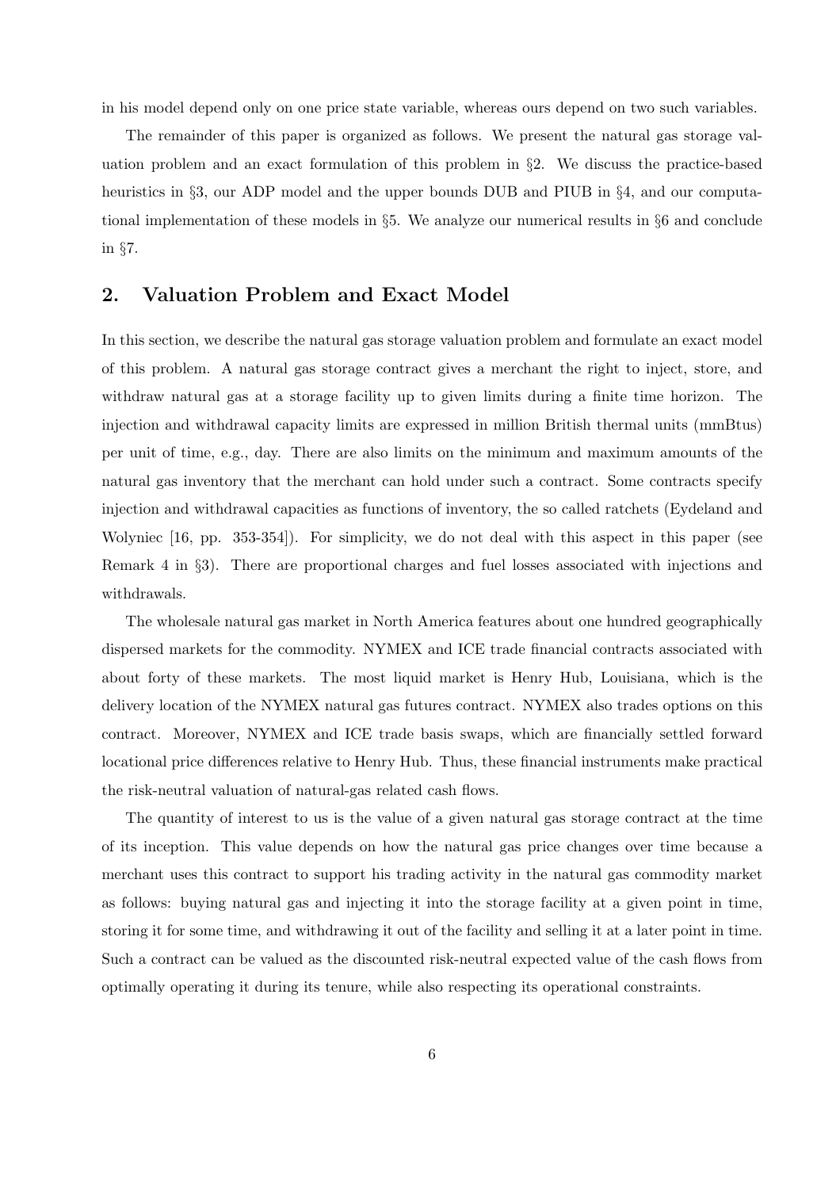in his model depend only on one price state variable, whereas ours depend on two such variables.

The remainder of this paper is organized as follows. We present the natural gas storage valuation problem and an exact formulation of this problem in §2. We discuss the practice-based heuristics in §3, our ADP model and the upper bounds DUB and PIUB in §4, and our computational implementation of these models in §5. We analyze our numerical results in §6 and conclude in §7.

## 2. Valuation Problem and Exact Model

In this section, we describe the natural gas storage valuation problem and formulate an exact model of this problem. A natural gas storage contract gives a merchant the right to inject, store, and withdraw natural gas at a storage facility up to given limits during a finite time horizon. The injection and withdrawal capacity limits are expressed in million British thermal units (mmBtus) per unit of time, e.g., day. There are also limits on the minimum and maximum amounts of the natural gas inventory that the merchant can hold under such a contract. Some contracts specify injection and withdrawal capacities as functions of inventory, the so called ratchets (Eydeland and Wolyniec [16, pp. 353-354]). For simplicity, we do not deal with this aspect in this paper (see Remark 4 in §3). There are proportional charges and fuel losses associated with injections and withdrawals.

The wholesale natural gas market in North America features about one hundred geographically dispersed markets for the commodity. NYMEX and ICE trade financial contracts associated with about forty of these markets. The most liquid market is Henry Hub, Louisiana, which is the delivery location of the NYMEX natural gas futures contract. NYMEX also trades options on this contract. Moreover, NYMEX and ICE trade basis swaps, which are financially settled forward locational price differences relative to Henry Hub. Thus, these financial instruments make practical the risk-neutral valuation of natural-gas related cash flows.

The quantity of interest to us is the value of a given natural gas storage contract at the time of its inception. This value depends on how the natural gas price changes over time because a merchant uses this contract to support his trading activity in the natural gas commodity market as follows: buying natural gas and injecting it into the storage facility at a given point in time, storing it for some time, and withdrawing it out of the facility and selling it at a later point in time. Such a contract can be valued as the discounted risk-neutral expected value of the cash flows from optimally operating it during its tenure, while also respecting its operational constraints.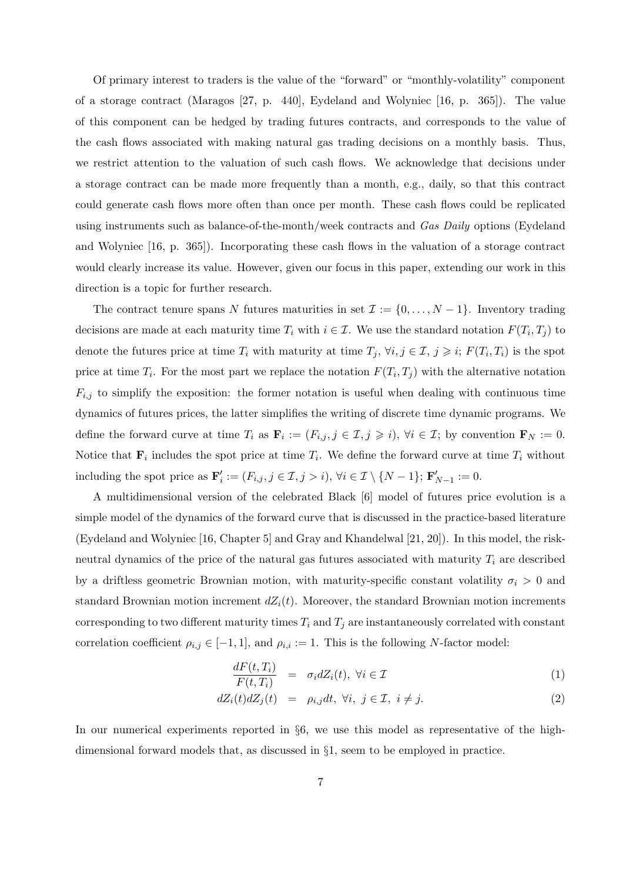Of primary interest to traders is the value of the "forward" or "monthly-volatility" component of a storage contract (Maragos [27, p. 440], Eydeland and Wolyniec [16, p. 365]). The value of this component can be hedged by trading futures contracts, and corresponds to the value of the cash flows associated with making natural gas trading decisions on a monthly basis. Thus, we restrict attention to the valuation of such cash flows. We acknowledge that decisions under a storage contract can be made more frequently than a month, e.g., daily, so that this contract could generate cash flows more often than once per month. These cash flows could be replicated using instruments such as balance-of-the-month/week contracts and *Gas Daily* options (Eydeland and Wolyniec [16, p. 365]). Incorporating these cash flows in the valuation of a storage contract would clearly increase its value. However, given our focus in this paper, extending our work in this direction is a topic for further research.

The contract tenure spans $N$ futures maturities in set $\mathcal{I} := \{0, \ldots, N-1\}$. Inventory trading decisions are made at each maturity time $T_i$ with $i \in \mathcal{I}$. We use the standard notation $F(T_i, T_j)$ to denote the futures price at time $T_i$ with maturity at time $T_j$, $\forall i, j \in \mathcal{I}$, $j \geqslant i$; $F(T_i, T_i)$ is the spot price at time $T_i$. For the most part we replace the notation $F(T_i, T_j)$ with the alternative notation $F_{i,j}$ to simplify the exposition: the former notation is useful when dealing with continuous time dynamics of futures prices, the latter simplifies the writing of discrete time dynamic programs. We define the forward curve at time $T_i$ as $\mathbf{F}_i := (F_{i,j}, j \in \mathcal{I}, j \geqslant i)$, $\forall i \in \mathcal{I}$; by convention $\mathbf{F}_N := 0$. Notice that $\mathbf{F}_i$ includes the spot price at time $T_i$. We define the forward curve at time $T_i$ without including the spot price as $\mathbf{F}'_i := (F_{i,j}, j \in \mathcal{I}, j > i)$, $\forall i \in \mathcal{I} \setminus \{N-1\}$; $\mathbf{F}'_{N-1} := 0$.

A multidimensional version of the celebrated Black [6] model of futures price evolution is a simple model of the dynamics of the forward curve that is discussed in the practice-based literature (Eydeland and Wolyniec [16, Chapter 5] and Gray and Khandelwal [21, 20]). In this model, the risk-neutral dynamics of the price of the natural gas futures associated with maturity $T_i$ are described by a driftless geometric Brownian motion, with maturity-specific constant volatility $\sigma_i > 0$ and standard Brownian motion increment $dZ_i(t)$. Moreover, the standard Brownian motion increments corresponding to two different maturity times $T_i$ and $T_j$ are instantaneously correlated with constant correlation coefficient $\rho_{i,j} \in [-1, 1]$, and $\rho_{i,i} := 1$. This is the following $N$-factor model:

$$\frac{dF(t, T_i)}{F(t, T_i)} = \sigma_i dZ_i(t), \ \forall i \in \mathcal{I} \tag{1}$$

$$dZ_i(t) dZ_j(t) = \rho_{i,j} dt, \ \forall i, \ j \in \mathcal{I}, \ i \neq j. \tag{2}$$

In our numerical experiments reported in §6, we use this model as representative of the high-dimensional forward models that, as discussed in §1, seem to be employed in practice.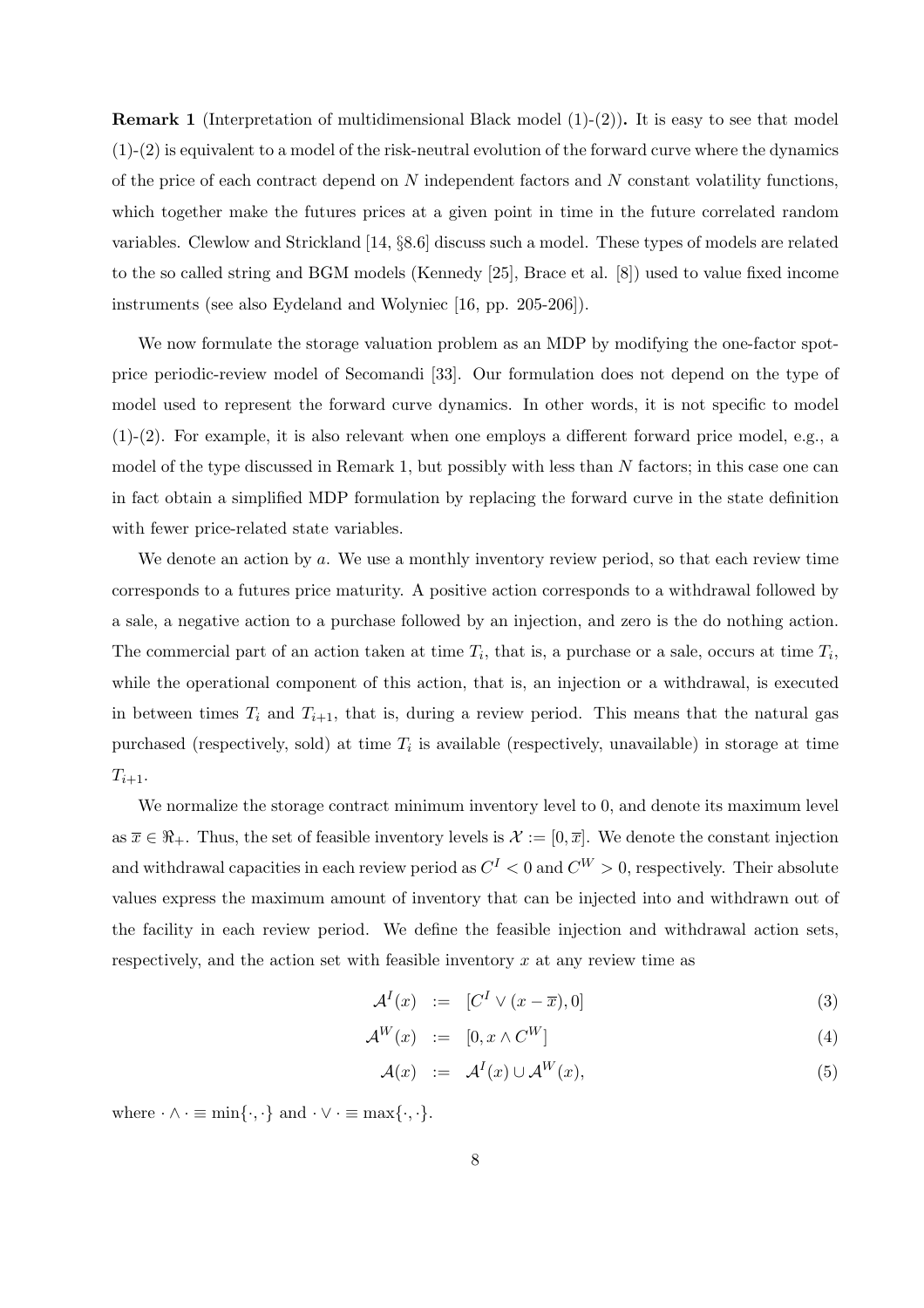**Remark 1** (Interpretation of multidimensional Black model (1)-(2))**.** It is easy to see that model (1)-(2) is equivalent to a model of the risk-neutral evolution of the forward curve where the dynamics of the price of each contract depend on $N$ independent factors and $N$ constant volatility functions, which together make the futures prices at a given point in time in the future correlated random variables. Clewlow and Strickland [14, §8.6] discuss such a model. These types of models are related to the so called string and BGM models (Kennedy [25], Brace et al. [8]) used to value fixed income instruments (see also Eydeland and Wolyniec [16, pp. 205-206]).

We now formulate the storage valuation problem as an MDP by modifying the one-factor spot-price periodic-review model of Secomandi [33]. Our formulation does not depend on the type of model used to represent the forward curve dynamics. In other words, it is not specific to model (1)-(2). For example, it is also relevant when one employs a different forward price model, e.g., a model of the type discussed in Remark 1, but possibly with less than $N$ factors; in this case one can in fact obtain a simplified MDP formulation by replacing the forward curve in the state definition with fewer price-related state variables.

We denote an action by $a$. We use a monthly inventory review period, so that each review time corresponds to a futures price maturity. A positive action corresponds to a withdrawal followed by a sale, a negative action to a purchase followed by an injection, and zero is the do nothing action. The commercial part of an action taken at time $T_i$, that is, a purchase or a sale, occurs at time $T_i$, while the operational component of this action, that is, an injection or a withdrawal, is executed in between times $T_i$ and $T_{i+1}$, that is, during a review period. This means that the natural gas purchased (respectively, sold) at time $T_i$ is available (respectively, unavailable) in storage at time $T_{i+1}$.

We normalize the storage contract minimum inventory level to 0, and denote its maximum level as $\overline{x} \in \Re_+$. Thus, the set of feasible inventory levels is $\mathcal{X} := [0, \overline{x}]$. We denote the constant injection and withdrawal capacities in each review period as $C^I < 0$ and $C^W > 0$, respectively. Their absolute values express the maximum amount of inventory that can be injected into and withdrawn out of the facility in each review period. We define the feasible injection and withdrawal action sets, respectively, and the action set with feasible inventory $x$ at any review time as

$$\mathcal{A}^I(x) := [C^I \vee (x - \overline{x}), 0] \tag{3}$$

$$\mathcal{A}^W(x) := [0, x \wedge C^W] \tag{4}$$

$$\mathcal{A}(x) := \mathcal{A}^I(x) \cup \mathcal{A}^W(x), \tag{5}$$

where $\cdot \wedge \cdot \equiv \min\{\cdot, \cdot\}$ and $\cdot \vee \cdot \equiv \max\{\cdot, \cdot\}$.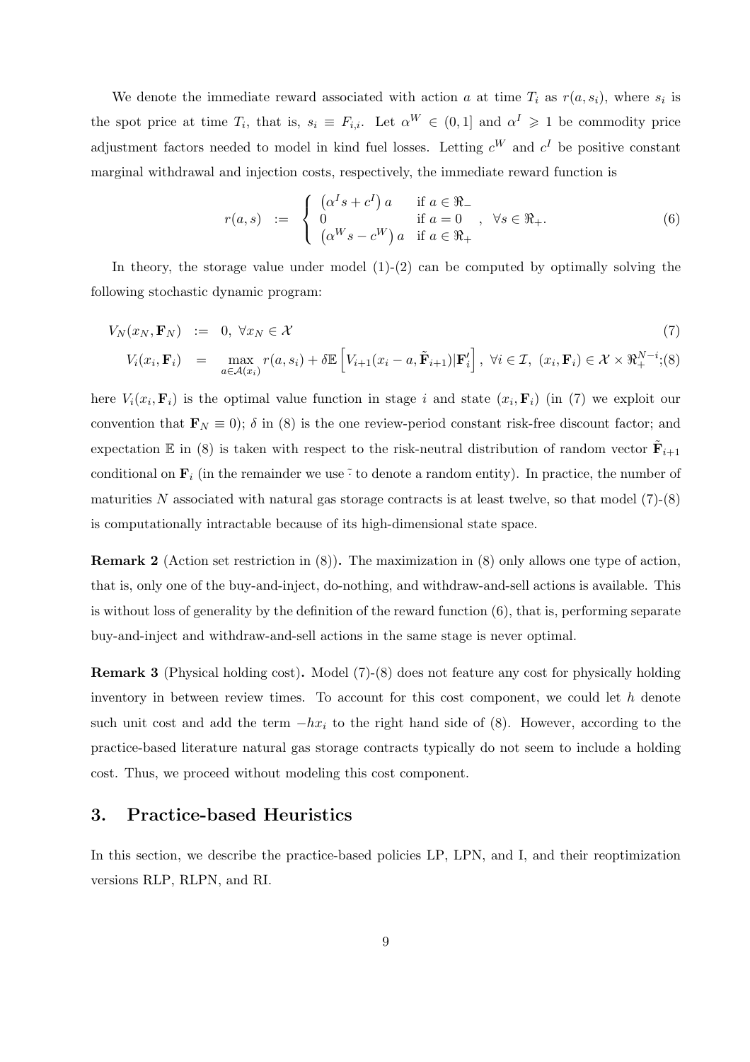We denote the immediate reward associated with action $a$ at time $T_i$ as $r(a, s_i)$, where $s_i$ is the spot price at time $T_i$, that is, $s_i \equiv F_{i,i}$. Let $\alpha^W \in (0, 1]$ and $\alpha^I \geqslant 1$ be commodity price adjustment factors needed to model in kind fuel losses. Letting $c^W$ and $c^I$ be positive constant marginal withdrawal and injection costs, respectively, the immediate reward function is

$$r(a, s) \;:=\; \begin{cases} \left(\alpha^I s + c^I\right) a & \text{if } a \in \Re_- \\ 0 & \text{if } a = 0 \\ \left(\alpha^W s - c^W\right) a & \text{if } a \in \Re_+ \end{cases}, \quad \forall s \in \Re_+. \tag{6}$$

In theory, the storage value under model (1)-(2) can be computed by optimally solving the following stochastic dynamic program:

$$V_N(x_N, \mathbf{F}_N) \;:=\; 0, \; \forall x_N \in \mathcal{X} \tag{7}$$

$$V_i(x_i, \mathbf{F}_i) \;=\; \max_{a \in \mathcal{A}(x_i)} r(a, s_i) + \delta \mathbb{E}\left[V_{i+1}(x_i - a, \tilde{\mathbf{F}}_{i+1}) | \mathbf{F}_i'\right], \; \forall i \in \mathcal{I}, \; (x_i, \mathbf{F}_i) \in \mathcal{X} \times \Re_+^{N-i}; \tag{8}$$

here $V_i(x_i, \mathbf{F}_i)$ is the optimal value function in stage $i$ and state $(x_i, \mathbf{F}_i)$ (in (7) we exploit our convention that $\mathbf{F}_N \equiv 0$); $\delta$ in (8) is the one review-period constant risk-free discount factor; and expectation $\mathbb{E}$ in (8) is taken with respect to the risk-neutral distribution of random vector $\tilde{\mathbf{F}}_{i+1}$ conditional on $\mathbf{F}_i$ (in the remainder we use $\tilde{}$ to denote a random entity). In practice, the number of maturities $N$ associated with natural gas storage contracts is at least twelve, so that model (7)-(8) is computationally intractable because of its high-dimensional state space.

**Remark 2** (Action set restriction in (8))**.** The maximization in (8) only allows one type of action, that is, only one of the buy-and-inject, do-nothing, and withdraw-and-sell actions is available. This is without loss of generality by the definition of the reward function (6), that is, performing separate buy-and-inject and withdraw-and-sell actions in the same stage is never optimal.

**Remark 3** (Physical holding cost)**.** Model (7)-(8) does not feature any cost for physically holding inventory in between review times. To account for this cost component, we could let $h$ denote such unit cost and add the term $-hx_i$ to the right hand side of (8). However, according to the practice-based literature natural gas storage contracts typically do not seem to include a holding cost. Thus, we proceed without modeling this cost component.

## 3. Practice-based Heuristics

In this section, we describe the practice-based policies LP, LPN, and I, and their reoptimization versions RLP, RLPN, and RI.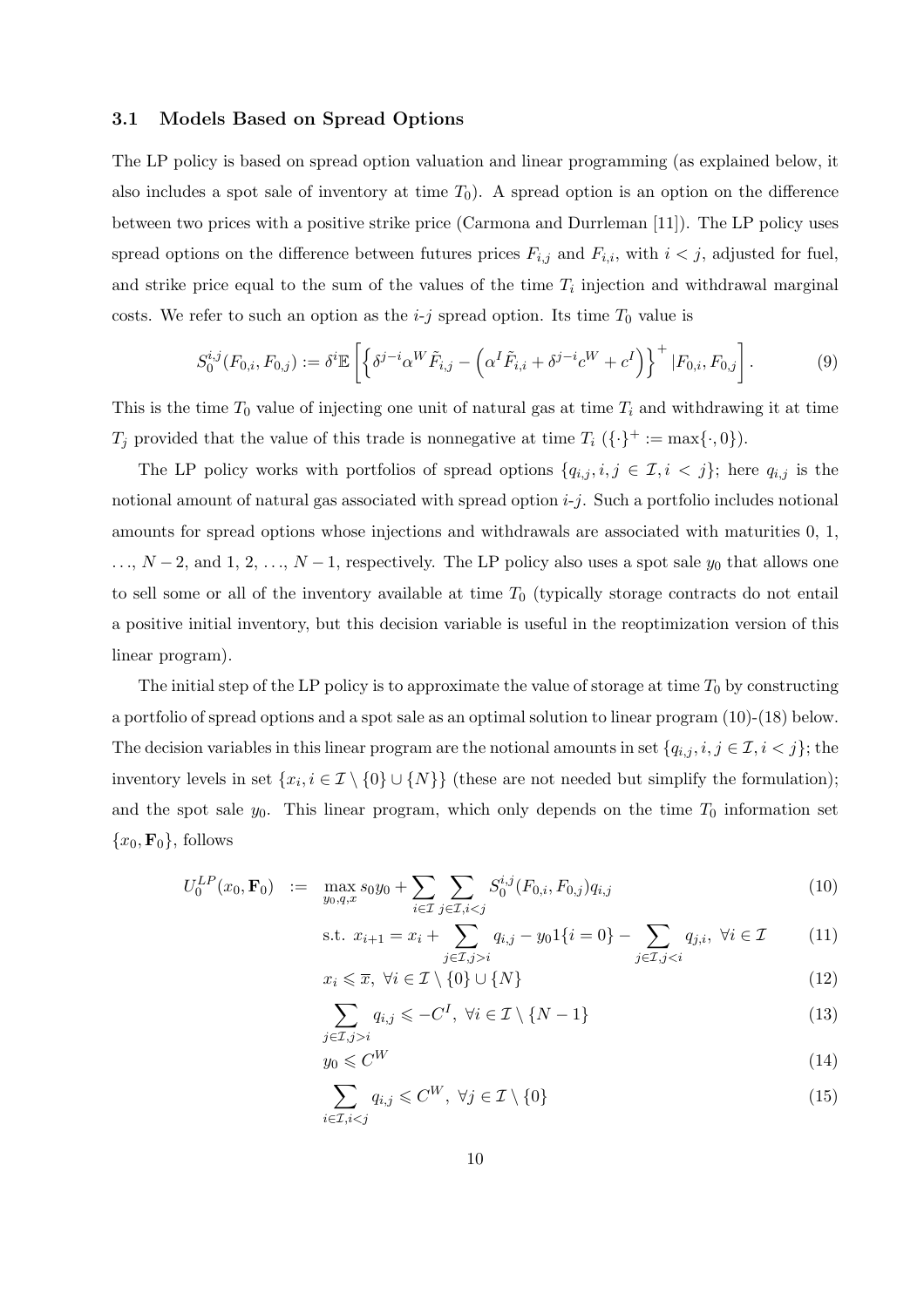### 3.1 Models Based on Spread Options

The LP policy is based on spread option valuation and linear programming (as explained below, it also includes a spot sale of inventory at time $T_0$). A spread option is an option on the difference between two prices with a positive strike price (Carmona and Durrleman [11]). The LP policy uses spread options on the difference between futures prices $F_{i,j}$ and $F_{i,i}$, with $i < j$, adjusted for fuel, and strike price equal to the sum of the values of the time $T_i$ injection and withdrawal marginal costs. We refer to such an option as the $i$-$j$ spread option. Its time $T_0$ value is

$$S_0^{i,j}(F_{0,i}, F_{0,j}) := \delta^i \mathbb{E}\left[\left\{\delta^{j-i}\alpha^W \tilde{F}_{i,j} - \left(\alpha^I \tilde{F}_{i,i} + \delta^{j-i}c^W + c^I\right)\right\}^+ | F_{0,i}, F_{0,j}\right]. \tag{9}$$

This is the time $T_0$ value of injecting one unit of natural gas at time $T_i$ and withdrawing it at time $T_j$ provided that the value of this trade is nonnegative at time $T_i$ ($\{\cdot\}^+ := \max\{\cdot, 0\}$).

The LP policy works with portfolios of spread options $\{q_{i,j}, i, j \in \mathcal{I}, i < j\}$; here $q_{i,j}$ is the notional amount of natural gas associated with spread option $i$-$j$. Such a portfolio includes notional amounts for spread options whose injections and withdrawals are associated with maturities 0, 1, $\ldots$, $N-2$, and 1, 2, $\ldots$, $N-1$, respectively. The LP policy also uses a spot sale $y_0$ that allows one to sell some or all of the inventory available at time $T_0$ (typically storage contracts do not entail a positive initial inventory, but this decision variable is useful in the reoptimization version of this linear program).

The initial step of the LP policy is to approximate the value of storage at time $T_0$ by constructing a portfolio of spread options and a spot sale as an optimal solution to linear program (10)-(18) below. The decision variables in this linear program are the notional amounts in set $\{q_{i,j}, i, j \in \mathcal{I}, i < j\}$; the inventory levels in set $\{x_i, i \in \mathcal{I} \setminus \{0\} \cup \{N\}\}$ (these are not needed but simplify the formulation); and the spot sale $y_0$. This linear program, which only depends on the time $T_0$ information set $\{x_0, \mathbf{F}_0\}$, follows

$$U_0^{LP}(x_0, \mathbf{F}_0) := \max_{y_0, q, x} s_0 y_0 + \sum_{i \in \mathcal{I}} \sum_{j \in \mathcal{I}, i<j} S_0^{i,j}(F_{0,i}, F_{0,j}) q_{i,j} \tag{10}$$

$$\text{s.t. } x_{i+1} = x_i + \sum_{j \in \mathcal{I}, j>i} q_{i,j} - y_0 1\{i=0\} - \sum_{j \in \mathcal{I}, j<i} q_{j,i}, \ \forall i \in \mathcal{I} \tag{11}$$

$$x_i \leqslant \overline{x}, \ \forall i \in \mathcal{I} \setminus \{0\} \cup \{N\} \tag{12}$$

$$\sum_{j \in \mathcal{I}, j>i} q_{i,j} \leqslant -C^I, \ \forall i \in \mathcal{I} \setminus \{N-1\} \tag{13}$$

$$y_0 \leqslant C^W \tag{14}$$

$$\sum_{i \in \mathcal{I}, i<j} q_{i,j} \leqslant C^W, \ \forall j \in \mathcal{I} \setminus \{0\} \tag{15}$$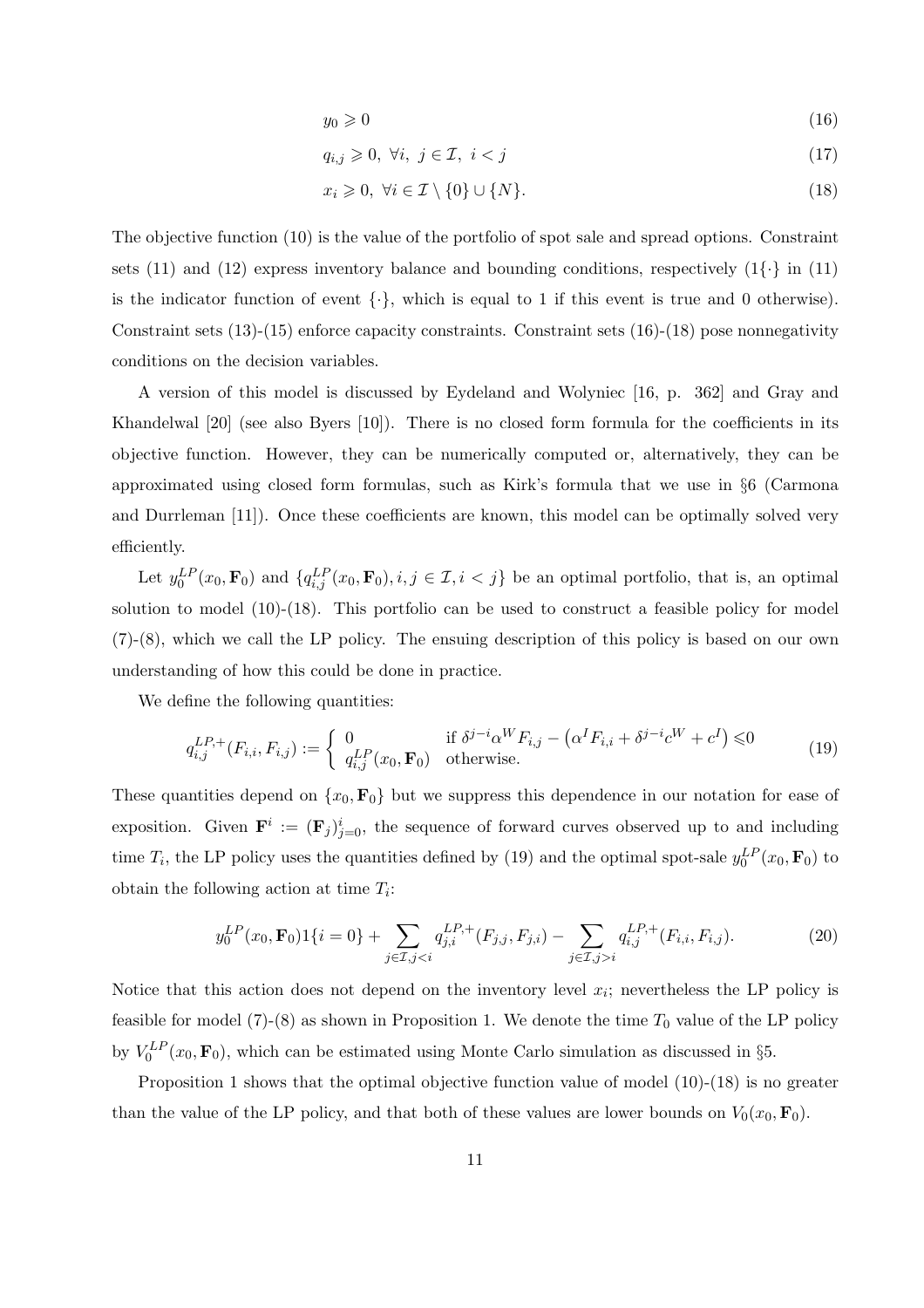$$y_0 \geqslant 0 \tag{16}$$

$$q_{i,j} \geqslant 0, \ \forall i, \ j \in \mathcal{I}, \ i < j \tag{17}$$

$$x_i \geqslant 0, \ \forall i \in \mathcal{I} \setminus \{0\} \cup \{N\}. \tag{18}$$

The objective function (10) is the value of the portfolio of spot sale and spread options. Constraint sets (11) and (12) express inventory balance and bounding conditions, respectively ($1\{\cdot\}$ in (11) is the indicator function of event $\{\cdot\}$, which is equal to 1 if this event is true and 0 otherwise). Constraint sets (13)-(15) enforce capacity constraints. Constraint sets (16)-(18) pose nonnegativity conditions on the decision variables.

A version of this model is discussed by Eydeland and Wolyniec [16, p. 362] and Gray and Khandelwal [20] (see also Byers [10]). There is no closed form formula for the coefficients in its objective function. However, they can be numerically computed or, alternatively, they can be approximated using closed form formulas, such as Kirk's formula that we use in §6 (Carmona and Durrleman [11]). Once these coefficients are known, this model can be optimally solved very efficiently.

Let $y_0^{LP}(x_0, \mathbf{F}_0)$ and $\{q_{i,j}^{LP}(x_0, \mathbf{F}_0), i, j \in \mathcal{I}, i < j\}$ be an optimal portfolio, that is, an optimal solution to model (10)-(18). This portfolio can be used to construct a feasible policy for model (7)-(8), which we call the LP policy. The ensuing description of this policy is based on our own understanding of how this could be done in practice.

We define the following quantities:

$$q_{i,j}^{LP,+}(F_{i,i}, F_{i,j}) := \begin{cases} 0 & \text{if } \delta^{j-i}\alpha^W F_{i,j} - \left(\alpha^I F_{i,i} + \delta^{j-i}c^W + c^I\right) \leqslant 0 \\ q_{i,j}^{LP}(x_0, \mathbf{F}_0) & \text{otherwise.} \end{cases} \tag{19}$$

These quantities depend on $\{x_0, \mathbf{F}_0\}$ but we suppress this dependence in our notation for ease of exposition. Given $\mathbf{F}^i := (\mathbf{F}_j)_{j=0}^i$, the sequence of forward curves observed up to and including time $T_i$, the LP policy uses the quantities defined by (19) and the optimal spot-sale $y_0^{LP}(x_0, \mathbf{F}_0)$ to obtain the following action at time $T_i$:

$$y_0^{LP}(x_0, \mathbf{F}_0)1\{i = 0\} + \sum_{j \in \mathcal{I}, j < i} q_{j,i}^{LP,+}(F_{j,j}, F_{j,i}) - \sum_{j \in \mathcal{I}, j > i} q_{i,j}^{LP,+}(F_{i,i}, F_{i,j}). \tag{20}$$

Notice that this action does not depend on the inventory level $x_i$; nevertheless the LP policy is feasible for model (7)-(8) as shown in Proposition 1. We denote the time $T_0$ value of the LP policy by $V_0^{LP}(x_0, \mathbf{F}_0)$, which can be estimated using Monte Carlo simulation as discussed in §5.

Proposition 1 shows that the optimal objective function value of model (10)-(18) is no greater than the value of the LP policy, and that both of these values are lower bounds on $V_0(x_0, \mathbf{F}_0)$.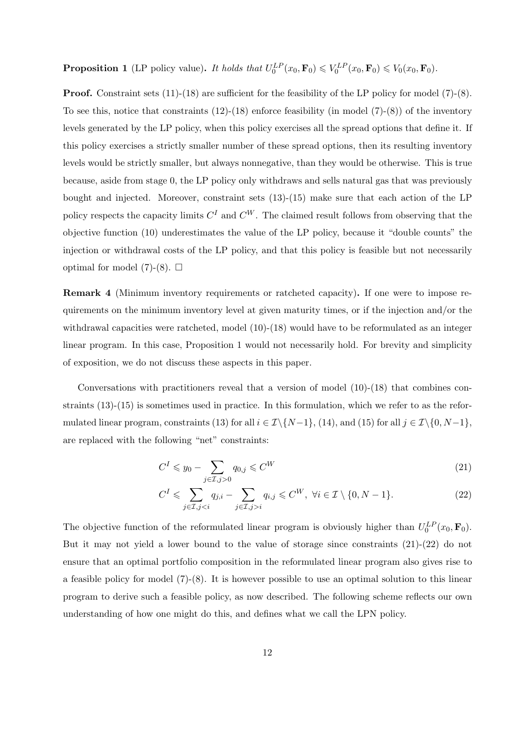**Proposition 1** (LP policy value)**.** *It holds that* $U_0^{LP}(x_0, \mathbf{F}_0) \leqslant V_0^{LP}(x_0, \mathbf{F}_0) \leqslant V_0(x_0, \mathbf{F}_0)$.

**Proof.** Constraint sets (11)-(18) are sufficient for the feasibility of the LP policy for model (7)-(8). To see this, notice that constraints (12)-(18) enforce feasibility (in model (7)-(8)) of the inventory levels generated by the LP policy, when this policy exercises all the spread options that define it. If this policy exercises a strictly smaller number of these spread options, then its resulting inventory levels would be strictly smaller, but always nonnegative, than they would be otherwise. This is true because, aside from stage 0, the LP policy only withdraws and sells natural gas that was previously bought and injected. Moreover, constraint sets (13)-(15) make sure that each action of the LP policy respects the capacity limits $C^I$ and $C^W$. The claimed result follows from observing that the objective function (10) underestimates the value of the LP policy, because it "double counts" the injection or withdrawal costs of the LP policy, and that this policy is feasible but not necessarily optimal for model (7)-(8). $\square$

**Remark 4** (Minimum inventory requirements or ratcheted capacity)**.** If one were to impose requirements on the minimum inventory level at given maturity times, or if the injection and/or the withdrawal capacities were ratcheted, model (10)-(18) would have to be reformulated as an integer linear program. In this case, Proposition 1 would not necessarily hold. For brevity and simplicity of exposition, we do not discuss these aspects in this paper.

Conversations with practitioners reveal that a version of model (10)-(18) that combines constraints (13)-(15) is sometimes used in practice. In this formulation, which we refer to as the reformulated linear program, constraints (13) for all $i \in \mathcal{I}\backslash\{N-1\}$, (14), and (15) for all $j \in \mathcal{I}\backslash\{0, N-1\}$, are replaced with the following "net" constraints:

$$C^I \leqslant y_0 - \sum_{j \in \mathcal{I}, j>0} q_{0,j} \leqslant C^W \tag{21}$$

$$C^I \leqslant \sum_{j \in \mathcal{I}, j<i} q_{j,i} - \sum_{j \in \mathcal{I}, j>i} q_{i,j} \leqslant C^W, \ \forall i \in \mathcal{I} \setminus \{0, N-1\}. \tag{22}$$

The objective function of the reformulated linear program is obviously higher than $U_0^{LP}(x_0, \mathbf{F}_0)$. But it may not yield a lower bound to the value of storage since constraints (21)-(22) do not ensure that an optimal portfolio composition in the reformulated linear program also gives rise to a feasible policy for model (7)-(8). It is however possible to use an optimal solution to this linear program to derive such a feasible policy, as now described. The following scheme reflects our own understanding of how one might do this, and defines what we call the LPN policy.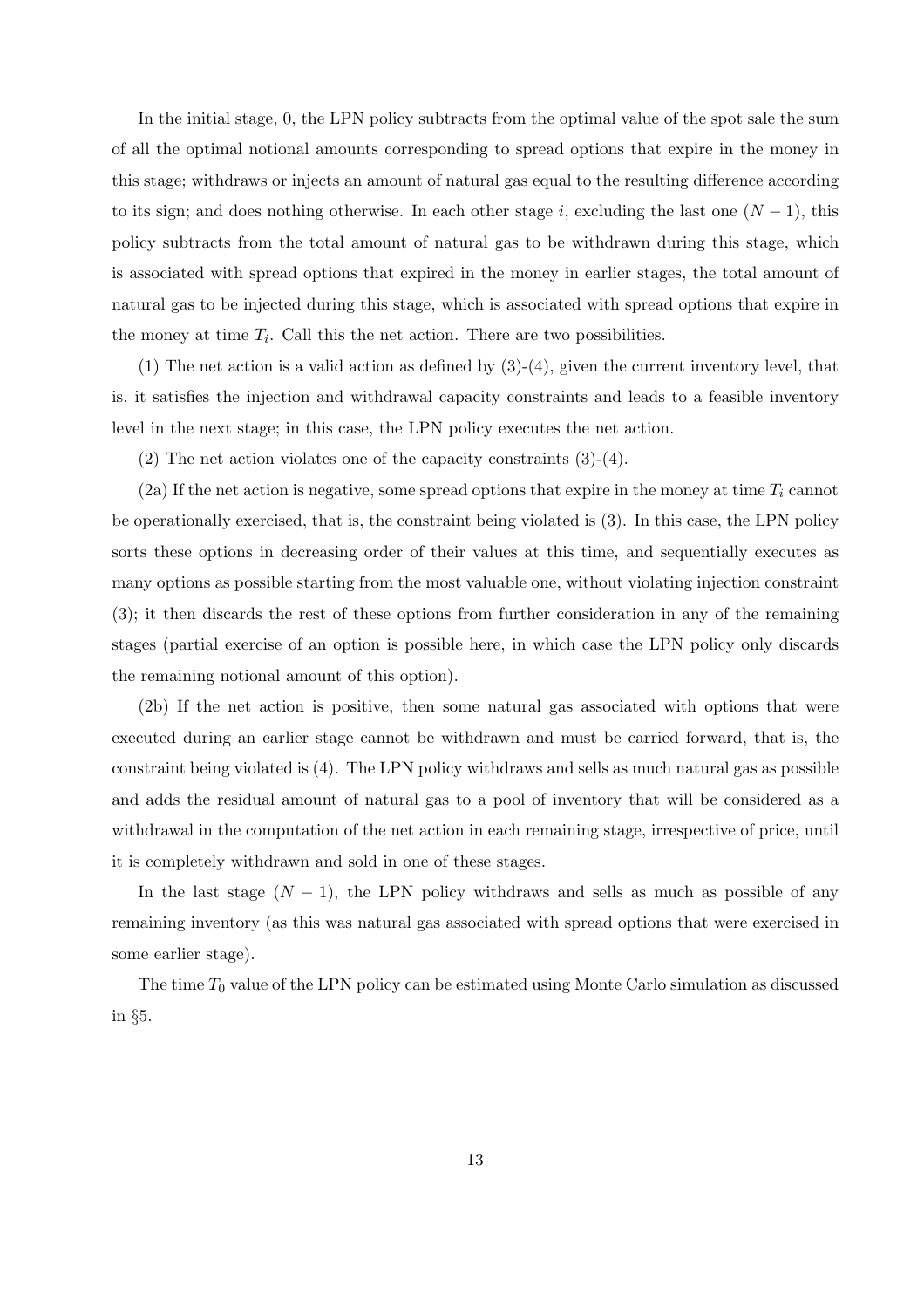In the initial stage, 0, the LPN policy subtracts from the optimal value of the spot sale the sum of all the optimal notional amounts corresponding to spread options that expire in the money in this stage; withdraws or injects an amount of natural gas equal to the resulting difference according to its sign; and does nothing otherwise. In each other stage $i$, excluding the last one $(N-1)$, this policy subtracts from the total amount of natural gas to be withdrawn during this stage, which is associated with spread options that expired in the money in earlier stages, the total amount of natural gas to be injected during this stage, which is associated with spread options that expire in the money at time $T_i$. Call this the net action. There are two possibilities.

(1) The net action is a valid action as defined by (3)-(4), given the current inventory level, that is, it satisfies the injection and withdrawal capacity constraints and leads to a feasible inventory level in the next stage; in this case, the LPN policy executes the net action.

(2) The net action violates one of the capacity constraints (3)-(4).

(2a) If the net action is negative, some spread options that expire in the money at time $T_i$ cannot be operationally exercised, that is, the constraint being violated is (3). In this case, the LPN policy sorts these options in decreasing order of their values at this time, and sequentially executes as many options as possible starting from the most valuable one, without violating injection constraint (3); it then discards the rest of these options from further consideration in any of the remaining stages (partial exercise of an option is possible here, in which case the LPN policy only discards the remaining notional amount of this option).

(2b) If the net action is positive, then some natural gas associated with options that were executed during an earlier stage cannot be withdrawn and must be carried forward, that is, the constraint being violated is (4). The LPN policy withdraws and sells as much natural gas as possible and adds the residual amount of natural gas to a pool of inventory that will be considered as a withdrawal in the computation of the net action in each remaining stage, irrespective of price, until it is completely withdrawn and sold in one of these stages.

In the last stage $(N-1)$, the LPN policy withdraws and sells as much as possible of any remaining inventory (as this was natural gas associated with spread options that were exercised in some earlier stage).

The time $T_0$ value of the LPN policy can be estimated using Monte Carlo simulation as discussed in §5.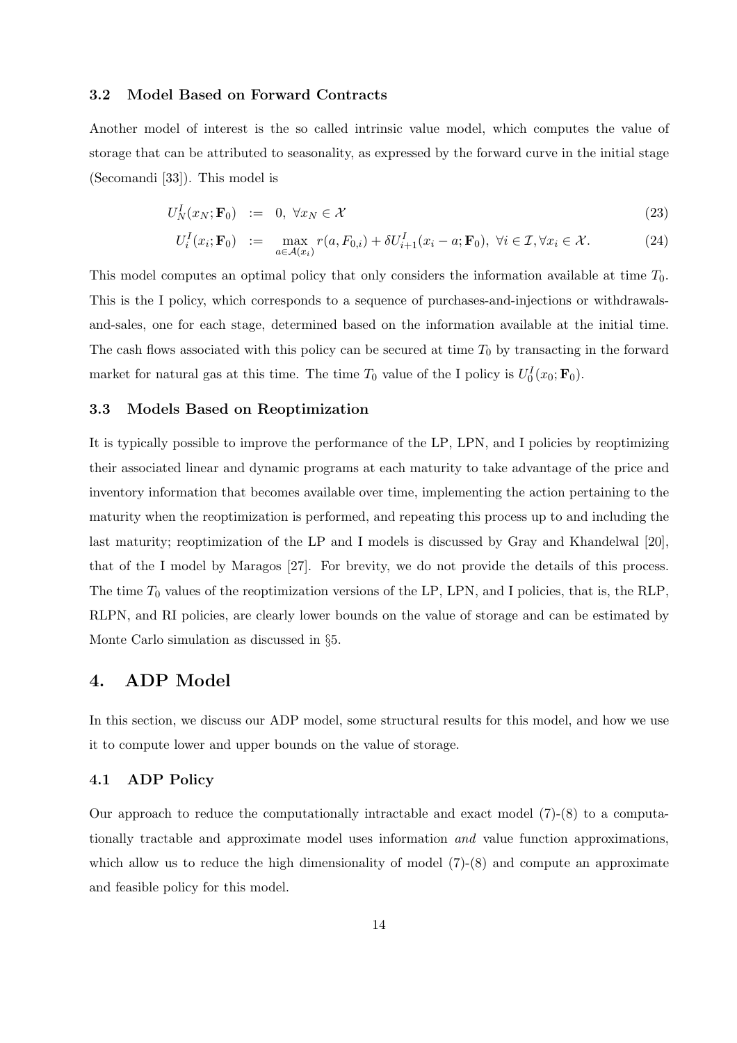### 3.2 Model Based on Forward Contracts

Another model of interest is the so called intrinsic value model, which computes the value of storage that can be attributed to seasonality, as expressed by the forward curve in the initial stage (Secomandi [33]). This model is

$$U_N^I(x_N; \mathbf{F}_0) := 0, \ \forall x_N \in \mathcal{X} \tag{23}$$

$$U_i^I(x_i; \mathbf{F}_0) := \max_{a \in \mathcal{A}(x_i)} r(a, F_{0,i}) + \delta U_{i+1}^I(x_i - a; \mathbf{F}_0), \ \forall i \in \mathcal{I}, \forall x_i \in \mathcal{X}. \tag{24}$$

This model computes an optimal policy that only considers the information available at time $T_0$. This is the I policy, which corresponds to a sequence of purchases-and-injections or withdrawals-and-sales, one for each stage, determined based on the information available at the initial time. The cash flows associated with this policy can be secured at time $T_0$ by transacting in the forward market for natural gas at this time. The time $T_0$ value of the I policy is $U_0^I(x_0; \mathbf{F}_0)$.

### 3.3 Models Based on Reoptimization

It is typically possible to improve the performance of the LP, LPN, and I policies by reoptimizing their associated linear and dynamic programs at each maturity to take advantage of the price and inventory information that becomes available over time, implementing the action pertaining to the maturity when the reoptimization is performed, and repeating this process up to and including the last maturity; reoptimization of the LP and I models is discussed by Gray and Khandelwal [20], that of the I model by Maragos [27]. For brevity, we do not provide the details of this process. The time $T_0$ values of the reoptimization versions of the LP, LPN, and I policies, that is, the RLP, RLPN, and RI policies, are clearly lower bounds on the value of storage and can be estimated by Monte Carlo simulation as discussed in §5.

## 4. ADP Model

In this section, we discuss our ADP model, some structural results for this model, and how we use it to compute lower and upper bounds on the value of storage.

### 4.1 ADP Policy

Our approach to reduce the computationally intractable and exact model (7)-(8) to a computationally tractable and approximate model uses information *and* value function approximations, which allow us to reduce the high dimensionality of model (7)-(8) and compute an approximate and feasible policy for this model.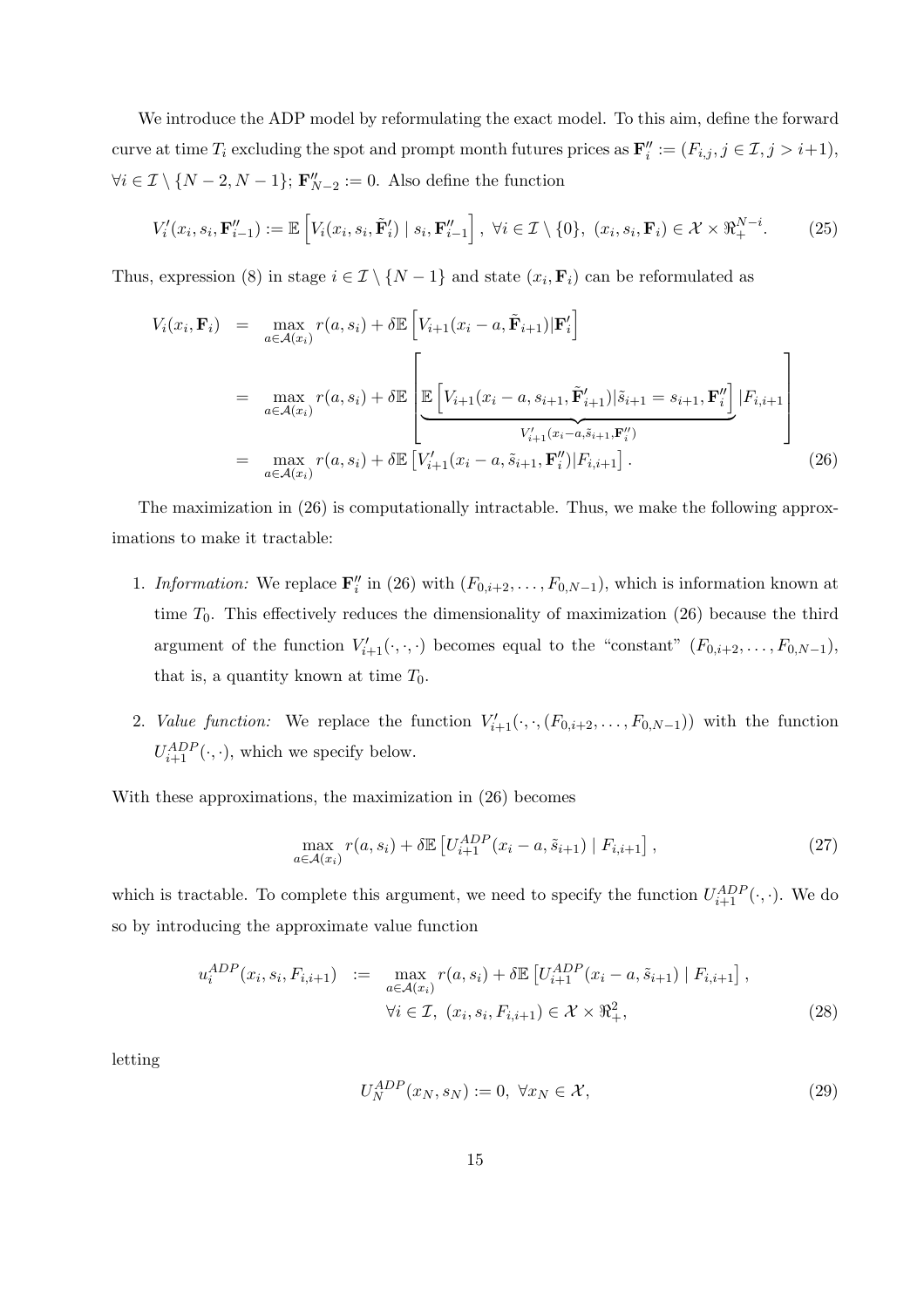We introduce the ADP model by reformulating the exact model. To this aim, define the forward curve at time $T_i$ excluding the spot and prompt month futures prices as $\mathbf{F}''_i := (F_{i,j}, j \in \mathcal{I}, j > i+1)$, $\forall i \in \mathcal{I} \setminus \{N-2, N-1\}$; $\mathbf{F}''_{N-2} := 0$. Also define the function

$$V'_i(x_i, s_i, \mathbf{F}''_{i-1}) := \mathbb{E}\left[V_i(x_i, s_i, \tilde{\mathbf{F}}'_i) \mid s_i, \mathbf{F}''_{i-1}\right], \ \forall i \in \mathcal{I} \setminus \{0\}, \ (x_i, s_i, \mathbf{F}_i) \in \mathcal{X} \times \Re_+^{N-i}. \tag{25}$$

Thus, expression (8) in stage $i \in \mathcal{I} \setminus \{N-1\}$ and state $(x_i, \mathbf{F}_i)$ can be reformulated as

$$\begin{aligned}
V_i(x_i, \mathbf{F}_i) &= \max_{a \in \mathcal{A}(x_i)} r(a, s_i) + \delta \mathbb{E}\left[V_{i+1}(x_i - a, \tilde{\mathbf{F}}_{i+1}) | \mathbf{F}'_i\right] \\
&= \max_{a \in \mathcal{A}(x_i)} r(a, s_i) + \delta \mathbb{E}\left[\underbrace{\mathbb{E}\left[V_{i+1}(x_i - a, s_{i+1}, \tilde{\mathbf{F}}'_{i+1}) | \tilde{s}_{i+1} = s_{i+1}, \mathbf{F}''_i\right]}_{V'_{i+1}(x_i - a, \tilde{s}_{i+1}, \mathbf{F}''_i)} | F_{i,i+1}\right] \\
&= \max_{a \in \mathcal{A}(x_i)} r(a, s_i) + \delta \mathbb{E}\left[V'_{i+1}(x_i - a, \tilde{s}_{i+1}, \mathbf{F}''_i) | F_{i,i+1}\right].
\end{aligned} \tag{26}$$

The maximization in (26) is computationally intractable. Thus, we make the following approximations to make it tractable:

1. *Information:* We replace $\mathbf{F}''_i$ in (26) with $(F_{0,i+2}, \ldots, F_{0,N-1})$, which is information known at time $T_0$. This effectively reduces the dimensionality of maximization (26) because the third argument of the function $V'_{i+1}(\cdot, \cdot, \cdot)$ becomes equal to the "constant" $(F_{0,i+2}, \ldots, F_{0,N-1})$, that is, a quantity known at time $T_0$.
2. *Value function:* We replace the function $V'_{i+1}(\cdot, \cdot, (F_{0,i+2}, \ldots, F_{0,N-1}))$ with the function $U^{ADP}_{i+1}(\cdot, \cdot)$, which we specify below.

With these approximations, the maximization in (26) becomes

$$\max_{a \in \mathcal{A}(x_i)} r(a, s_i) + \delta \mathbb{E}\left[U^{ADP}_{i+1}(x_i - a, \tilde{s}_{i+1}) \mid F_{i,i+1}\right], \tag{27}$$

which is tractable. To complete this argument, we need to specify the function $U^{ADP}_{i+1}(\cdot, \cdot)$. We do so by introducing the approximate value function

$$\begin{aligned}
u^{ADP}_i(x_i, s_i, F_{i,i+1}) &:= \max_{a \in \mathcal{A}(x_i)} r(a, s_i) + \delta \mathbb{E}\left[U^{ADP}_{i+1}(x_i - a, \tilde{s}_{i+1}) \mid F_{i,i+1}\right], \\
&\quad \forall i \in \mathcal{I}, \ (x_i, s_i, F_{i,i+1}) \in \mathcal{X} \times \Re_+^2,
\end{aligned} \tag{28}$$

letting

$$U^{ADP}_N(x_N, s_N) := 0, \ \forall x_N \in \mathcal{X}, \tag{29}$$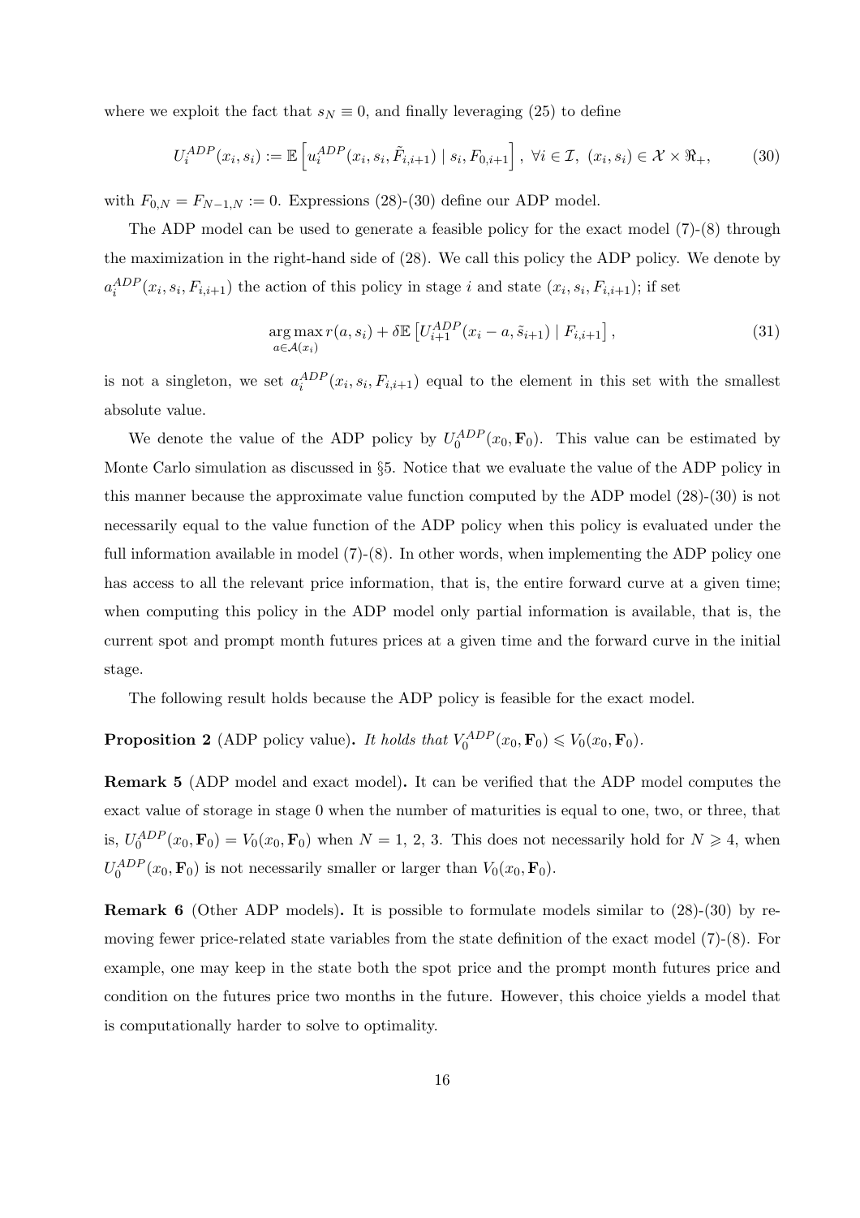where we exploit the fact that $s_N \equiv 0$, and finally leveraging (25) to define

$$U_i^{ADP}(x_i, s_i) := \mathbb{E}\left[u_i^{ADP}(x_i, s_i, \tilde{F}_{i,i+1}) \mid s_i, F_{0,i+1}\right], \ \forall i \in \mathcal{I}, \ (x_i, s_i) \in \mathcal{X} \times \Re_+, \tag{30}$$

with $F_{0,N} = F_{N-1,N} := 0$. Expressions (28)-(30) define our ADP model.

The ADP model can be used to generate a feasible policy for the exact model (7)-(8) through the maximization in the right-hand side of (28). We call this policy the ADP policy. We denote by $a_i^{ADP}(x_i, s_i, F_{i,i+1})$ the action of this policy in stage $i$ and state $(x_i, s_i, F_{i,i+1})$; if set

$$\underset{a \in \mathcal{A}(x_i)}{\arg\max}\, r(a, s_i) + \delta \mathbb{E}\left[U_{i+1}^{ADP}(x_i - a, \tilde{s}_{i+1}) \mid F_{i,i+1}\right], \tag{31}$$

is not a singleton, we set $a_i^{ADP}(x_i, s_i, F_{i,i+1})$ equal to the element in this set with the smallest absolute value.

We denote the value of the ADP policy by $U_0^{ADP}(x_0, \mathbf{F}_0)$. This value can be estimated by Monte Carlo simulation as discussed in §5. Notice that we evaluate the value of the ADP policy in this manner because the approximate value function computed by the ADP model (28)-(30) is not necessarily equal to the value function of the ADP policy when this policy is evaluated under the full information available in model (7)-(8). In other words, when implementing the ADP policy one has access to all the relevant price information, that is, the entire forward curve at a given time; when computing this policy in the ADP model only partial information is available, that is, the current spot and prompt month futures prices at a given time and the forward curve in the initial stage.

The following result holds because the ADP policy is feasible for the exact model.

**Proposition 2** (ADP policy value)**.** *It holds that* $V_0^{ADP}(x_0, \mathbf{F}_0) \leqslant V_0(x_0, \mathbf{F}_0)$.

**Remark 5** (ADP model and exact model)**.** It can be verified that the ADP model computes the exact value of storage in stage 0 when the number of maturities is equal to one, two, or three, that is, $U_0^{ADP}(x_0, \mathbf{F}_0) = V_0(x_0, \mathbf{F}_0)$ when $N = 1, 2, 3$. This does not necessarily hold for $N \geqslant 4$, when $U_0^{ADP}(x_0, \mathbf{F}_0)$ is not necessarily smaller or larger than $V_0(x_0, \mathbf{F}_0)$.

**Remark 6** (Other ADP models)**.** It is possible to formulate models similar to (28)-(30) by removing fewer price-related state variables from the state definition of the exact model (7)-(8). For example, one may keep in the state both the spot price and the prompt month futures price and condition on the futures price two months in the future. However, this choice yields a model that is computationally harder to solve to optimality.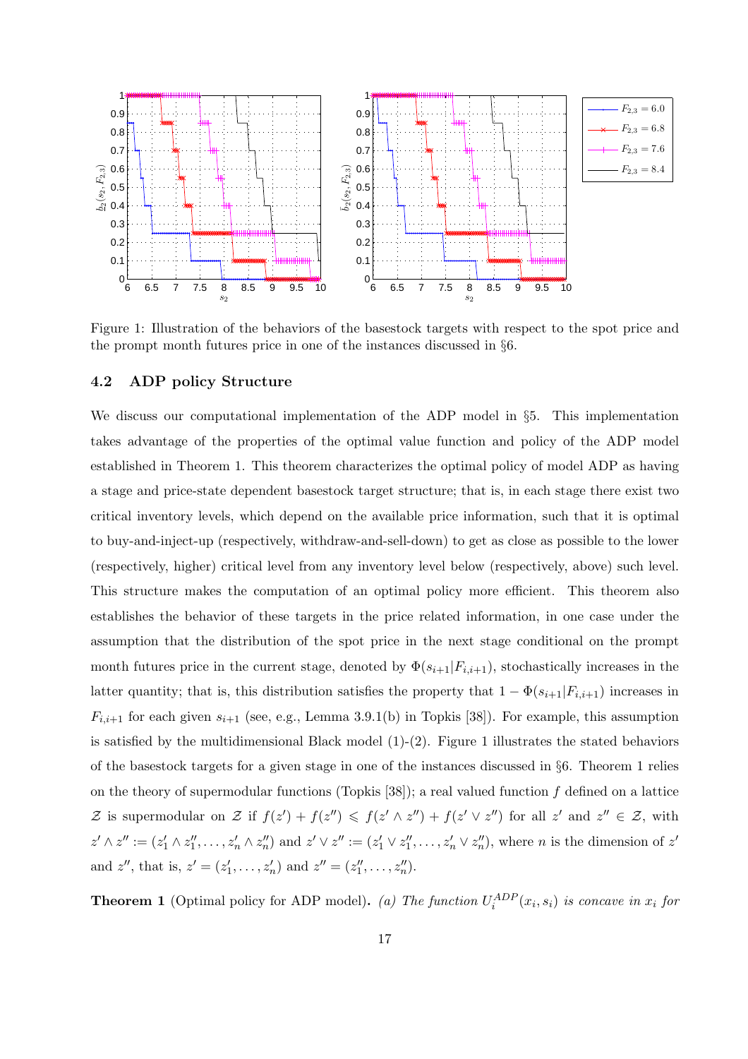Figure 1: Illustration of the behaviors of the basestock targets with respect to the spot price and the prompt month futures price in one of the instances discussed in §6.

### 4.2 ADP policy Structure

We discuss our computational implementation of the ADP model in §5. This implementation takes advantage of the properties of the optimal value function and policy of the ADP model established in Theorem 1. This theorem characterizes the optimal policy of model ADP as having a stage and price-state dependent basestock target structure; that is, in each stage there exist two critical inventory levels, which depend on the available price information, such that it is optimal to buy-and-inject-up (respectively, withdraw-and-sell-down) to get as close as possible to the lower (respectively, higher) critical level from any inventory level below (respectively, above) such level. This structure makes the computation of an optimal policy more efficient. This theorem also establishes the behavior of these targets in the price related information, in one case under the assumption that the distribution of the spot price in the next stage conditional on the prompt month futures price in the current stage, denoted by $\Phi(s_{i+1}|F_{i,i+1})$, stochastically increases in the latter quantity; that is, this distribution satisfies the property that $1 - \Phi(s_{i+1}|F_{i,i+1})$ increases in $F_{i,i+1}$ for each given $s_{i+1}$ (see, e.g., Lemma 3.9.1(b) in Topkis [38]). For example, this assumption is satisfied by the multidimensional Black model (1)-(2). Figure 1 illustrates the stated behaviors of the basestock targets for a given stage in one of the instances discussed in §6. Theorem 1 relies on the theory of supermodular functions (Topkis [38]); a real valued function $f$ defined on a lattice $\mathcal{Z}$ is supermodular on $\mathcal{Z}$ if $f(z') + f(z'') \leqslant f(z' \wedge z'') + f(z' \vee z'')$ for all $z'$ and $z'' \in \mathcal{Z}$, with $z' \wedge z'' := (z'_1 \wedge z''_1, \ldots, z'_n \wedge z''_n)$ and $z' \vee z'' := (z'_1 \vee z''_1, \ldots, z'_n \vee z''_n)$, where $n$ is the dimension of $z'$ and $z''$, that is, $z' = (z'_1, \ldots, z'_n)$ and $z'' = (z''_1, \ldots, z''_n)$.

**Theorem 1** (Optimal policy for ADP model)**.** *(a) The function $U_i^{ADP}(x_i, s_i)$ is concave in $x_i$ for*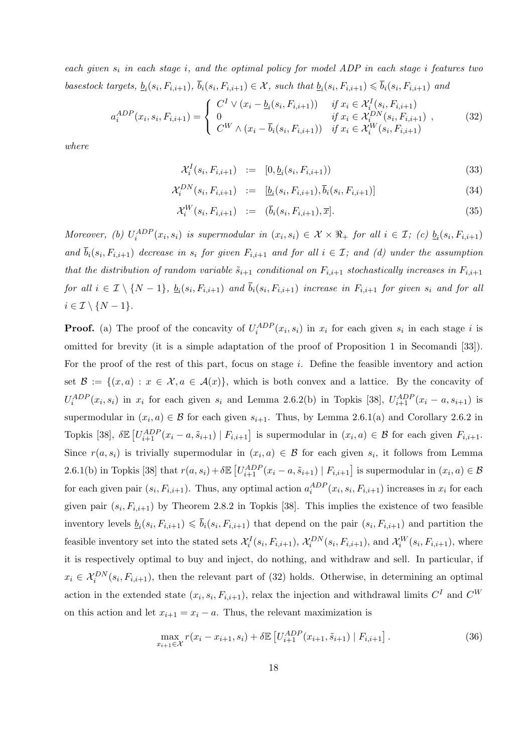*each given $s_i$ in each stage $i$, and the optimal policy for model ADP in each stage $i$ features two basestock targets, $\underline{b}_i(s_i, F_{i,i+1})$, $\overline{b}_i(s_i, F_{i,i+1}) \in \mathcal{X}$, such that $\underline{b}_i(s_i, F_{i,i+1}) \leqslant \overline{b}_i(s_i, F_{i,i+1})$ and*

$$a_i^{ADP}(x_i, s_i, F_{i,i+1}) = \begin{cases} C^I \vee (x_i - \underline{b}_i(s_i, F_{i,i+1})) & \text{if } x_i \in \mathcal{X}_i^I(s_i, F_{i,i+1}) \\ 0 & \text{if } x_i \in \mathcal{X}_i^{DN}(s_i, F_{i,i+1}) \\ C^W \wedge (x_i - \overline{b}_i(s_i, F_{i,i+1})) & \text{if } x_i \in \mathcal{X}_i^W(s_i, F_{i,i+1}) \end{cases}, \tag{32}$$

*where*

$$\mathcal{X}_i^I(s_i, F_{i,i+1}) := [0, \underline{b}_i(s_i, F_{i,i+1})) \tag{33}$$

$$\mathcal{X}_i^{DN}(s_i, F_{i,i+1}) := [\underline{b}_i(s_i, F_{i,i+1}), \overline{b}_i(s_i, F_{i,i+1})] \tag{34}$$

$$\mathcal{X}_i^W(s_i, F_{i,i+1}) := (\overline{b}_i(s_i, F_{i,i+1}), \overline{x}]. \tag{35}$$

*Moreover, (b) $U_i^{ADP}(x_i, s_i)$ is supermodular in $(x_i, s_i) \in \mathcal{X} \times \Re_+$ for all $i \in \mathcal{I}$; (c) $\underline{b}_i(s_i, F_{i,i+1})$ and $\overline{b}_i(s_i, F_{i,i+1})$ decrease in $s_i$ for given $F_{i,i+1}$ and for all $i \in \mathcal{I}$; and (d) under the assumption that the distribution of random variable $\tilde{s}_{i+1}$ conditional on $F_{i,i+1}$ stochastically increases in $F_{i,i+1}$ for all $i \in \mathcal{I} \setminus \{N-1\}$, $\underline{b}_i(s_i, F_{i,i+1})$ and $\overline{b}_i(s_i, F_{i,i+1})$ increase in $F_{i,i+1}$ for given $s_i$ and for all $i \in \mathcal{I} \setminus \{N-1\}$.*

**Proof.** (a) The proof of the concavity of $U_i^{ADP}(x_i, s_i)$ in $x_i$ for each given $s_i$ in each stage $i$ is omitted for brevity (it is a simple adaptation of the proof of Proposition 1 in Secomandi [33]). For the proof of the rest of this part, focus on stage $i$. Define the feasible inventory and action set $\mathcal{B} := \{(x, a) : x \in \mathcal{X}, a \in \mathcal{A}(x)\}$, which is both convex and a lattice. By the concavity of $U_i^{ADP}(x_i, s_i)$ in $x_i$ for each given $s_i$ and Lemma 2.6.2(b) in Topkis [38], $U_{i+1}^{ADP}(x_i - a, s_{i+1})$ is supermodular in $(x_i, a) \in \mathcal{B}$ for each given $s_{i+1}$. Thus, by Lemma 2.6.1(a) and Corollary 2.6.2 in Topkis [38], $\delta\mathbb{E}\left[U_{i+1}^{ADP}(x_i - a, \tilde{s}_{i+1}) \mid F_{i,i+1}\right]$ is supermodular in $(x_i, a) \in \mathcal{B}$ for each given $F_{i,i+1}$. Since $r(a, s_i)$ is trivially supermodular in $(x_i, a) \in \mathcal{B}$ for each given $s_i$, it follows from Lemma 2.6.1(b) in Topkis [38] that $r(a, s_i) + \delta\mathbb{E}\left[U_{i+1}^{ADP}(x_i - a, \tilde{s}_{i+1}) \mid F_{i,i+1}\right]$ is supermodular in $(x_i, a) \in \mathcal{B}$ for each given pair $(s_i, F_{i,i+1})$. Thus, any optimal action $a_i^{ADP}(x_i, s_i, F_{i,i+1})$ increases in $x_i$ for each given pair $(s_i, F_{i,i+1})$ by Theorem 2.8.2 in Topkis [38]. This implies the existence of two feasible inventory levels $\underline{b}_i(s_i, F_{i,i+1}) \leqslant \overline{b}_i(s_i, F_{i,i+1})$ that depend on the pair $(s_i, F_{i,i+1})$ and partition the feasible inventory set into the stated sets $\mathcal{X}_i^I(s_i, F_{i,i+1})$, $\mathcal{X}_i^{DN}(s_i, F_{i,i+1})$, and $\mathcal{X}_i^W(s_i, F_{i,i+1})$, where it is respectively optimal to buy and inject, do nothing, and withdraw and sell. In particular, if $x_i \in \mathcal{X}_i^{DN}(s_i, F_{i,i+1})$, then the relevant part of (32) holds. Otherwise, in determining an optimal action in the extended state $(x_i, s_i, F_{i,i+1})$, relax the injection and withdrawal limits $C^I$ and $C^W$ on this action and let $x_{i+1} = x_i - a$. Thus, the relevant maximization is

$$\max_{x_{i+1} \in \mathcal{X}} r(x_i - x_{i+1}, s_i) + \delta\mathbb{E}\left[U_{i+1}^{ADP}(x_{i+1}, \tilde{s}_{i+1}) \mid F_{i,i+1}\right]. \tag{36}$$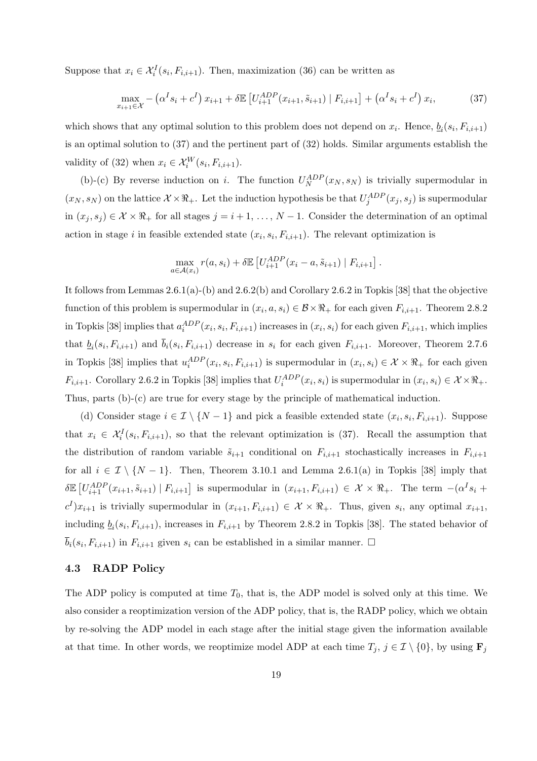Suppose that $x_i \in \mathcal{X}_i^I(s_i, F_{i,i+1})$. Then, maximization (36) can be written as

$$\max_{x_{i+1} \in \mathcal{X}} -\left(\alpha^I s_i + c^I\right) x_{i+1} + \delta \mathbb{E}\left[U_{i+1}^{ADP}(x_{i+1}, \tilde{s}_{i+1}) \mid F_{i,i+1}\right] + \left(\alpha^I s_i + c^I\right) x_i, \tag{37}$$

which shows that any optimal solution to this problem does not depend on $x_i$. Hence, $\underline{b}_i(s_i, F_{i,i+1})$ is an optimal solution to (37) and the pertinent part of (32) holds. Similar arguments establish the validity of (32) when $x_i \in \mathcal{X}_i^W(s_i, F_{i,i+1})$.

(b)-(c) By reverse induction on $i$. The function $U_N^{ADP}(x_N, s_N)$ is trivially supermodular in $(x_N, s_N)$ on the lattice $\mathcal{X} \times \Re_+$. Let the induction hypothesis be that $U_j^{ADP}(x_j, s_j)$ is supermodular in $(x_j, s_j) \in \mathcal{X} \times \Re_+$ for all stages $j = i+1, \ldots, N-1$. Consider the determination of an optimal action in stage $i$ in feasible extended state $(x_i, s_i, F_{i,i+1})$. The relevant optimization is

$$\max_{a \in \mathcal{A}(x_i)} r(a, s_i) + \delta \mathbb{E}\left[U_{i+1}^{ADP}(x_i - a, \tilde{s}_{i+1}) \mid F_{i,i+1}\right].$$

It follows from Lemmas 2.6.1(a)-(b) and 2.6.2(b) and Corollary 2.6.2 in Topkis [38] that the objective function of this problem is supermodular in $(x_i, a, s_i) \in \mathcal{B} \times \Re_+$ for each given $F_{i,i+1}$. Theorem 2.8.2 in Topkis [38] implies that $a_i^{ADP}(x_i, s_i, F_{i,i+1})$ increases in $(x_i, s_i)$ for each given $F_{i,i+1}$, which implies that $\underline{b}_i(s_i, F_{i,i+1})$ and $\overline{b}_i(s_i, F_{i,i+1})$ decrease in $s_i$ for each given $F_{i,i+1}$. Moreover, Theorem 2.7.6 in Topkis [38] implies that $u_i^{ADP}(x_i, s_i, F_{i,i+1})$ is supermodular in $(x_i, s_i) \in \mathcal{X} \times \Re_+$ for each given $F_{i,i+1}$. Corollary 2.6.2 in Topkis [38] implies that $U_i^{ADP}(x_i, s_i)$ is supermodular in $(x_i, s_i) \in \mathcal{X} \times \Re_+$. Thus, parts (b)-(c) are true for every stage by the principle of mathematical induction.

(d) Consider stage $i \in \mathcal{I} \setminus \{N-1\}$ and pick a feasible extended state $(x_i, s_i, F_{i,i+1})$. Suppose that $x_i \in \mathcal{X}_i^I(s_i, F_{i,i+1})$, so that the relevant optimization is (37). Recall the assumption that the distribution of random variable $\tilde{s}_{i+1}$ conditional on $F_{i,i+1}$ stochastically increases in $F_{i,i+1}$ for all $i \in \mathcal{I} \setminus \{N-1\}$. Then, Theorem 3.10.1 and Lemma 2.6.1(a) in Topkis [38] imply that $\delta \mathbb{E}\left[U_{i+1}^{ADP}(x_{i+1}, \tilde{s}_{i+1}) \mid F_{i,i+1}\right]$ is supermodular in $(x_{i+1}, F_{i,i+1}) \in \mathcal{X} \times \Re_+$. The term $-(\alpha^I s_i + c^I) x_{i+1}$ is trivially supermodular in $(x_{i+1}, F_{i,i+1}) \in \mathcal{X} \times \Re_+$. Thus, given $s_i$, any optimal $x_{i+1}$, including $\underline{b}_i(s_i, F_{i,i+1})$, increases in $F_{i,i+1}$ by Theorem 2.8.2 in Topkis [38]. The stated behavior of $\overline{b}_i(s_i, F_{i,i+1})$ in $F_{i,i+1}$ given $s_i$ can be established in a similar manner. □

### 4.3 RADP Policy

The ADP policy is computed at time $T_0$, that is, the ADP model is solved only at this time. We also consider a reoptimization version of the ADP policy, that is, the RADP policy, which we obtain by re-solving the ADP model in each stage after the initial stage given the information available at that time. In other words, we reoptimize model ADP at each time $T_j$, $j \in \mathcal{I} \setminus \{0\}$, by using $\mathbf{F}_j$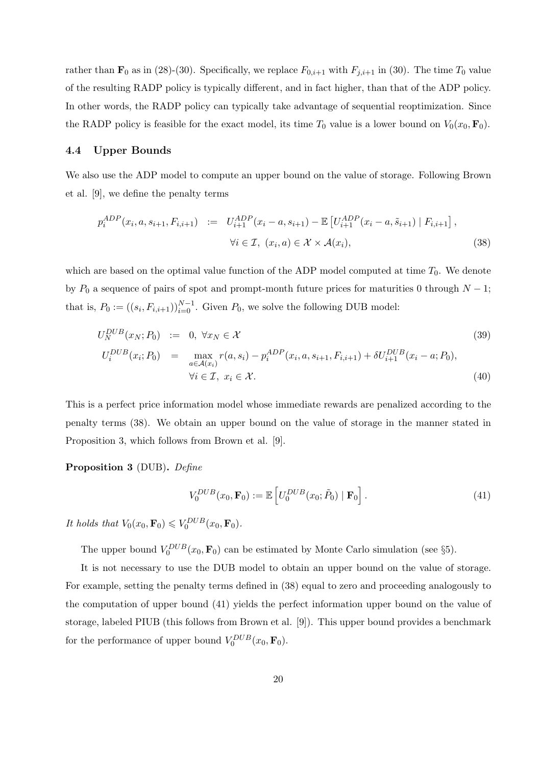rather than $\mathbf{F}_0$ as in (28)-(30). Specifically, we replace $F_{0,i+1}$ with $F_{j,i+1}$ in (30). The time $T_0$ value of the resulting RADP policy is typically different, and in fact higher, than that of the ADP policy. In other words, the RADP policy can typically take advantage of sequential reoptimization. Since the RADP policy is feasible for the exact model, its time $T_0$ value is a lower bound on $V_0(x_0, \mathbf{F}_0)$.

### 4.4 Upper Bounds

We also use the ADP model to compute an upper bound on the value of storage. Following Brown et al. [9], we define the penalty terms

$$
\begin{aligned}
p_i^{ADP}(x_i, a, s_{i+1}, F_{i,i+1}) \quad &:= \quad U_{i+1}^{ADP}(x_i - a, s_{i+1}) - \mathbb{E}\left[U_{i+1}^{ADP}(x_i - a, \tilde{s}_{i+1}) \mid F_{i,i+1}\right], \\
&\qquad \forall i \in \mathcal{I},\ (x_i, a) \in \mathcal{X} \times \mathcal{A}(x_i),
\end{aligned} \tag{38}
$$

which are based on the optimal value function of the ADP model computed at time $T_0$. We denote by $P_0$ a sequence of pairs of spot and prompt-month future prices for maturities 0 through $N-1$; that is, $P_0 := ((s_i, F_{i,i+1}))_{i=0}^{N-1}$. Given $P_0$, we solve the following DUB model:

$$
U_N^{DUB}(x_N; P_0) \quad := \quad 0,\ \forall x_N \in \mathcal{X} \tag{39}
$$

$$
\begin{aligned}
U_i^{DUB}(x_i; P_0) \quad &= \quad \max_{a \in \mathcal{A}(x_i)} r(a, s_i) - p_i^{ADP}(x_i, a, s_{i+1}, F_{i,i+1}) + \delta U_{i+1}^{DUB}(x_i - a; P_0), \\
&\qquad \forall i \in \mathcal{I},\ x_i \in \mathcal{X}.
\end{aligned} \tag{40}
$$

This is a perfect price information model whose immediate rewards are penalized according to the penalty terms (38). We obtain an upper bound on the value of storage in the manner stated in Proposition 3, which follows from Brown et al. [9].

**Proposition 3** (DUB)**.** *Define*

$$
V_0^{DUB}(x_0, \mathbf{F}_0) := \mathbb{E}\left[U_0^{DUB}(x_0; \tilde{P}_0) \mid \mathbf{F}_0\right]. \tag{41}
$$

*It holds that* $V_0(x_0, \mathbf{F}_0) \leqslant V_0^{DUB}(x_0, \mathbf{F}_0)$.

The upper bound $V_0^{DUB}(x_0, \mathbf{F}_0)$ can be estimated by Monte Carlo simulation (see §5).

It is not necessary to use the DUB model to obtain an upper bound on the value of storage. For example, setting the penalty terms defined in (38) equal to zero and proceeding analogously to the computation of upper bound (41) yields the perfect information upper bound on the value of storage, labeled PIUB (this follows from Brown et al. [9]). This upper bound provides a benchmark for the performance of upper bound $V_0^{DUB}(x_0, \mathbf{F}_0)$.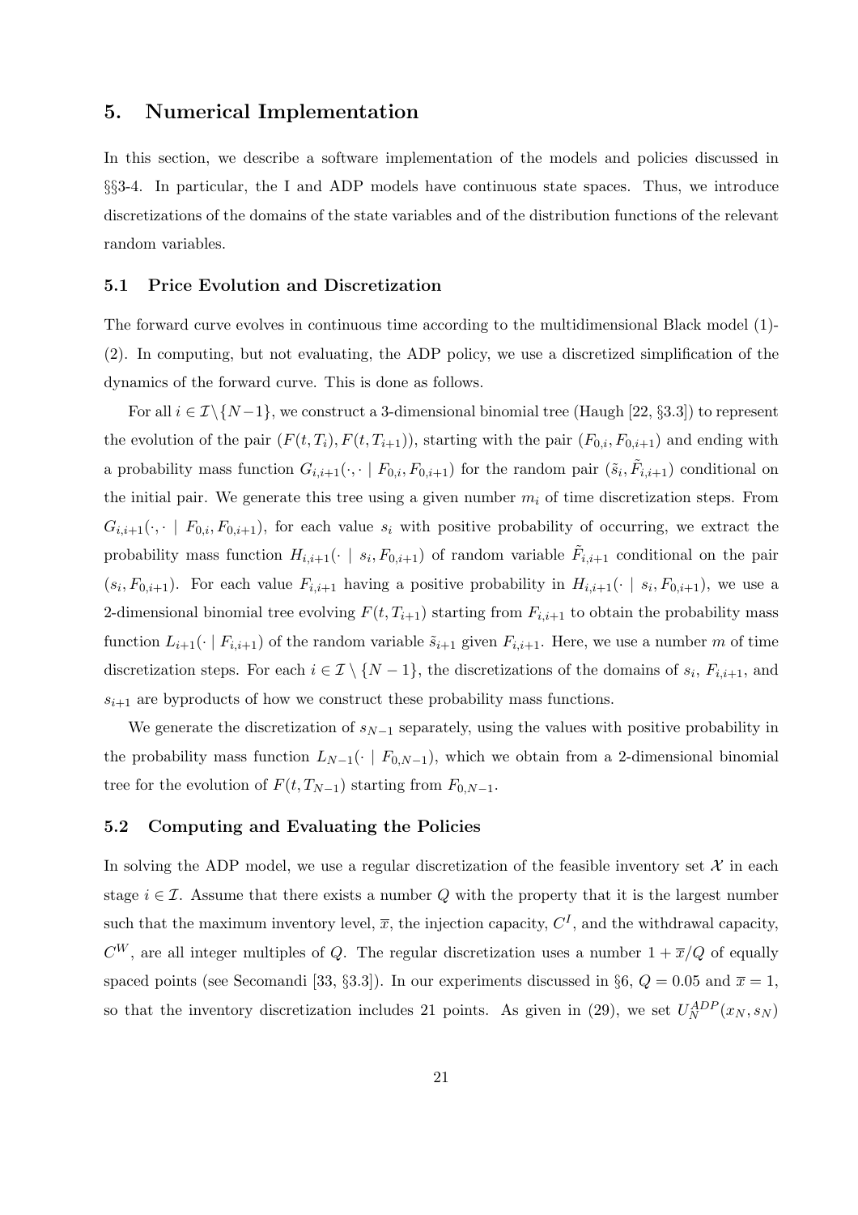## 5. Numerical Implementation

In this section, we describe a software implementation of the models and policies discussed in §§3-4. In particular, the I and ADP models have continuous state spaces. Thus, we introduce discretizations of the domains of the state variables and of the distribution functions of the relevant random variables.

### 5.1 Price Evolution and Discretization

The forward curve evolves in continuous time according to the multidimensional Black model (1)-(2). In computing, but not evaluating, the ADP policy, we use a discretized simplification of the dynamics of the forward curve. This is done as follows.

For all $i \in \mathcal{I} \setminus \{N-1\}$, we construct a 3-dimensional binomial tree (Haugh [22, §3.3]) to represent the evolution of the pair $(F(t, T_i), F(t, T_{i+1}))$, starting with the pair $(F_{0,i}, F_{0,i+1})$ and ending with a probability mass function $G_{i,i+1}(\cdot, \cdot \mid F_{0,i}, F_{0,i+1})$ for the random pair $(\tilde{s}_i, \tilde{F}_{i,i+1})$ conditional on the initial pair. We generate this tree using a given number $m_i$ of time discretization steps. From $G_{i,i+1}(\cdot, \cdot \mid F_{0,i}, F_{0,i+1})$, for each value $s_i$ with positive probability of occurring, we extract the probability mass function $H_{i,i+1}(\cdot \mid s_i, F_{0,i+1})$ of random variable $\tilde{F}_{i,i+1}$ conditional on the pair $(s_i, F_{0,i+1})$. For each value $F_{i,i+1}$ having a positive probability in $H_{i,i+1}(\cdot \mid s_i, F_{0,i+1})$, we use a 2-dimensional binomial tree evolving $F(t, T_{i+1})$ starting from $F_{i,i+1}$ to obtain the probability mass function $L_{i+1}(\cdot \mid F_{i,i+1})$ of the random variable $\tilde{s}_{i+1}$ given $F_{i,i+1}$. Here, we use a number $m$ of time discretization steps. For each $i \in \mathcal{I} \setminus \{N-1\}$, the discretizations of the domains of $s_i$, $F_{i,i+1}$, and $s_{i+1}$ are byproducts of how we construct these probability mass functions.

We generate the discretization of $s_{N-1}$ separately, using the values with positive probability in the probability mass function $L_{N-1}(\cdot \mid F_{0,N-1})$, which we obtain from a 2-dimensional binomial tree for the evolution of $F(t, T_{N-1})$ starting from $F_{0,N-1}$.

### 5.2 Computing and Evaluating the Policies

In solving the ADP model, we use a regular discretization of the feasible inventory set $\mathcal{X}$ in each stage $i \in \mathcal{I}$. Assume that there exists a number $Q$ with the property that it is the largest number such that the maximum inventory level, $\overline{x}$, the injection capacity, $C^I$, and the withdrawal capacity, $C^W$, are all integer multiples of $Q$. The regular discretization uses a number $1 + \overline{x}/Q$ of equally spaced points (see Secomandi [33, §3.3]). In our experiments discussed in §6, $Q = 0.05$ and $\overline{x} = 1$, so that the inventory discretization includes 21 points. As given in (29), we set $U_N^{ADP}(x_N, s_N)$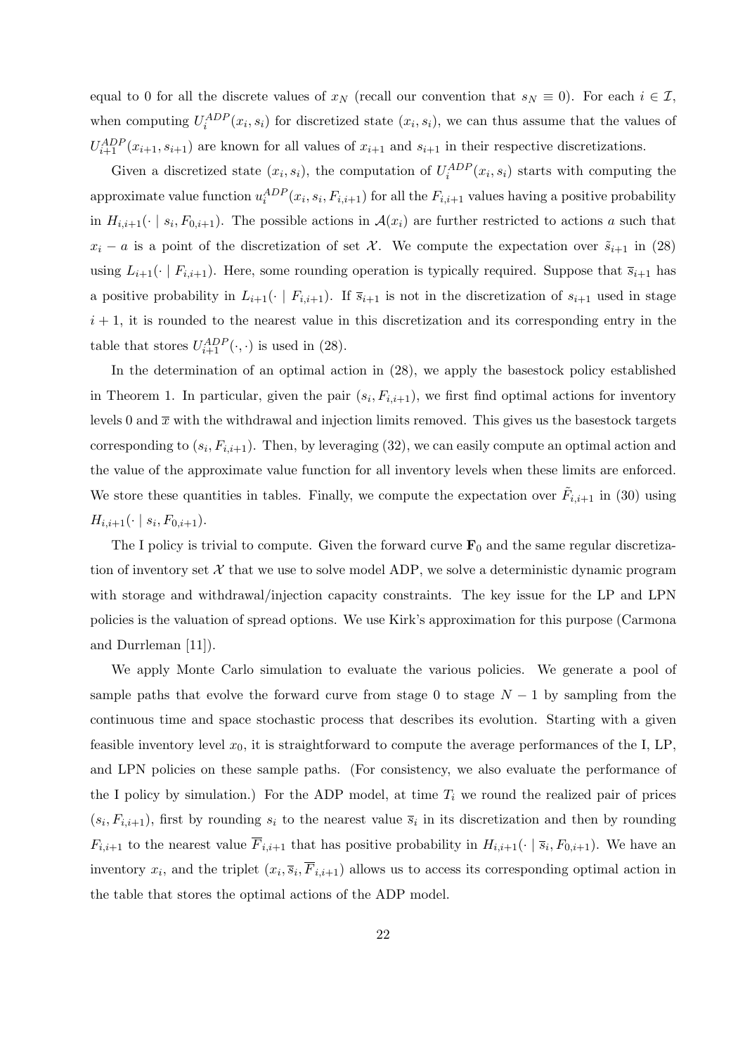equal to 0 for all the discrete values of $x_N$ (recall our convention that $s_N \equiv 0$). For each $i \in \mathcal{I}$, when computing $U_i^{ADP}(x_i, s_i)$ for discretized state $(x_i, s_i)$, we can thus assume that the values of $U_{i+1}^{ADP}(x_{i+1}, s_{i+1})$ are known for all values of $x_{i+1}$ and $s_{i+1}$ in their respective discretizations.

Given a discretized state $(x_i, s_i)$, the computation of $U_i^{ADP}(x_i, s_i)$ starts with computing the approximate value function $u_i^{ADP}(x_i, s_i, F_{i,i+1})$ for all the $F_{i,i+1}$ values having a positive probability in $H_{i,i+1}(\cdot \mid s_i, F_{0,i+1})$. The possible actions in $\mathcal{A}(x_i)$ are further restricted to actions $a$ such that $x_i - a$ is a point of the discretization of set $\mathcal{X}$. We compute the expectation over $\tilde{s}_{i+1}$ in (28) using $L_{i+1}(\cdot \mid F_{i,i+1})$. Here, some rounding operation is typically required. Suppose that $\overline{s}_{i+1}$ has a positive probability in $L_{i+1}(\cdot \mid F_{i,i+1})$. If $\overline{s}_{i+1}$ is not in the discretization of $s_{i+1}$ used in stage $i+1$, it is rounded to the nearest value in this discretization and its corresponding entry in the table that stores $U_{i+1}^{ADP}(\cdot, \cdot)$ is used in (28).

In the determination of an optimal action in (28), we apply the basestock policy established in Theorem 1. In particular, given the pair $(s_i, F_{i,i+1})$, we first find optimal actions for inventory levels 0 and $\overline{x}$ with the withdrawal and injection limits removed. This gives us the basestock targets corresponding to $(s_i, F_{i,i+1})$. Then, by leveraging (32), we can easily compute an optimal action and the value of the approximate value function for all inventory levels when these limits are enforced. We store these quantities in tables. Finally, we compute the expectation over $\tilde{F}_{i,i+1}$ in (30) using $H_{i,i+1}(\cdot \mid s_i, F_{0,i+1})$.

The I policy is trivial to compute. Given the forward curve $\mathbf{F}_0$ and the same regular discretization of inventory set $\mathcal{X}$ that we use to solve model ADP, we solve a deterministic dynamic program with storage and withdrawal/injection capacity constraints. The key issue for the LP and LPN policies is the valuation of spread options. We use Kirk's approximation for this purpose (Carmona and Durrleman [11]).

We apply Monte Carlo simulation to evaluate the various policies. We generate a pool of sample paths that evolve the forward curve from stage 0 to stage $N-1$ by sampling from the continuous time and space stochastic process that describes its evolution. Starting with a given feasible inventory level $x_0$, it is straightforward to compute the average performances of the I, LP, and LPN policies on these sample paths. (For consistency, we also evaluate the performance of the I policy by simulation.) For the ADP model, at time $T_i$ we round the realized pair of prices $(s_i, F_{i,i+1})$, first by rounding $s_i$ to the nearest value $\overline{s}_i$ in its discretization and then by rounding $F_{i,i+1}$ to the nearest value $\overline{F}_{i,i+1}$ that has positive probability in $H_{i,i+1}(\cdot \mid \overline{s}_i, F_{0,i+1})$. We have an inventory $x_i$, and the triplet $(x_i, \overline{s}_i, \overline{F}_{i,i+1})$ allows us to access its corresponding optimal action in the table that stores the optimal actions of the ADP model.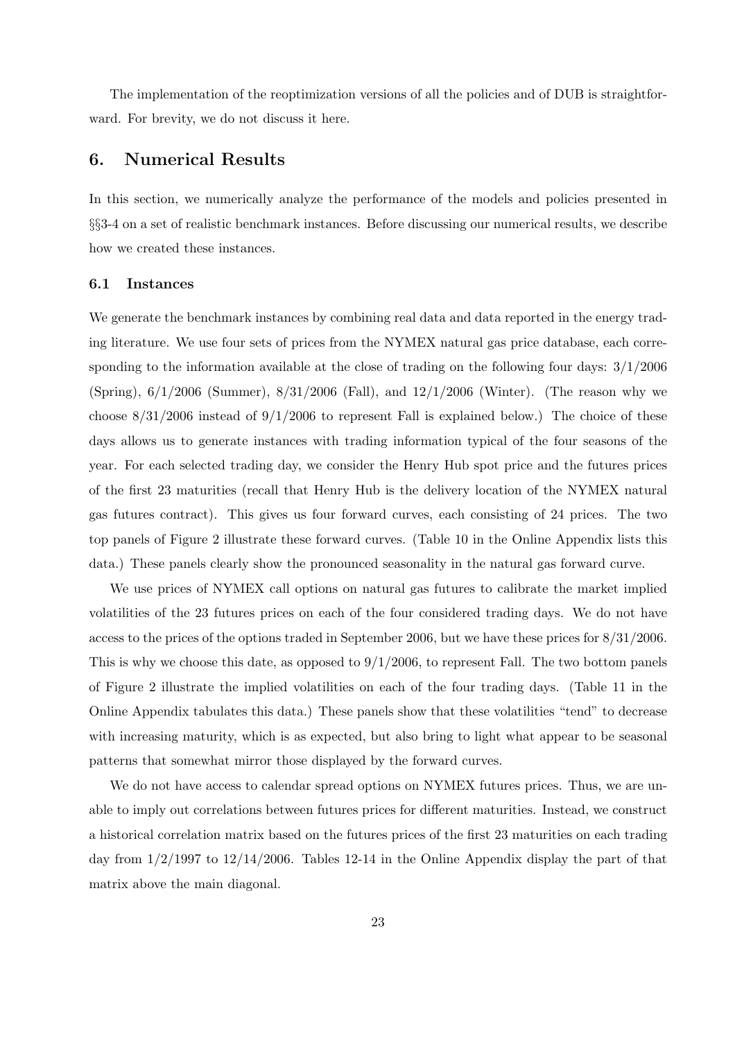The implementation of the reoptimization versions of all the policies and of DUB is straightforward. For brevity, we do not discuss it here.

## 6. Numerical Results

In this section, we numerically analyze the performance of the models and policies presented in §§3-4 on a set of realistic benchmark instances. Before discussing our numerical results, we describe how we created these instances.

### 6.1 Instances

We generate the benchmark instances by combining real data and data reported in the energy trading literature. We use four sets of prices from the NYMEX natural gas price database, each corresponding to the information available at the close of trading on the following four days: 3/1/2006 (Spring), 6/1/2006 (Summer), 8/31/2006 (Fall), and 12/1/2006 (Winter). (The reason why we choose 8/31/2006 instead of 9/1/2006 to represent Fall is explained below.) The choice of these days allows us to generate instances with trading information typical of the four seasons of the year. For each selected trading day, we consider the Henry Hub spot price and the futures prices of the first 23 maturities (recall that Henry Hub is the delivery location of the NYMEX natural gas futures contract). This gives us four forward curves, each consisting of 24 prices. The two top panels of Figure 2 illustrate these forward curves. (Table 10 in the Online Appendix lists this data.) These panels clearly show the pronounced seasonality in the natural gas forward curve.

We use prices of NYMEX call options on natural gas futures to calibrate the market implied volatilities of the 23 futures prices on each of the four considered trading days. We do not have access to the prices of the options traded in September 2006, but we have these prices for 8/31/2006. This is why we choose this date, as opposed to 9/1/2006, to represent Fall. The two bottom panels of Figure 2 illustrate the implied volatilities on each of the four trading days. (Table 11 in the Online Appendix tabulates this data.) These panels show that these volatilities "tend" to decrease with increasing maturity, which is as expected, but also bring to light what appear to be seasonal patterns that somewhat mirror those displayed by the forward curves.

We do not have access to calendar spread options on NYMEX futures prices. Thus, we are unable to imply out correlations between futures prices for different maturities. Instead, we construct a historical correlation matrix based on the futures prices of the first 23 maturities on each trading day from 1/2/1997 to 12/14/2006. Tables 12-14 in the Online Appendix display the part of that matrix above the main diagonal.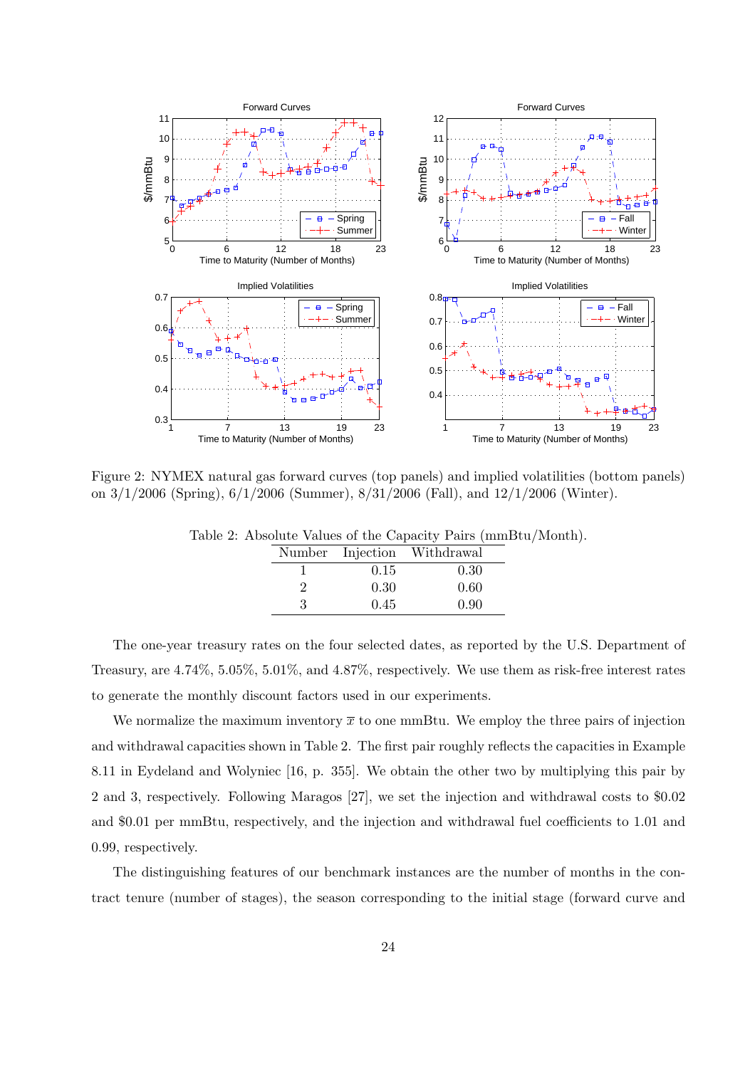Figure 2: NYMEX natural gas forward curves (top panels) and implied volatilities (bottom panels) on 3/1/2006 (Spring), 6/1/2006 (Summer), 8/31/2006 (Fall), and 12/1/2006 (Winter).

Table 2: Absolute Values of the Capacity Pairs (mmBtu/Month).

| Number | Injection | Withdrawal |
|---|---|---|
| 1 | 0.15 | 0.30 |
| 2 | 0.30 | 0.60 |
| 3 | 0.45 | 0.90 |

The one-year treasury rates on the four selected dates, as reported by the U.S. Department of Treasury, are 4.74%, 5.05%, 5.01%, and 4.87%, respectively. We use them as risk-free interest rates to generate the monthly discount factors used in our experiments.

We normalize the maximum inventory $\bar{x}$ to one mmBtu. We employ the three pairs of injection and withdrawal capacities shown in Table 2. The first pair roughly reflects the capacities in Example 8.11 in Eydeland and Wolyniec [16, p. 355]. We obtain the other two by multiplying this pair by 2 and 3, respectively. Following Maragos [27], we set the injection and withdrawal costs to \$0.02 and \$0.01 per mmBtu, respectively, and the injection and withdrawal fuel coefficients to 1.01 and 0.99, respectively.

The distinguishing features of our benchmark instances are the number of months in the contract tenure (number of stages), the season corresponding to the initial stage (forward curve and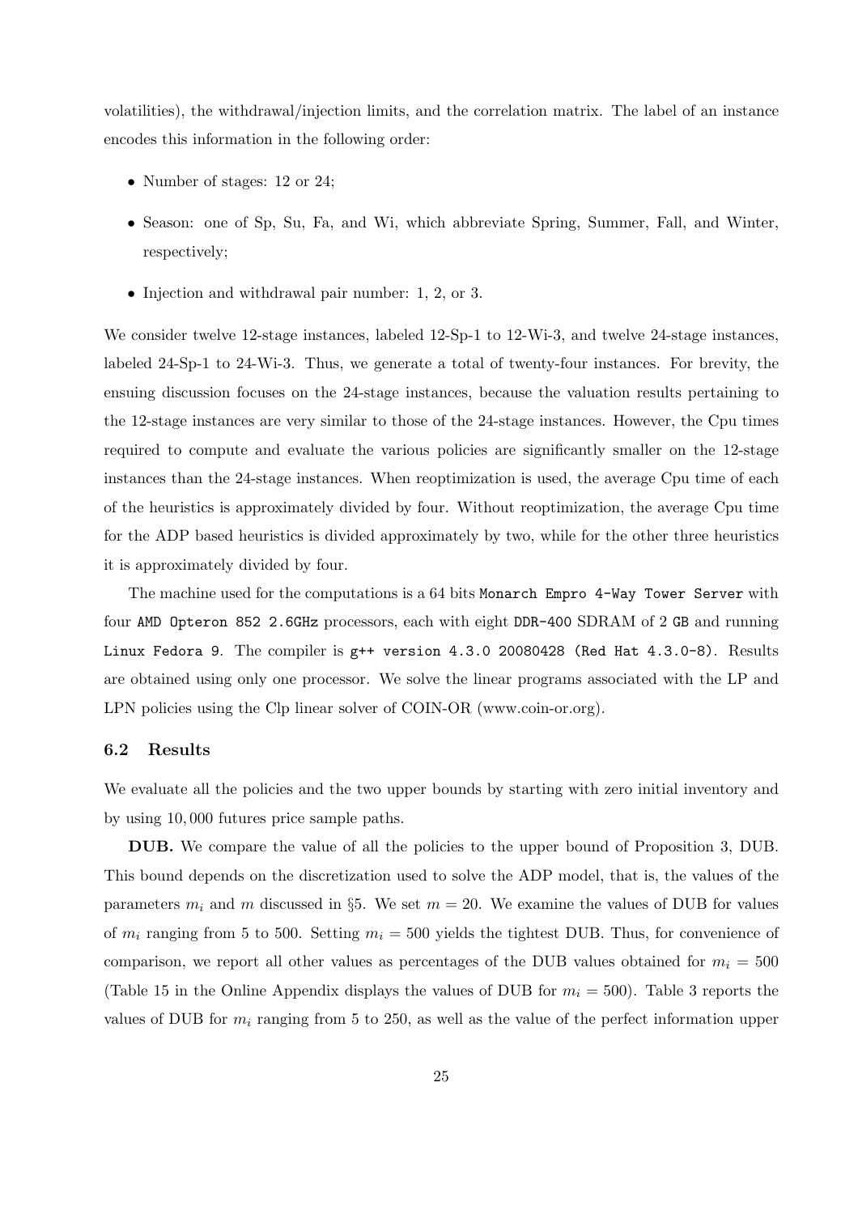volatilities), the withdrawal/injection limits, and the correlation matrix. The label of an instance encodes this information in the following order:

- Number of stages: 12 or 24;
- Season: one of Sp, Su, Fa, and Wi, which abbreviate Spring, Summer, Fall, and Winter, respectively;
- Injection and withdrawal pair number: 1, 2, or 3.

We consider twelve 12-stage instances, labeled 12-Sp-1 to 12-Wi-3, and twelve 24-stage instances, labeled 24-Sp-1 to 24-Wi-3. Thus, we generate a total of twenty-four instances. For brevity, the ensuing discussion focuses on the 24-stage instances, because the valuation results pertaining to the 12-stage instances are very similar to those of the 24-stage instances. However, the Cpu times required to compute and evaluate the various policies are significantly smaller on the 12-stage instances than the 24-stage instances. When reoptimization is used, the average Cpu time of each of the heuristics is approximately divided by four. Without reoptimization, the average Cpu time for the ADP based heuristics is divided approximately by two, while for the other three heuristics it is approximately divided by four.

The machine used for the computations is a 64 bits `Monarch Empro 4-Way Tower Server` with four `AMD Opteron 852 2.6GHz` processors, each with eight `DDR-400` SDRAM of 2 `GB` and running `Linux Fedora 9`. The compiler is `g++ version 4.3.0 20080428 (Red Hat 4.3.0-8)`. Results are obtained using only one processor. We solve the linear programs associated with the LP and LPN policies using the Clp linear solver of COIN-OR (www.coin-or.org).

### 6.2 Results

We evaluate all the policies and the two upper bounds by starting with zero initial inventory and by using 10,000 futures price sample paths.

**DUB.** We compare the value of all the policies to the upper bound of Proposition 3, DUB. This bound depends on the discretization used to solve the ADP model, that is, the values of the parameters $m_i$ and $m$ discussed in §5. We set $m = 20$. We examine the values of DUB for values of $m_i$ ranging from 5 to 500. Setting $m_i = 500$ yields the tightest DUB. Thus, for convenience of comparison, we report all other values as percentages of the DUB values obtained for $m_i = 500$ (Table 15 in the Online Appendix displays the values of DUB for $m_i = 500$). Table 3 reports the values of DUB for $m_i$ ranging from 5 to 250, as well as the value of the perfect information upper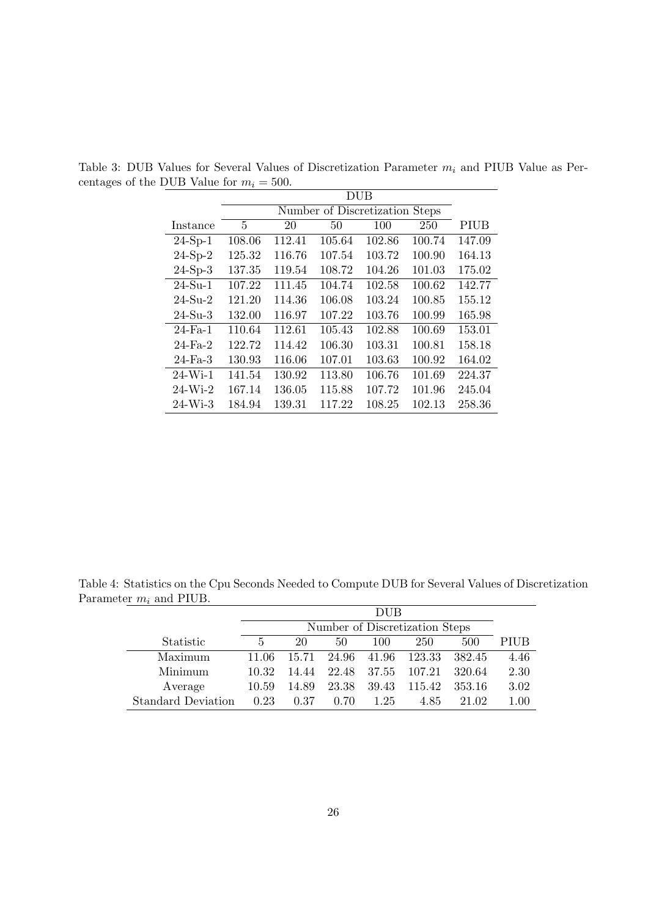Table 3: DUB Values for Several Values of Discretization Parameter $m_i$ and PIUB Value as Percentages of the DUB Value for $m_i = 500$.

| | DUB | | | | | |
|---|---|---|---|---|---|---|
| | Number of Discretization Steps | | | | | |
| Instance | 5 | 20 | 50 | 100 | 250 | PIUB |
| 24-Sp-1 | 108.06 | 112.41 | 105.64 | 102.86 | 100.74 | 147.09 |
| 24-Sp-2 | 125.32 | 116.76 | 107.54 | 103.72 | 100.90 | 164.13 |
| 24-Sp-3 | 137.35 | 119.54 | 108.72 | 104.26 | 101.03 | 175.02 |
| 24-Su-1 | 107.22 | 111.45 | 104.74 | 102.58 | 100.62 | 142.77 |
| 24-Su-2 | 121.20 | 114.36 | 106.08 | 103.24 | 100.85 | 155.12 |
| 24-Su-3 | 132.00 | 116.97 | 107.22 | 103.76 | 100.99 | 165.98 |
| 24-Fa-1 | 110.64 | 112.61 | 105.43 | 102.88 | 100.69 | 153.01 |
| 24-Fa-2 | 122.72 | 114.42 | 106.30 | 103.31 | 100.81 | 158.18 |
| 24-Fa-3 | 130.93 | 116.06 | 107.01 | 103.63 | 100.92 | 164.02 |
| 24-Wi-1 | 141.54 | 130.92 | 113.80 | 106.76 | 101.69 | 224.37 |
| 24-Wi-2 | 167.14 | 136.05 | 115.88 | 107.72 | 101.96 | 245.04 |
| 24-Wi-3 | 184.94 | 139.31 | 117.22 | 108.25 | 102.13 | 258.36 |

Table 4: Statistics on the Cpu Seconds Needed to Compute DUB for Several Values of Discretization Parameter $m_i$ and PIUB.

| | DUB | | | | | | |
|---|---|---|---|---|---|---|---|
| | Number of Discretization Steps | | | | | | |
| Statistic | 5 | 20 | 50 | 100 | 250 | 500 | PIUB |
| Maximum | 11.06 | 15.71 | 24.96 | 41.96 | 123.33 | 382.45 | 4.46 |
| Minimum | 10.32 | 14.44 | 22.48 | 37.55 | 107.21 | 320.64 | 2.30 |
| Average | 10.59 | 14.89 | 23.38 | 39.43 | 115.42 | 353.16 | 3.02 |
| Standard Deviation | 0.23 | 0.37 | 0.70 | 1.25 | 4.85 | 21.02 | 1.00 |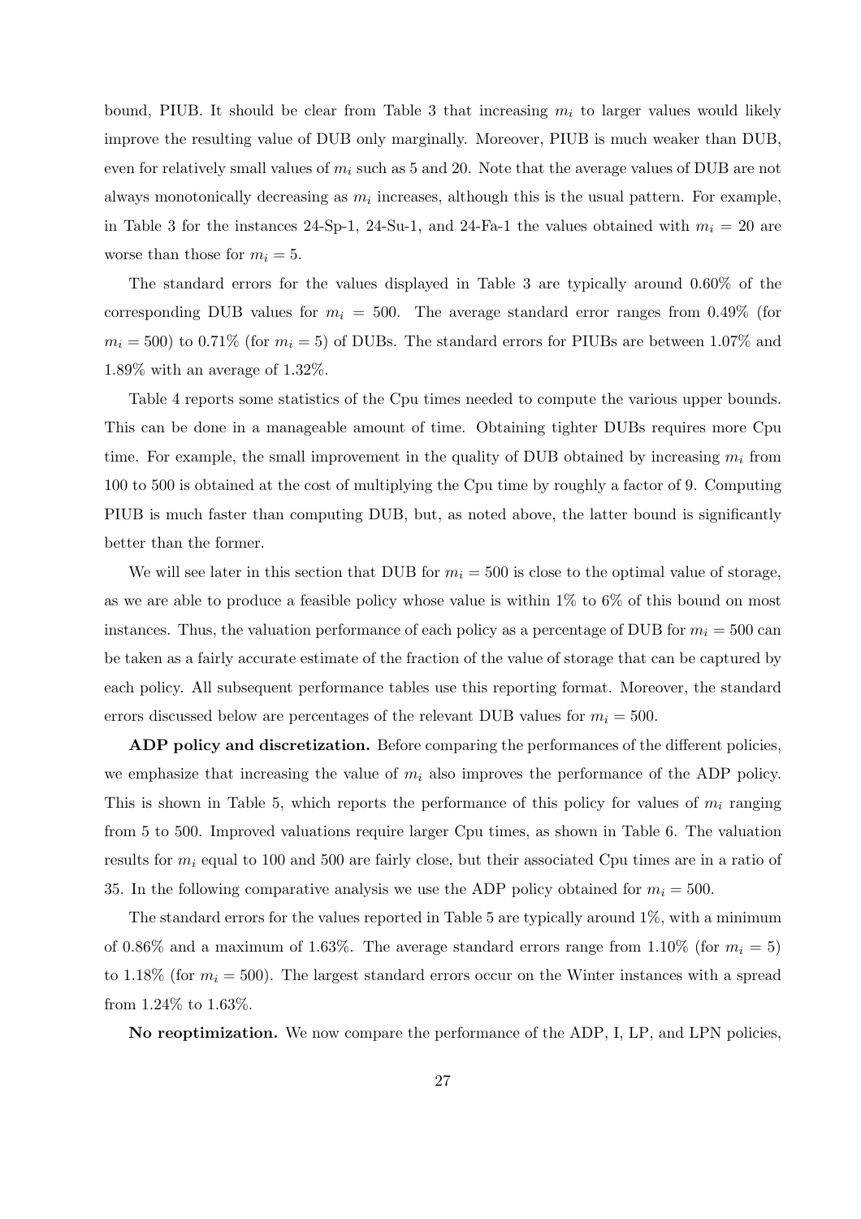bound, PIUB. It should be clear from Table 3 that increasing $m_i$ to larger values would likely improve the resulting value of DUB only marginally. Moreover, PIUB is much weaker than DUB, even for relatively small values of $m_i$ such as 5 and 20. Note that the average values of DUB are not always monotonically decreasing as $m_i$ increases, although this is the usual pattern. For example, in Table 3 for the instances 24-Sp-1, 24-Su-1, and 24-Fa-1 the values obtained with $m_i = 20$ are worse than those for $m_i = 5$.

The standard errors for the values displayed in Table 3 are typically around 0.60% of the corresponding DUB values for $m_i = 500$. The average standard error ranges from 0.49% (for $m_i = 500$) to 0.71% (for $m_i = 5$) of DUBs. The standard errors for PIUBs are between 1.07% and 1.89% with an average of 1.32%.

Table 4 reports some statistics of the Cpu times needed to compute the various upper bounds. This can be done in a manageable amount of time. Obtaining tighter DUBs requires more Cpu time. For example, the small improvement in the quality of DUB obtained by increasing $m_i$ from 100 to 500 is obtained at the cost of multiplying the Cpu time by roughly a factor of 9. Computing PIUB is much faster than computing DUB, but, as noted above, the latter bound is significantly better than the former.

We will see later in this section that DUB for $m_i = 500$ is close to the optimal value of storage, as we are able to produce a feasible policy whose value is within 1% to 6% of this bound on most instances. Thus, the valuation performance of each policy as a percentage of DUB for $m_i = 500$ can be taken as a fairly accurate estimate of the fraction of the value of storage that can be captured by each policy. All subsequent performance tables use this reporting format. Moreover, the standard errors discussed below are percentages of the relevant DUB values for $m_i = 500$.

**ADP policy and discretization.** Before comparing the performances of the different policies, we emphasize that increasing the value of $m_i$ also improves the performance of the ADP policy. This is shown in Table 5, which reports the performance of this policy for values of $m_i$ ranging from 5 to 500. Improved valuations require larger Cpu times, as shown in Table 6. The valuation results for $m_i$ equal to 100 and 500 are fairly close, but their associated Cpu times are in a ratio of 35. In the following comparative analysis we use the ADP policy obtained for $m_i = 500$.

The standard errors for the values reported in Table 5 are typically around 1%, with a minimum of 0.86% and a maximum of 1.63%. The average standard errors range from 1.10% (for $m_i = 5$) to 1.18% (for $m_i = 500$). The largest standard errors occur on the Winter instances with a spread from 1.24% to 1.63%.

**No reoptimization.** We now compare the performance of the ADP, I, LP, and LPN policies,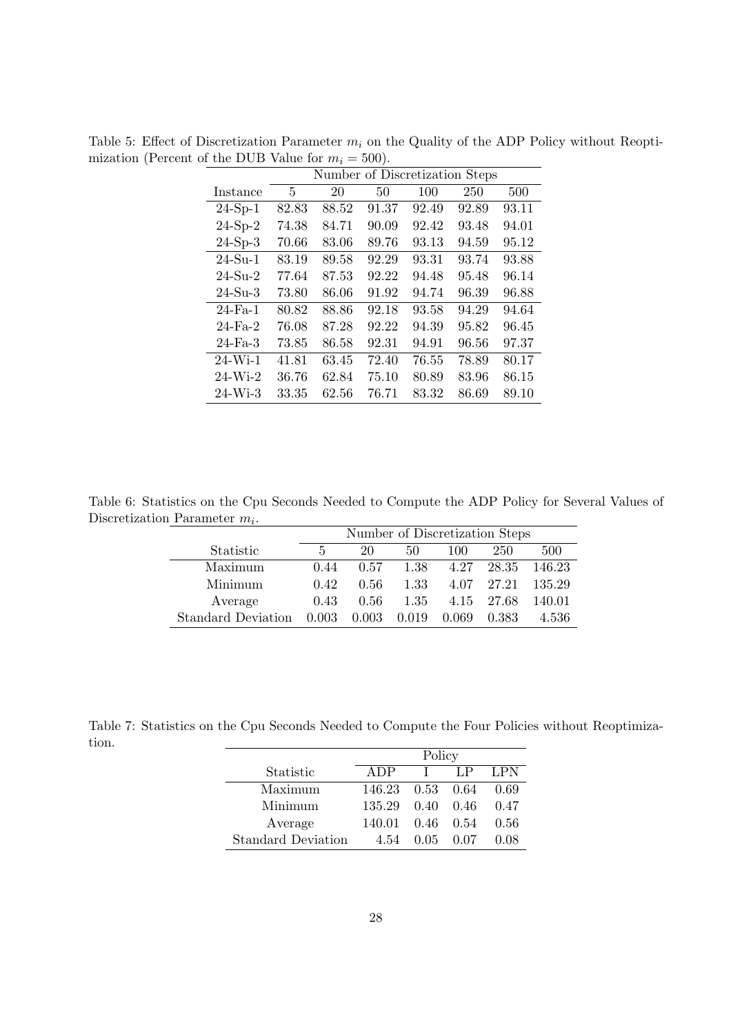Table 5: Effect of Discretization Parameter $m_i$ on the Quality of the ADP Policy without Reoptimization (Percent of the DUB Value for $m_i = 500$).

| | Number of Discretization Steps | | | | | |
|---|---|---|---|---|---|---|
| Instance | 5 | 20 | 50 | 100 | 250 | 500 |
| 24-Sp-1 | 82.83 | 88.52 | 91.37 | 92.49 | 92.89 | 93.11 |
| 24-Sp-2 | 74.38 | 84.71 | 90.09 | 92.42 | 93.48 | 94.01 |
| 24-Sp-3 | 70.66 | 83.06 | 89.76 | 93.13 | 94.59 | 95.12 |
| 24-Su-1 | 83.19 | 89.58 | 92.29 | 93.31 | 93.74 | 93.88 |
| 24-Su-2 | 77.64 | 87.53 | 92.22 | 94.48 | 95.48 | 96.14 |
| 24-Su-3 | 73.80 | 86.06 | 91.92 | 94.74 | 96.39 | 96.88 |
| 24-Fa-1 | 80.82 | 88.86 | 92.18 | 93.58 | 94.29 | 94.64 |
| 24-Fa-2 | 76.08 | 87.28 | 92.22 | 94.39 | 95.82 | 96.45 |
| 24-Fa-3 | 73.85 | 86.58 | 92.31 | 94.91 | 96.56 | 97.37 |
| 24-Wi-1 | 41.81 | 63.45 | 72.40 | 76.55 | 78.89 | 80.17 |
| 24-Wi-2 | 36.76 | 62.84 | 75.10 | 80.89 | 83.96 | 86.15 |
| 24-Wi-3 | 33.35 | 62.56 | 76.71 | 83.32 | 86.69 | 89.10 |

Table 6: Statistics on the Cpu Seconds Needed to Compute the ADP Policy for Several Values of Discretization Parameter $m_i$.

| | Number of Discretization Steps | | | | | |
|---|---|---|---|---|---|---|
| Statistic | 5 | 20 | 50 | 100 | 250 | 500 |
| Maximum | 0.44 | 0.57 | 1.38 | 4.27 | 28.35 | 146.23 |
| Minimum | 0.42 | 0.56 | 1.33 | 4.07 | 27.21 | 135.29 |
| Average | 0.43 | 0.56 | 1.35 | 4.15 | 27.68 | 140.01 |
| Standard Deviation | 0.003 | 0.003 | 0.019 | 0.069 | 0.383 | 4.536 |

Table 7: Statistics on the Cpu Seconds Needed to Compute the Four Policies without Reoptimization.

| | Policy | | | |
|---|---|---|---|---|
| Statistic | ADP | I | LP | LPN |
| Maximum | 146.23 | 0.53 | 0.64 | 0.69 |
| Minimum | 135.29 | 0.40 | 0.46 | 0.47 |
| Average | 140.01 | 0.46 | 0.54 | 0.56 |
| Standard Deviation | 4.54 | 0.05 | 0.07 | 0.08 |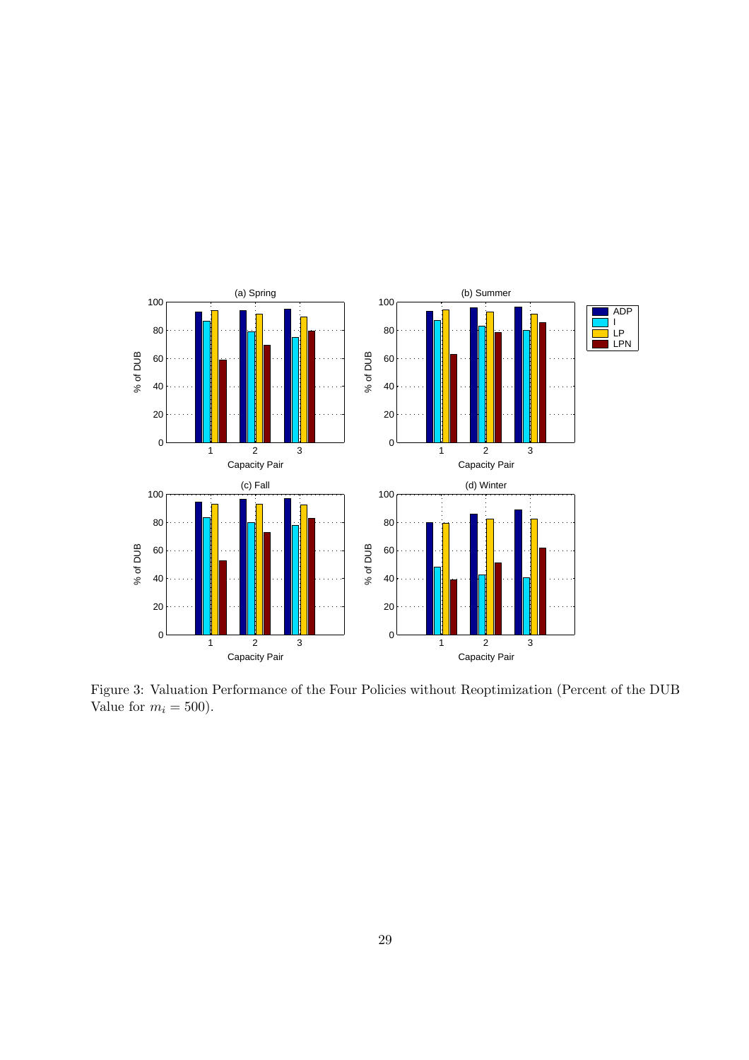Figure 3: Valuation Performance of the Four Policies without Reoptimization (Percent of the DUB Value for $m_i = 500$).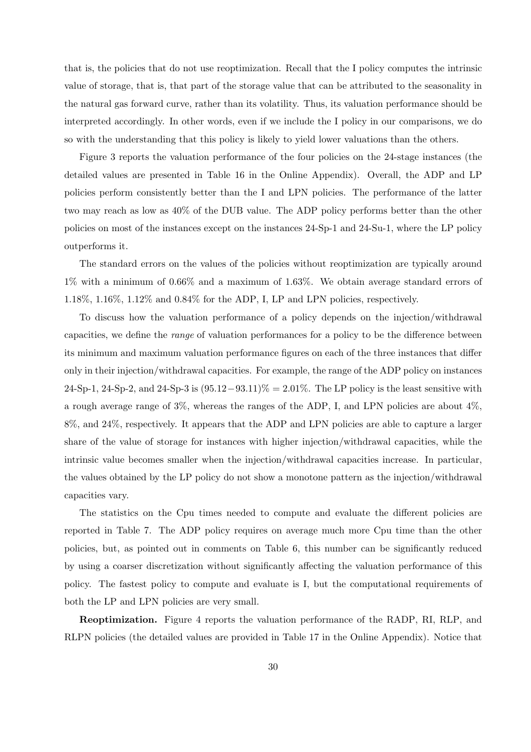that is, the policies that do not use reoptimization. Recall that the I policy computes the intrinsic value of storage, that is, that part of the storage value that can be attributed to the seasonality in the natural gas forward curve, rather than its volatility. Thus, its valuation performance should be interpreted accordingly. In other words, even if we include the I policy in our comparisons, we do so with the understanding that this policy is likely to yield lower valuations than the others.

Figure 3 reports the valuation performance of the four policies on the 24-stage instances (the detailed values are presented in Table 16 in the Online Appendix). Overall, the ADP and LP policies perform consistently better than the I and LPN policies. The performance of the latter two may reach as low as 40% of the DUB value. The ADP policy performs better than the other policies on most of the instances except on the instances 24-Sp-1 and 24-Su-1, where the LP policy outperforms it.

The standard errors on the values of the policies without reoptimization are typically around 1% with a minimum of 0.66% and a maximum of 1.63%. We obtain average standard errors of 1.18%, 1.16%, 1.12% and 0.84% for the ADP, I, LP and LPN policies, respectively.

To discuss how the valuation performance of a policy depends on the injection/withdrawal capacities, we define the *range* of valuation performances for a policy to be the difference between its minimum and maximum valuation performance figures on each of the three instances that differ only in their injection/withdrawal capacities. For example, the range of the ADP policy on instances 24-Sp-1, 24-Sp-2, and 24-Sp-3 is $(95.12-93.11)\% = 2.01\%$. The LP policy is the least sensitive with a rough average range of 3%, whereas the ranges of the ADP, I, and LPN policies are about 4%, 8%, and 24%, respectively. It appears that the ADP and LPN policies are able to capture a larger share of the value of storage for instances with higher injection/withdrawal capacities, while the intrinsic value becomes smaller when the injection/withdrawal capacities increase. In particular, the values obtained by the LP policy do not show a monotone pattern as the injection/withdrawal capacities vary.

The statistics on the Cpu times needed to compute and evaluate the different policies are reported in Table 7. The ADP policy requires on average much more Cpu time than the other policies, but, as pointed out in comments on Table 6, this number can be significantly reduced by using a coarser discretization without significantly affecting the valuation performance of this policy. The fastest policy to compute and evaluate is I, but the computational requirements of both the LP and LPN policies are very small.

**Reoptimization.** Figure 4 reports the valuation performance of the RADP, RI, RLP, and RLPN policies (the detailed values are provided in Table 17 in the Online Appendix). Notice that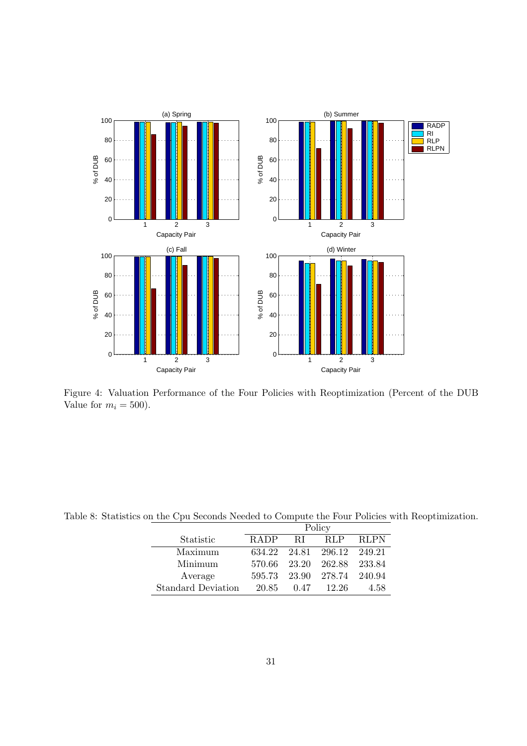Figure 4: Valuation Performance of the Four Policies with Reoptimization (Percent of the DUB Value for $m_i = 500$).

Table 8: Statistics on the Cpu Seconds Needed to Compute the Four Policies with Reoptimization.

| | Policy | | | |
|---|---|---|---|---|
| Statistic | RADP | RI | RLP | RLPN |
| Maximum | 634.22 | 24.81 | 296.12 | 249.21 |
| Minimum | 570.66 | 23.20 | 262.88 | 233.84 |
| Average | 595.73 | 23.90 | 278.74 | 240.94 |
| Standard Deviation | 20.85 | 0.47 | 12.26 | 4.58 |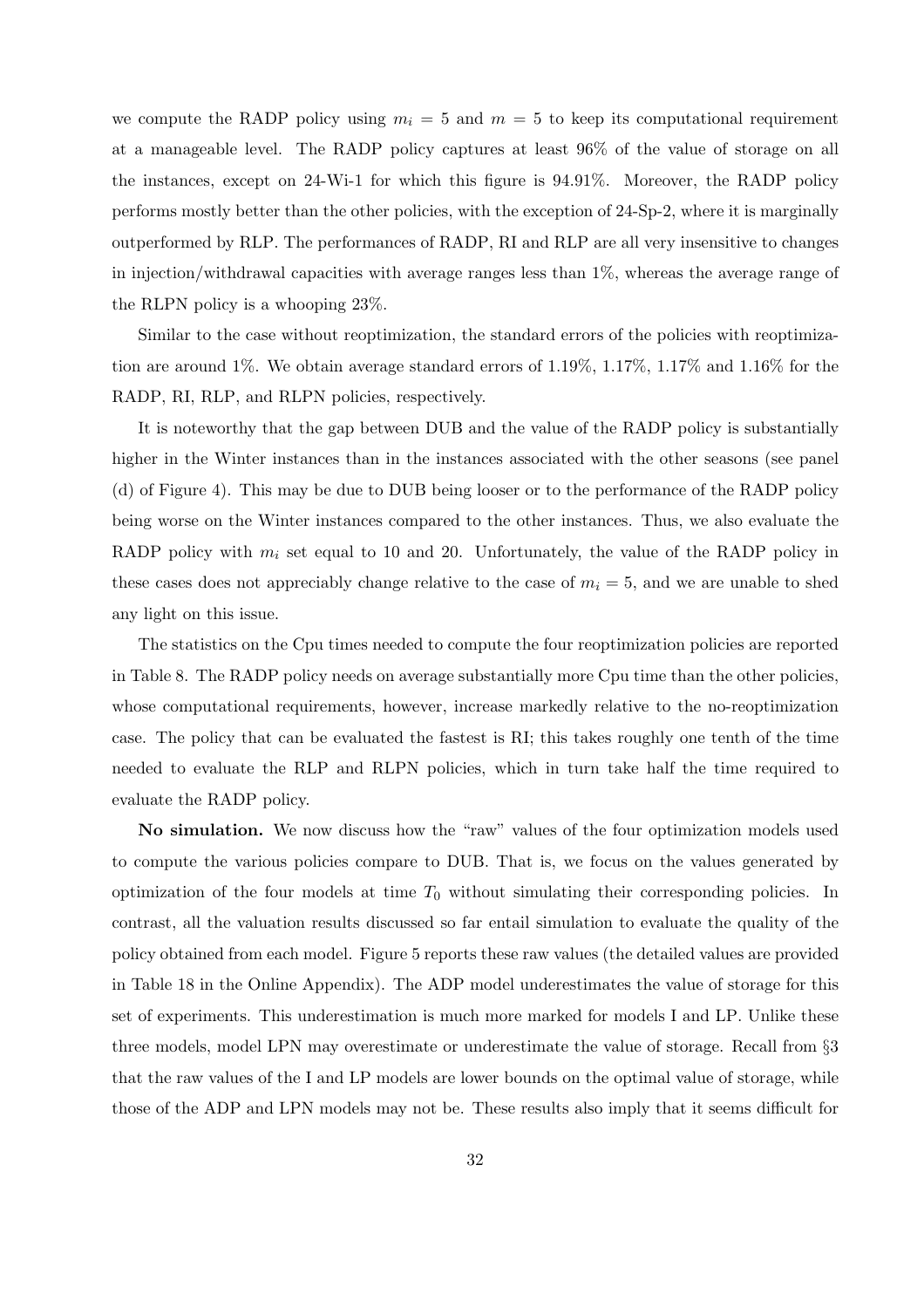we compute the RADP policy using $m_i = 5$ and $m = 5$ to keep its computational requirement at a manageable level. The RADP policy captures at least 96% of the value of storage on all the instances, except on 24-Wi-1 for which this figure is 94.91%. Moreover, the RADP policy performs mostly better than the other policies, with the exception of 24-Sp-2, where it is marginally outperformed by RLP. The performances of RADP, RI and RLP are all very insensitive to changes in injection/withdrawal capacities with average ranges less than 1%, whereas the average range of the RLPN policy is a whooping 23%.

Similar to the case without reoptimization, the standard errors of the policies with reoptimization are around 1%. We obtain average standard errors of 1.19%, 1.17%, 1.17% and 1.16% for the RADP, RI, RLP, and RLPN policies, respectively.

It is noteworthy that the gap between DUB and the value of the RADP policy is substantially higher in the Winter instances than in the instances associated with the other seasons (see panel (d) of Figure 4). This may be due to DUB being looser or to the performance of the RADP policy being worse on the Winter instances compared to the other instances. Thus, we also evaluate the RADP policy with $m_i$ set equal to 10 and 20. Unfortunately, the value of the RADP policy in these cases does not appreciably change relative to the case of $m_i = 5$, and we are unable to shed any light on this issue.

The statistics on the Cpu times needed to compute the four reoptimization policies are reported in Table 8. The RADP policy needs on average substantially more Cpu time than the other policies, whose computational requirements, however, increase markedly relative to the no-reoptimization case. The policy that can be evaluated the fastest is RI; this takes roughly one tenth of the time needed to evaluate the RLP and RLPN policies, which in turn take half the time required to evaluate the RADP policy.

**No simulation.** We now discuss how the "raw" values of the four optimization models used to compute the various policies compare to DUB. That is, we focus on the values generated by optimization of the four models at time $T_0$ without simulating their corresponding policies. In contrast, all the valuation results discussed so far entail simulation to evaluate the quality of the policy obtained from each model. Figure 5 reports these raw values (the detailed values are provided in Table 18 in the Online Appendix). The ADP model underestimates the value of storage for this set of experiments. This underestimation is much more marked for models I and LP. Unlike these three models, model LPN may overestimate or underestimate the value of storage. Recall from §3 that the raw values of the I and LP models are lower bounds on the optimal value of storage, while those of the ADP and LPN models may not be. These results also imply that it seems difficult for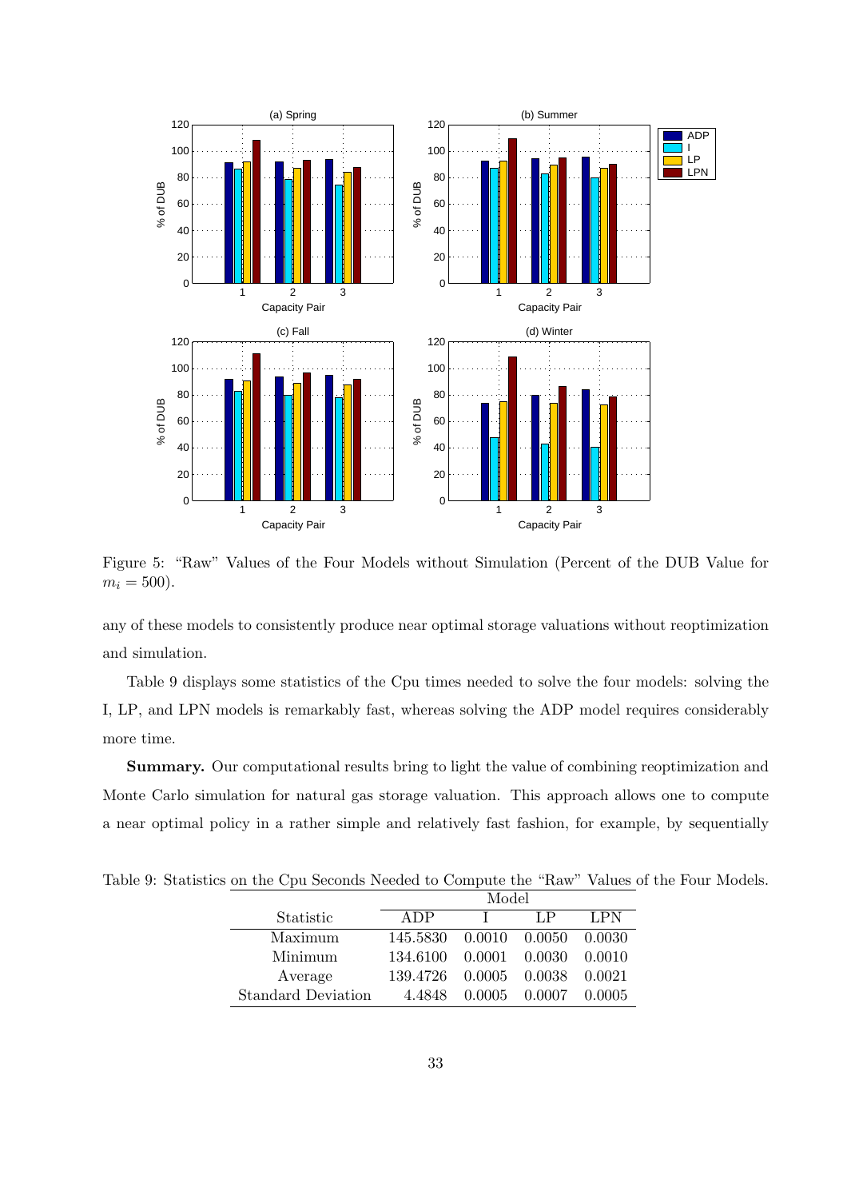Figure 5: "Raw" Values of the Four Models without Simulation (Percent of the DUB Value for $m_i = 500$).

any of these models to consistently produce near optimal storage valuations without reoptimization and simulation.

Table 9 displays some statistics of the Cpu times needed to solve the four models: solving the I, LP, and LPN models is remarkably fast, whereas solving the ADP model requires considerably more time.

**Summary.** Our computational results bring to light the value of combining reoptimization and Monte Carlo simulation for natural gas storage valuation. This approach allows one to compute a near optimal policy in a rather simple and relatively fast fashion, for example, by sequentially

Table 9: Statistics on the Cpu Seconds Needed to Compute the "Raw" Values of the Four Models.

| | Model | | | |
|---|---|---|---|---|
| Statistic | ADP | I | LP | LPN |
| Maximum | 145.5830 | 0.0010 | 0.0050 | 0.0030 |
| Minimum | 134.6100 | 0.0001 | 0.0030 | 0.0010 |
| Average | 139.4726 | 0.0005 | 0.0038 | 0.0021 |
| Standard Deviation | 4.4848 | 0.0005 | 0.0007 | 0.0005 |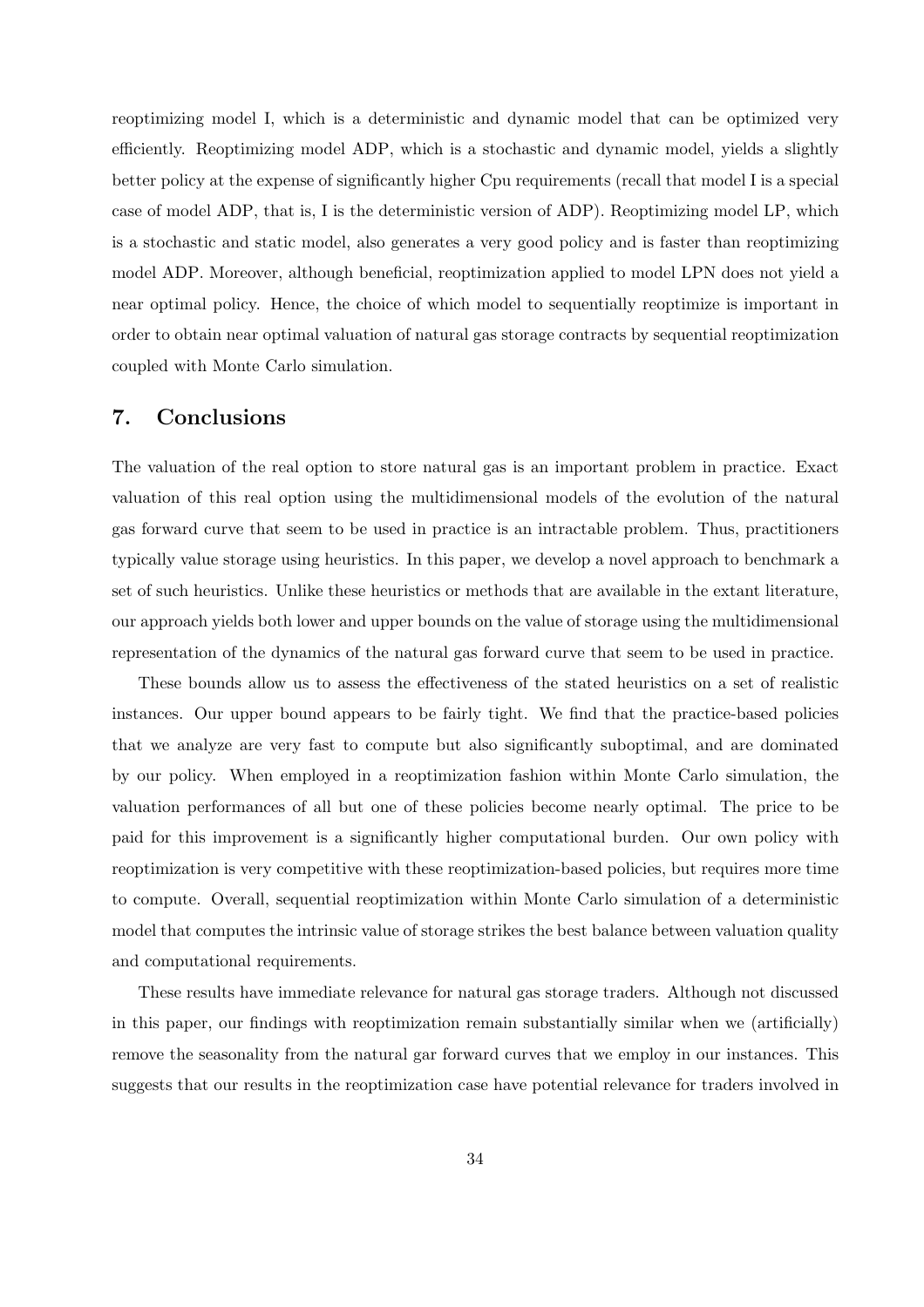reoptimizing model I, which is a deterministic and dynamic model that can be optimized very efficiently. Reoptimizing model ADP, which is a stochastic and dynamic model, yields a slightly better policy at the expense of significantly higher Cpu requirements (recall that model I is a special case of model ADP, that is, I is the deterministic version of ADP). Reoptimizing model LP, which is a stochastic and static model, also generates a very good policy and is faster than reoptimizing model ADP. Moreover, although beneficial, reoptimization applied to model LPN does not yield a near optimal policy. Hence, the choice of which model to sequentially reoptimize is important in order to obtain near optimal valuation of natural gas storage contracts by sequential reoptimization coupled with Monte Carlo simulation.

## 7. Conclusions

The valuation of the real option to store natural gas is an important problem in practice. Exact valuation of this real option using the multidimensional models of the evolution of the natural gas forward curve that seem to be used in practice is an intractable problem. Thus, practitioners typically value storage using heuristics. In this paper, we develop a novel approach to benchmark a set of such heuristics. Unlike these heuristics or methods that are available in the extant literature, our approach yields both lower and upper bounds on the value of storage using the multidimensional representation of the dynamics of the natural gas forward curve that seem to be used in practice.

These bounds allow us to assess the effectiveness of the stated heuristics on a set of realistic instances. Our upper bound appears to be fairly tight. We find that the practice-based policies that we analyze are very fast to compute but also significantly suboptimal, and are dominated by our policy. When employed in a reoptimization fashion within Monte Carlo simulation, the valuation performances of all but one of these policies become nearly optimal. The price to be paid for this improvement is a significantly higher computational burden. Our own policy with reoptimization is very competitive with these reoptimization-based policies, but requires more time to compute. Overall, sequential reoptimization within Monte Carlo simulation of a deterministic model that computes the intrinsic value of storage strikes the best balance between valuation quality and computational requirements.

These results have immediate relevance for natural gas storage traders. Although not discussed in this paper, our findings with reoptimization remain substantially similar when we (artificially) remove the seasonality from the natural gar forward curves that we employ in our instances. This suggests that our results in the reoptimization case have potential relevance for traders involved in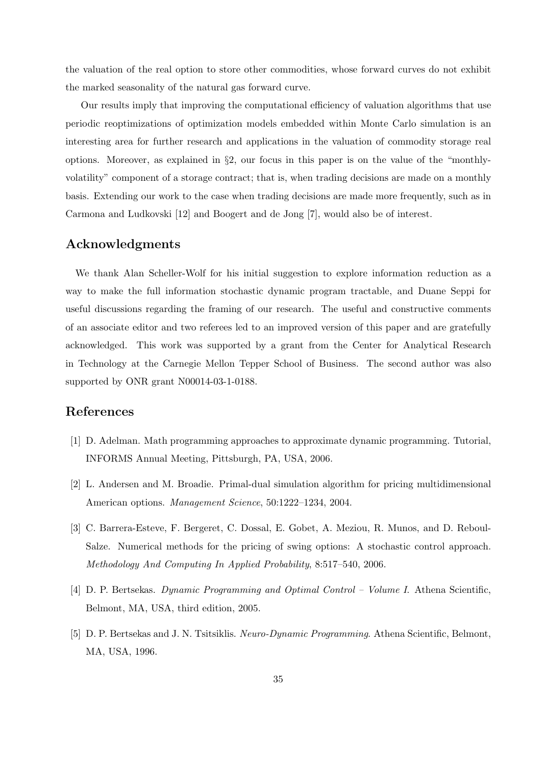the valuation of the real option to store other commodities, whose forward curves do not exhibit the marked seasonality of the natural gas forward curve.

Our results imply that improving the computational efficiency of valuation algorithms that use periodic reoptimizations of optimization models embedded within Monte Carlo simulation is an interesting area for further research and applications in the valuation of commodity storage real options. Moreover, as explained in §2, our focus in this paper is on the value of the "monthly-volatility" component of a storage contract; that is, when trading decisions are made on a monthly basis. Extending our work to the case when trading decisions are made more frequently, such as in Carmona and Ludkovski [12] and Boogert and de Jong [7], would also be of interest.

## Acknowledgments

We thank Alan Scheller-Wolf for his initial suggestion to explore information reduction as a way to make the full information stochastic dynamic program tractable, and Duane Seppi for useful discussions regarding the framing of our research. The useful and constructive comments of an associate editor and two referees led to an improved version of this paper and are gratefully acknowledged. This work was supported by a grant from the Center for Analytical Research in Technology at the Carnegie Mellon Tepper School of Business. The second author was also supported by ONR grant N00014-03-1-0188.

## References

[1] D. Adelman. Math programming approaches to approximate dynamic programming. Tutorial, INFORMS Annual Meeting, Pittsburgh, PA, USA, 2006.

[2] L. Andersen and M. Broadie. Primal-dual simulation algorithm for pricing multidimensional American options. *Management Science*, 50:1222–1234, 2004.

[3] C. Barrera-Esteve, F. Bergeret, C. Dossal, E. Gobet, A. Meziou, R. Munos, and D. Reboul-Salze. Numerical methods for the pricing of swing options: A stochastic control approach. *Methodology And Computing In Applied Probability*, 8:517–540, 2006.

[4] D. P. Bertsekas. *Dynamic Programming and Optimal Control – Volume I.* Athena Scientific, Belmont, MA, USA, third edition, 2005.

[5] D. P. Bertsekas and J. N. Tsitsiklis. *Neuro-Dynamic Programming.* Athena Scientific, Belmont, MA, USA, 1996.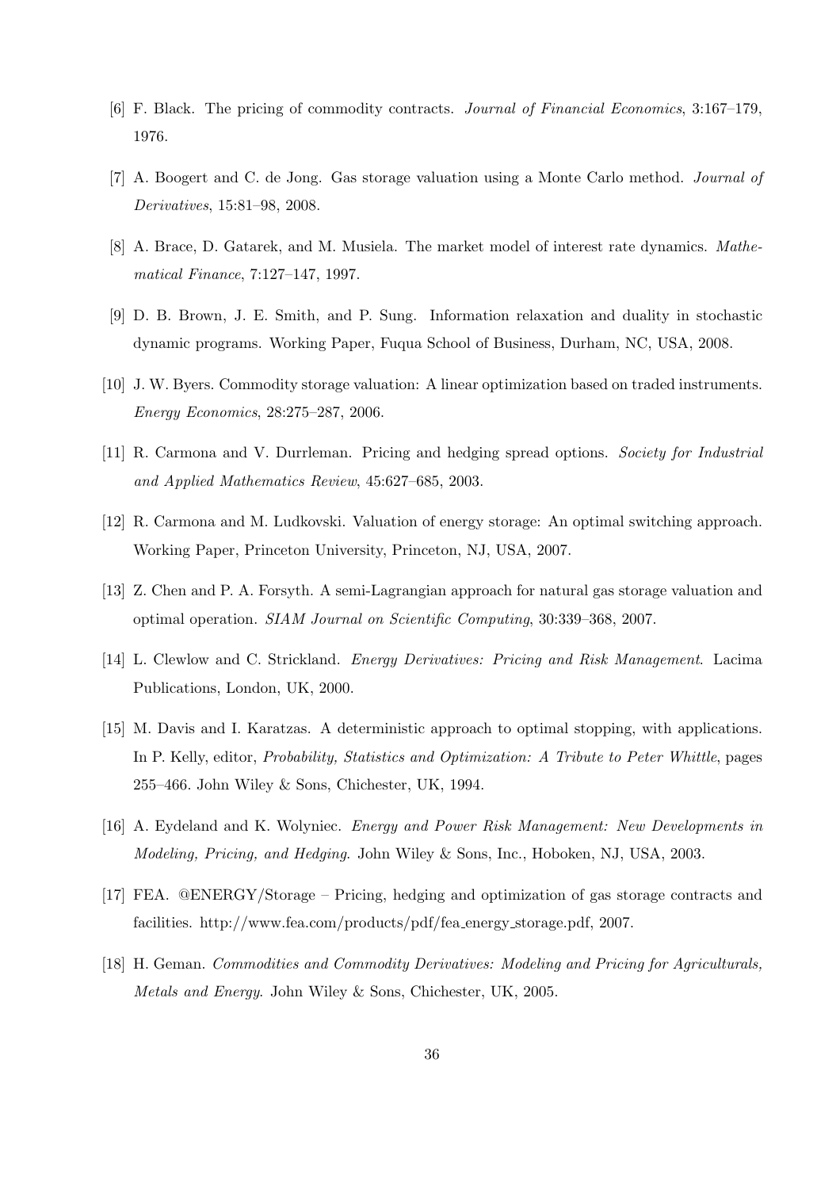[6] F. Black. The pricing of commodity contracts. *Journal of Financial Economics*, 3:167–179, 1976.

[7] A. Boogert and C. de Jong. Gas storage valuation using a Monte Carlo method. *Journal of Derivatives*, 15:81–98, 2008.

[8] A. Brace, D. Gatarek, and M. Musiela. The market model of interest rate dynamics. *Mathematical Finance*, 7:127–147, 1997.

[9] D. B. Brown, J. E. Smith, and P. Sung. Information relaxation and duality in stochastic dynamic programs. Working Paper, Fuqua School of Business, Durham, NC, USA, 2008.

[10] J. W. Byers. Commodity storage valuation: A linear optimization based on traded instruments. *Energy Economics*, 28:275–287, 2006.

[11] R. Carmona and V. Durrleman. Pricing and hedging spread options. *Society for Industrial and Applied Mathematics Review*, 45:627–685, 2003.

[12] R. Carmona and M. Ludkovski. Valuation of energy storage: An optimal switching approach. Working Paper, Princeton University, Princeton, NJ, USA, 2007.

[13] Z. Chen and P. A. Forsyth. A semi-Lagrangian approach for natural gas storage valuation and optimal operation. *SIAM Journal on Scientific Computing*, 30:339–368, 2007.

[14] L. Clewlow and C. Strickland. *Energy Derivatives: Pricing and Risk Management*. Lacima Publications, London, UK, 2000.

[15] M. Davis and I. Karatzas. A deterministic approach to optimal stopping, with applications. In P. Kelly, editor, *Probability, Statistics and Optimization: A Tribute to Peter Whittle*, pages 255–466. John Wiley & Sons, Chichester, UK, 1994.

[16] A. Eydeland and K. Wolyniec. *Energy and Power Risk Management: New Developments in Modeling, Pricing, and Hedging*. John Wiley & Sons, Inc., Hoboken, NJ, USA, 2003.

[17] FEA. @ENERGY/Storage – Pricing, hedging and optimization of gas storage contracts and facilities. http://www.fea.com/products/pdf/fea_energy_storage.pdf, 2007.

[18] H. Geman. *Commodities and Commodity Derivatives: Modeling and Pricing for Agriculturals, Metals and Energy*. John Wiley & Sons, Chichester, UK, 2005.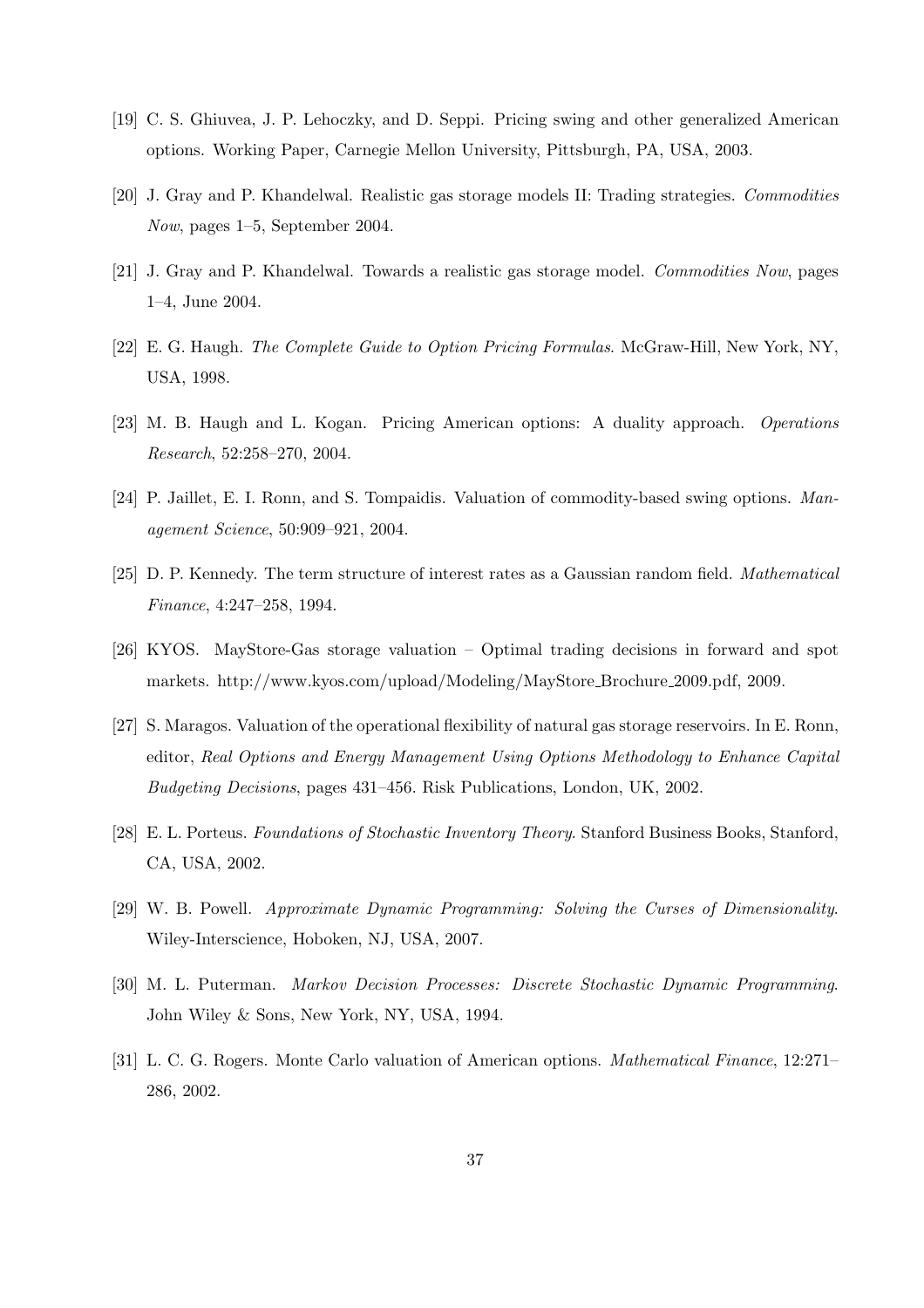[19] C. S. Ghiuvea, J. P. Lehoczky, and D. Seppi. Pricing swing and other generalized American options. Working Paper, Carnegie Mellon University, Pittsburgh, PA, USA, 2003.

[20] J. Gray and P. Khandelwal. Realistic gas storage models II: Trading strategies. *Commodities Now*, pages 1–5, September 2004.

[21] J. Gray and P. Khandelwal. Towards a realistic gas storage model. *Commodities Now*, pages 1–4, June 2004.

[22] E. G. Haugh. *The Complete Guide to Option Pricing Formulas*. McGraw-Hill, New York, NY, USA, 1998.

[23] M. B. Haugh and L. Kogan. Pricing American options: A duality approach. *Operations Research*, 52:258–270, 2004.

[24] P. Jaillet, E. I. Ronn, and S. Tompaidis. Valuation of commodity-based swing options. *Management Science*, 50:909–921, 2004.

[25] D. P. Kennedy. The term structure of interest rates as a Gaussian random field. *Mathematical Finance*, 4:247–258, 1994.

[26] KYOS. MayStore-Gas storage valuation – Optimal trading decisions in forward and spot markets. http://www.kyos.com/upload/Modeling/MayStore_Brochure_2009.pdf, 2009.

[27] S. Maragos. Valuation of the operational flexibility of natural gas storage reservoirs. In E. Ronn, editor, *Real Options and Energy Management Using Options Methodology to Enhance Capital Budgeting Decisions*, pages 431–456. Risk Publications, London, UK, 2002.

[28] E. L. Porteus. *Foundations of Stochastic Inventory Theory*. Stanford Business Books, Stanford, CA, USA, 2002.

[29] W. B. Powell. *Approximate Dynamic Programming: Solving the Curses of Dimensionality*. Wiley-Interscience, Hoboken, NJ, USA, 2007.

[30] M. L. Puterman. *Markov Decision Processes: Discrete Stochastic Dynamic Programming*. John Wiley & Sons, New York, NY, USA, 1994.

[31] L. C. G. Rogers. Monte Carlo valuation of American options. *Mathematical Finance*, 12:271–286, 2002.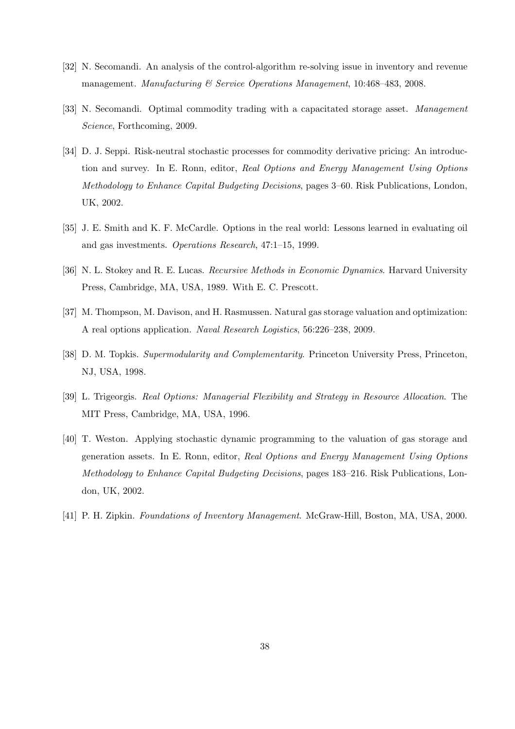[32] N. Secomandi. An analysis of the control-algorithm re-solving issue in inventory and revenue management. *Manufacturing & Service Operations Management*, 10:468–483, 2008.

[33] N. Secomandi. Optimal commodity trading with a capacitated storage asset. *Management Science*, Forthcoming, 2009.

[34] D. J. Seppi. Risk-neutral stochastic processes for commodity derivative pricing: An introduction and survey. In E. Ronn, editor, *Real Options and Energy Management Using Options Methodology to Enhance Capital Budgeting Decisions*, pages 3–60. Risk Publications, London, UK, 2002.

[35] J. E. Smith and K. F. McCardle. Options in the real world: Lessons learned in evaluating oil and gas investments. *Operations Research*, 47:1–15, 1999.

[36] N. L. Stokey and R. E. Lucas. *Recursive Methods in Economic Dynamics*. Harvard University Press, Cambridge, MA, USA, 1989. With E. C. Prescott.

[37] M. Thompson, M. Davison, and H. Rasmussen. Natural gas storage valuation and optimization: A real options application. *Naval Research Logistics*, 56:226–238, 2009.

[38] D. M. Topkis. *Supermodularity and Complementarity*. Princeton University Press, Princeton, NJ, USA, 1998.

[39] L. Trigeorgis. *Real Options: Managerial Flexibility and Strategy in Resource Allocation*. The MIT Press, Cambridge, MA, USA, 1996.

[40] T. Weston. Applying stochastic dynamic programming to the valuation of gas storage and generation assets. In E. Ronn, editor, *Real Options and Energy Management Using Options Methodology to Enhance Capital Budgeting Decisions*, pages 183–216. Risk Publications, London, UK, 2002.

[41] P. H. Zipkin. *Foundations of Inventory Management*. McGraw-Hill, Boston, MA, USA, 2000.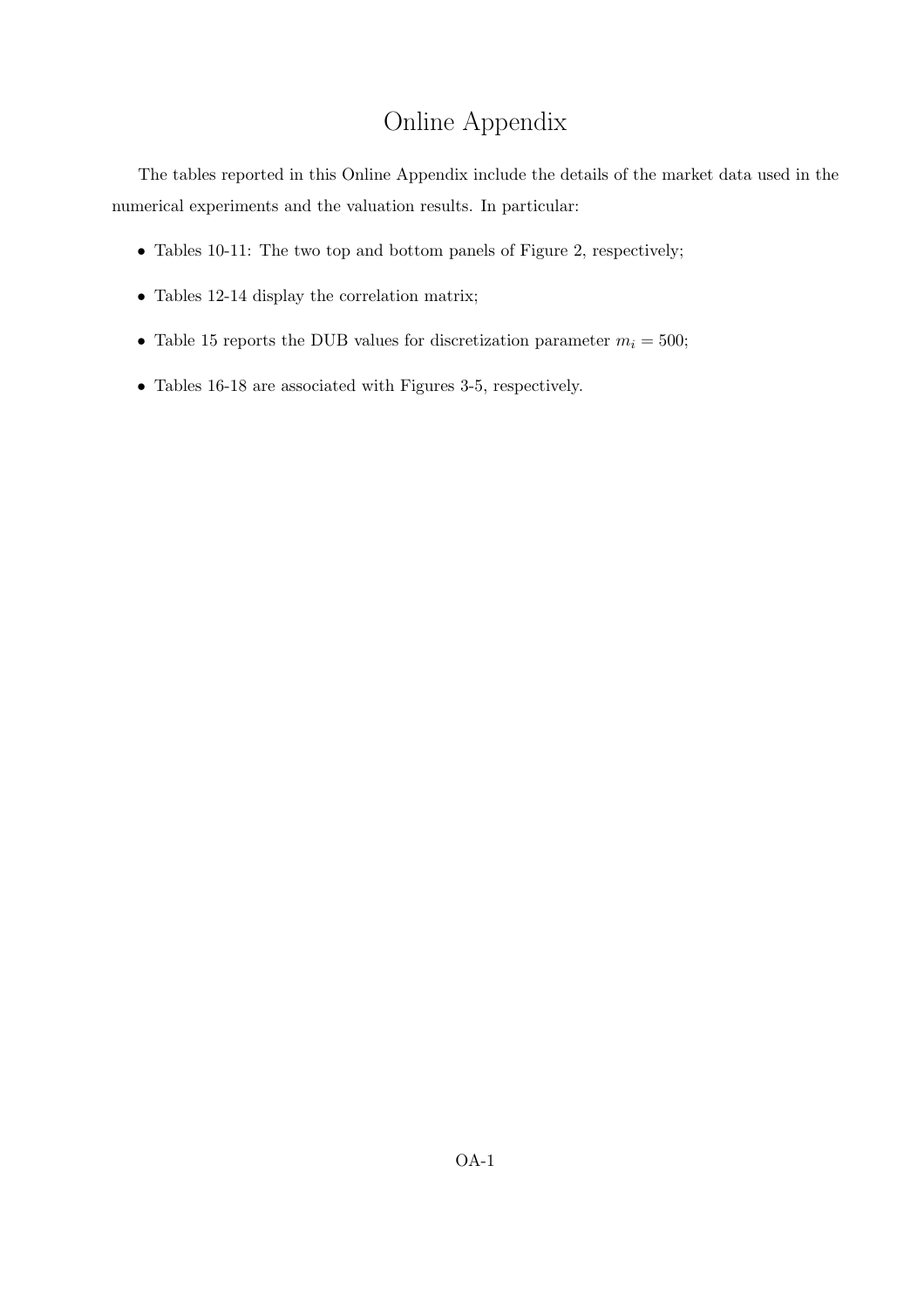# Online Appendix

The tables reported in this Online Appendix include the details of the market data used in the numerical experiments and the valuation results. In particular:

- Tables 10-11: The two top and bottom panels of Figure 2, respectively;
- Tables 12-14 display the correlation matrix;
- Table 15 reports the DUB values for discretization parameter $m_i = 500$;
- Tables 16-18 are associated with Figures 3-5, respectively.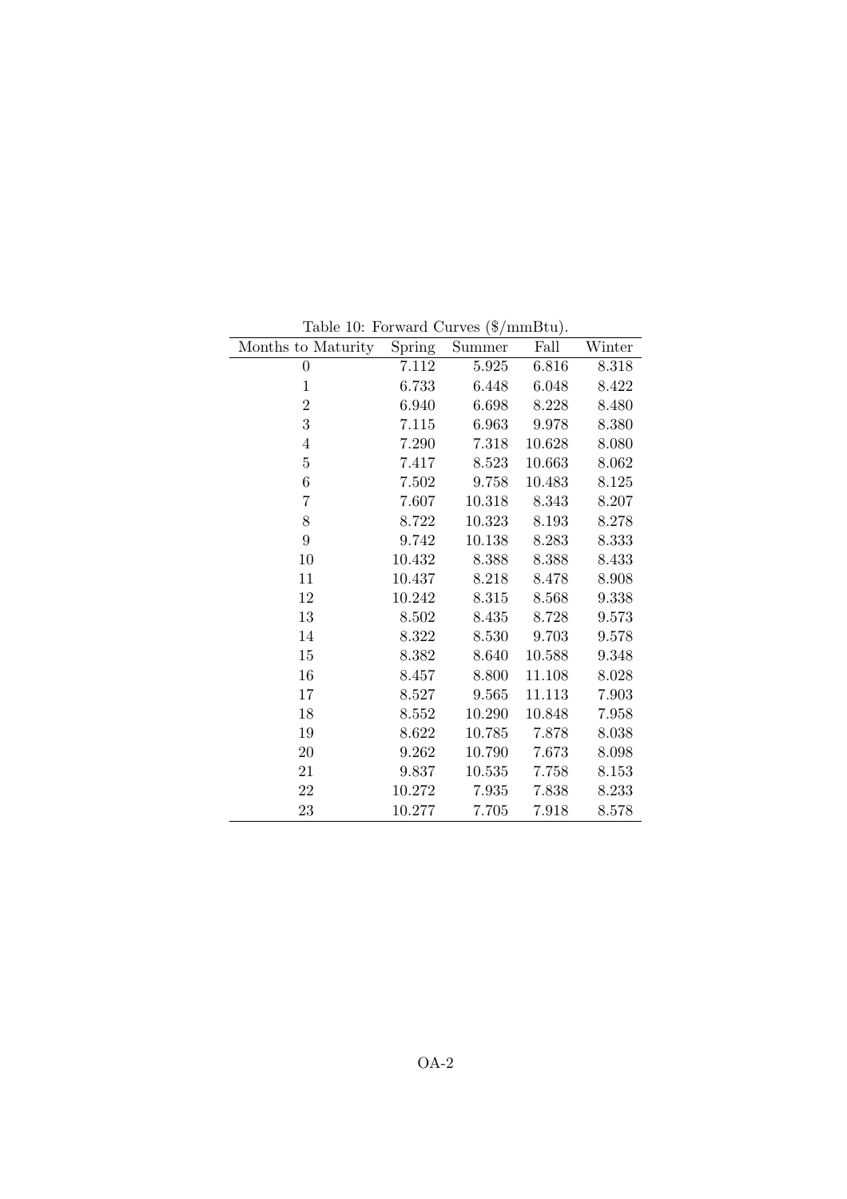Table 10: Forward Curves (\$/mmBtu).

| Months to Maturity | Spring | Summer | Fall | Winter |
|---|---|---|---|---|
| 0 | 7.112 | 5.925 | 6.816 | 8.318 |
| 1 | 6.733 | 6.448 | 6.048 | 8.422 |
| 2 | 6.940 | 6.698 | 8.228 | 8.480 |
| 3 | 7.115 | 6.963 | 9.978 | 8.380 |
| 4 | 7.290 | 7.318 | 10.628 | 8.080 |
| 5 | 7.417 | 8.523 | 10.663 | 8.062 |
| 6 | 7.502 | 9.758 | 10.483 | 8.125 |
| 7 | 7.607 | 10.318 | 8.343 | 8.207 |
| 8 | 8.722 | 10.323 | 8.193 | 8.278 |
| 9 | 9.742 | 10.138 | 8.283 | 8.333 |
| 10 | 10.432 | 8.388 | 8.388 | 8.433 |
| 11 | 10.437 | 8.218 | 8.478 | 8.908 |
| 12 | 10.242 | 8.315 | 8.568 | 9.338 |
| 13 | 8.502 | 8.435 | 8.728 | 9.573 |
| 14 | 8.322 | 8.530 | 9.703 | 9.578 |
| 15 | 8.382 | 8.640 | 10.588 | 9.348 |
| 16 | 8.457 | 8.800 | 11.108 | 8.028 |
| 17 | 8.527 | 9.565 | 11.113 | 7.903 |
| 18 | 8.552 | 10.290 | 10.848 | 7.958 |
| 19 | 8.622 | 10.785 | 7.878 | 8.038 |
| 20 | 9.262 | 10.790 | 7.673 | 8.098 |
| 21 | 9.837 | 10.535 | 7.758 | 8.153 |
| 22 | 10.272 | 7.935 | 7.838 | 8.233 |
| 23 | 10.277 | 7.705 | 7.918 | 8.578 |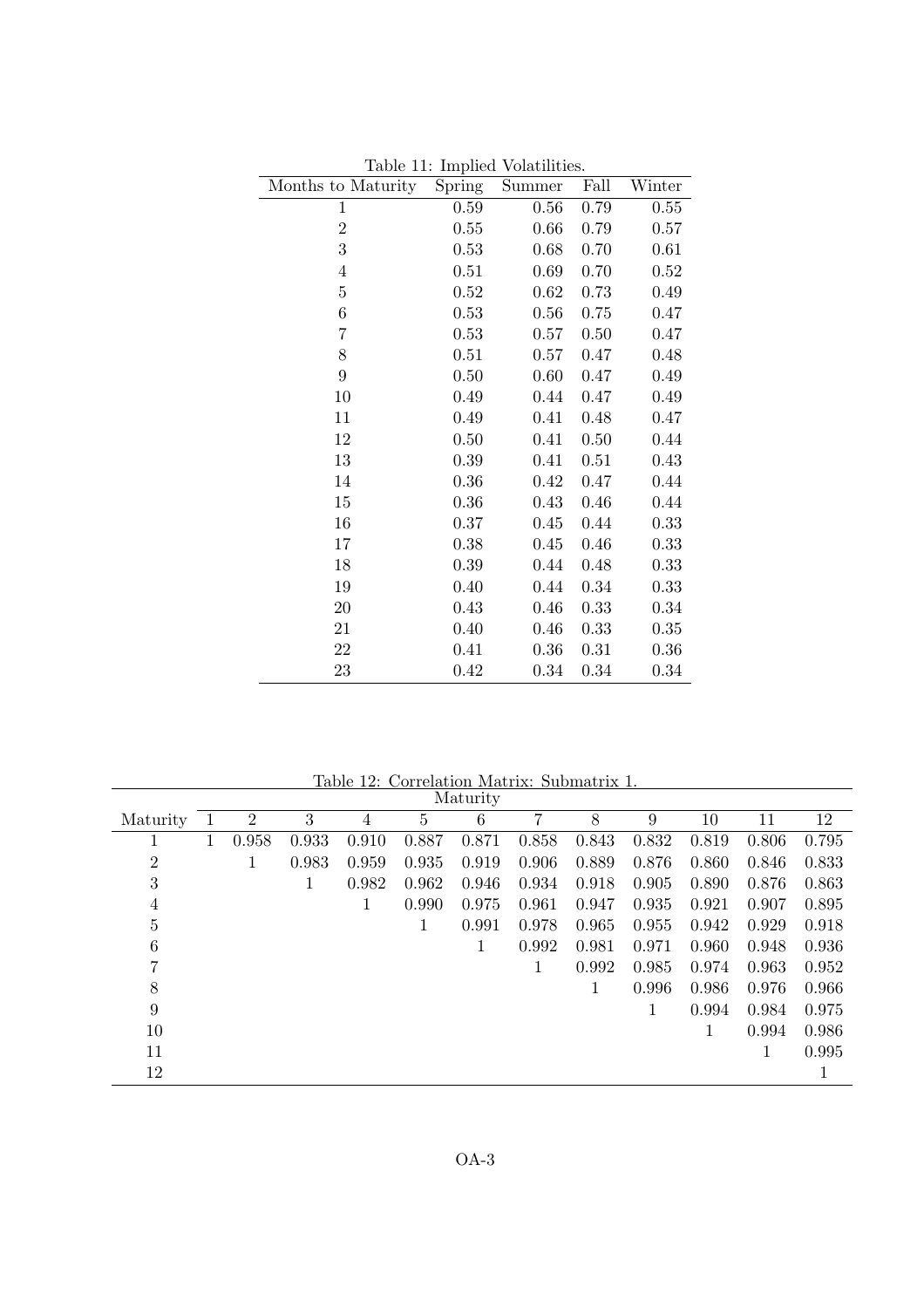Table 11: Implied Volatilities.

| Months to Maturity | Spring | Summer | Fall | Winter |
|---|---|---|---|---|
| 1 | 0.59 | 0.56 | 0.79 | 0.55 |
| 2 | 0.55 | 0.66 | 0.79 | 0.57 |
| 3 | 0.53 | 0.68 | 0.70 | 0.61 |
| 4 | 0.51 | 0.69 | 0.70 | 0.52 |
| 5 | 0.52 | 0.62 | 0.73 | 0.49 |
| 6 | 0.53 | 0.56 | 0.75 | 0.47 |
| 7 | 0.53 | 0.57 | 0.50 | 0.47 |
| 8 | 0.51 | 0.57 | 0.47 | 0.48 |
| 9 | 0.50 | 0.60 | 0.47 | 0.49 |
| 10 | 0.49 | 0.44 | 0.47 | 0.49 |
| 11 | 0.49 | 0.41 | 0.48 | 0.47 |
| 12 | 0.50 | 0.41 | 0.50 | 0.44 |
| 13 | 0.39 | 0.41 | 0.51 | 0.43 |
| 14 | 0.36 | 0.42 | 0.47 | 0.44 |
| 15 | 0.36 | 0.43 | 0.46 | 0.44 |
| 16 | 0.37 | 0.45 | 0.44 | 0.33 |
| 17 | 0.38 | 0.45 | 0.46 | 0.33 |
| 18 | 0.39 | 0.44 | 0.48 | 0.33 |
| 19 | 0.40 | 0.44 | 0.34 | 0.33 |
| 20 | 0.43 | 0.46 | 0.33 | 0.34 |
| 21 | 0.40 | 0.46 | 0.33 | 0.35 |
| 22 | 0.41 | 0.36 | 0.31 | 0.36 |
| 23 | 0.42 | 0.34 | 0.34 | 0.34 |

Table 12: Correlation Matrix: Submatrix 1.

| | Maturity | | | | | | | | | | | |
|---|---|---|---|---|---|---|---|---|---|---|---|---|
| Maturity | 1 | 2 | 3 | 4 | 5 | 6 | 7 | 8 | 9 | 10 | 11 | 12 |
| 1 | 1 | 0.958 | 0.933 | 0.910 | 0.887 | 0.871 | 0.858 | 0.843 | 0.832 | 0.819 | 0.806 | 0.795 |
| 2 | | 1 | 0.983 | 0.959 | 0.935 | 0.919 | 0.906 | 0.889 | 0.876 | 0.860 | 0.846 | 0.833 |
| 3 | | | 1 | 0.982 | 0.962 | 0.946 | 0.934 | 0.918 | 0.905 | 0.890 | 0.876 | 0.863 |
| 4 | | | | 1 | 0.990 | 0.975 | 0.961 | 0.947 | 0.935 | 0.921 | 0.907 | 0.895 |
| 5 | | | | | 1 | 0.991 | 0.978 | 0.965 | 0.955 | 0.942 | 0.929 | 0.918 |
| 6 | | | | | | 1 | 0.992 | 0.981 | 0.971 | 0.960 | 0.948 | 0.936 |
| 7 | | | | | | | 1 | 0.992 | 0.985 | 0.974 | 0.963 | 0.952 |
| 8 | | | | | | | | 1 | 0.996 | 0.986 | 0.976 | 0.966 |
| 9 | | | | | | | | | 1 | 0.994 | 0.984 | 0.975 |
| 10 | | | | | | | | | | 1 | 0.994 | 0.986 |
| 11 | | | | | | | | | | | 1 | 0.995 |
| 12 | | | | | | | | | | | | 1 |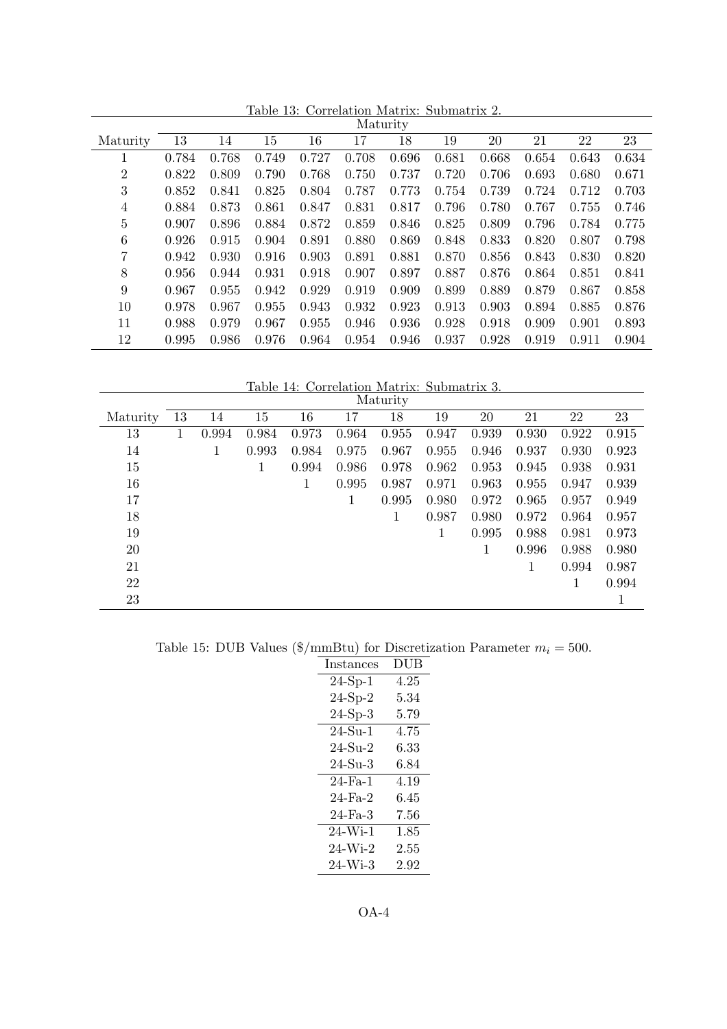Table 13: Correlation Matrix: Submatrix 2.

| | Maturity | | | | | | | | | | |
|---|---|---|---|---|---|---|---|---|---|---|---|
| Maturity | 13 | 14 | 15 | 16 | 17 | 18 | 19 | 20 | 21 | 22 | 23 |
| 1 | 0.784 | 0.768 | 0.749 | 0.727 | 0.708 | 0.696 | 0.681 | 0.668 | 0.654 | 0.643 | 0.634 |
| 2 | 0.822 | 0.809 | 0.790 | 0.768 | 0.750 | 0.737 | 0.720 | 0.706 | 0.693 | 0.680 | 0.671 |
| 3 | 0.852 | 0.841 | 0.825 | 0.804 | 0.787 | 0.773 | 0.754 | 0.739 | 0.724 | 0.712 | 0.703 |
| 4 | 0.884 | 0.873 | 0.861 | 0.847 | 0.831 | 0.817 | 0.796 | 0.780 | 0.767 | 0.755 | 0.746 |
| 5 | 0.907 | 0.896 | 0.884 | 0.872 | 0.859 | 0.846 | 0.825 | 0.809 | 0.796 | 0.784 | 0.775 |
| 6 | 0.926 | 0.915 | 0.904 | 0.891 | 0.880 | 0.869 | 0.848 | 0.833 | 0.820 | 0.807 | 0.798 |
| 7 | 0.942 | 0.930 | 0.916 | 0.903 | 0.891 | 0.881 | 0.870 | 0.856 | 0.843 | 0.830 | 0.820 |
| 8 | 0.956 | 0.944 | 0.931 | 0.918 | 0.907 | 0.897 | 0.887 | 0.876 | 0.864 | 0.851 | 0.841 |
| 9 | 0.967 | 0.955 | 0.942 | 0.929 | 0.919 | 0.909 | 0.899 | 0.889 | 0.879 | 0.867 | 0.858 |
| 10 | 0.978 | 0.967 | 0.955 | 0.943 | 0.932 | 0.923 | 0.913 | 0.903 | 0.894 | 0.885 | 0.876 |
| 11 | 0.988 | 0.979 | 0.967 | 0.955 | 0.946 | 0.936 | 0.928 | 0.918 | 0.909 | 0.901 | 0.893 |
| 12 | 0.995 | 0.986 | 0.976 | 0.964 | 0.954 | 0.946 | 0.937 | 0.928 | 0.919 | 0.911 | 0.904 |

Table 14: Correlation Matrix: Submatrix 3.

| | Maturity | | | | | | | | | | |
|---|---|---|---|---|---|---|---|---|---|---|---|
| Maturity | 13 | 14 | 15 | 16 | 17 | 18 | 19 | 20 | 21 | 22 | 23 |
| 13 | 1 | 0.994 | 0.984 | 0.973 | 0.964 | 0.955 | 0.947 | 0.939 | 0.930 | 0.922 | 0.915 |
| 14 | | 1 | 0.993 | 0.984 | 0.975 | 0.967 | 0.955 | 0.946 | 0.937 | 0.930 | 0.923 |
| 15 | | | 1 | 0.994 | 0.986 | 0.978 | 0.962 | 0.953 | 0.945 | 0.938 | 0.931 |
| 16 | | | | 1 | 0.995 | 0.987 | 0.971 | 0.963 | 0.955 | 0.947 | 0.939 |
| 17 | | | | | 1 | 0.995 | 0.980 | 0.972 | 0.965 | 0.957 | 0.949 |
| 18 | | | | | | 1 | 0.987 | 0.980 | 0.972 | 0.964 | 0.957 |
| 19 | | | | | | | 1 | 0.995 | 0.988 | 0.981 | 0.973 |
| 20 | | | | | | | | 1 | 0.996 | 0.988 | 0.980 |
| 21 | | | | | | | | | 1 | 0.994 | 0.987 |
| 22 | | | | | | | | | | 1 | 0.994 |
| 23 | | | | | | | | | | | 1 |

Table 15: DUB Values ($/mmBtu) for Discretization Parameter $m_i = 500$.

| Instances | DUB |
|---|---|
| 24-Sp-1 | 4.25 |
| 24-Sp-2 | 5.34 |
| 24-Sp-3 | 5.79 |
| 24-Su-1 | 4.75 |
| 24-Su-2 | 6.33 |
| 24-Su-3 | 6.84 |
| 24-Fa-1 | 4.19 |
| 24-Fa-2 | 6.45 |
| 24-Fa-3 | 7.56 |
| 24-Wi-1 | 1.85 |
| 24-Wi-2 | 2.55 |
| 24-Wi-3 | 2.92 |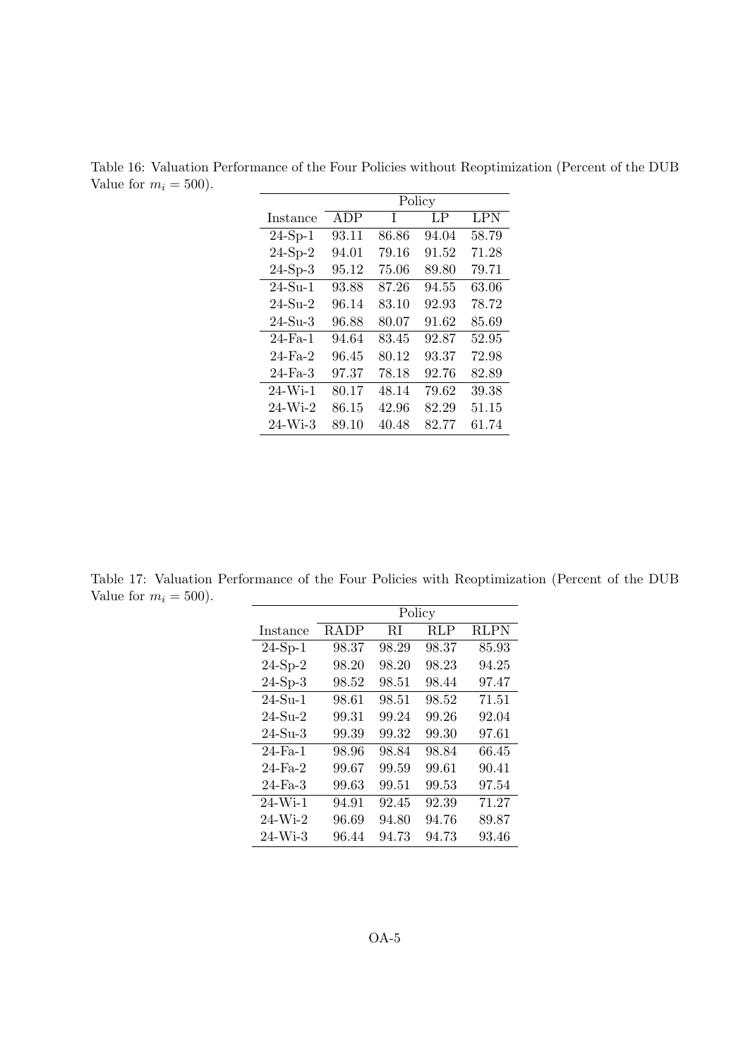Table 16: Valuation Performance of the Four Policies without Reoptimization (Percent of the DUB Value for $m_i = 500$).

| | Policy | | | |
|---|---|---|---|---|
| Instance | ADP | I | LP | LPN |
| 24-Sp-1 | 93.11 | 86.86 | 94.04 | 58.79 |
| 24-Sp-2 | 94.01 | 79.16 | 91.52 | 71.28 |
| 24-Sp-3 | 95.12 | 75.06 | 89.80 | 79.71 |
| 24-Su-1 | 93.88 | 87.26 | 94.55 | 63.06 |
| 24-Su-2 | 96.14 | 83.10 | 92.93 | 78.72 |
| 24-Su-3 | 96.88 | 80.07 | 91.62 | 85.69 |
| 24-Fa-1 | 94.64 | 83.45 | 92.87 | 52.95 |
| 24-Fa-2 | 96.45 | 80.12 | 93.37 | 72.98 |
| 24-Fa-3 | 97.37 | 78.18 | 92.76 | 82.89 |
| 24-Wi-1 | 80.17 | 48.14 | 79.62 | 39.38 |
| 24-Wi-2 | 86.15 | 42.96 | 82.29 | 51.15 |
| 24-Wi-3 | 89.10 | 40.48 | 82.77 | 61.74 |

Table 17: Valuation Performance of the Four Policies with Reoptimization (Percent of the DUB Value for $m_i = 500$).

| | Policy | | | |
|---|---|---|---|---|
| Instance | RADP | RI | RLP | RLPN |
| 24-Sp-1 | 98.37 | 98.29 | 98.37 | 85.93 |
| 24-Sp-2 | 98.20 | 98.20 | 98.23 | 94.25 |
| 24-Sp-3 | 98.52 | 98.51 | 98.44 | 97.47 |
| 24-Su-1 | 98.61 | 98.51 | 98.52 | 71.51 |
| 24-Su-2 | 99.31 | 99.24 | 99.26 | 92.04 |
| 24-Su-3 | 99.39 | 99.32 | 99.30 | 97.61 |
| 24-Fa-1 | 98.96 | 98.84 | 98.84 | 66.45 |
| 24-Fa-2 | 99.67 | 99.59 | 99.61 | 90.41 |
| 24-Fa-3 | 99.63 | 99.51 | 99.53 | 97.54 |
| 24-Wi-1 | 94.91 | 92.45 | 92.39 | 71.27 |
| 24-Wi-2 | 96.69 | 94.80 | 94.76 | 89.87 |
| 24-Wi-3 | 96.44 | 94.73 | 94.73 | 93.46 |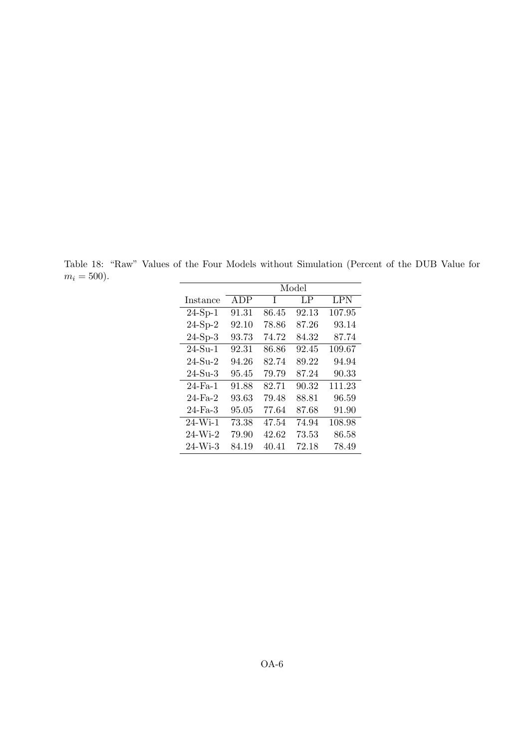Table 18: "Raw" Values of the Four Models without Simulation (Percent of the DUB Value for $m_i = 500$).

| | Model | | | |
|---|---|---|---|---|
| Instance | ADP | I | LP | LPN |
| 24-Sp-1 | 91.31 | 86.45 | 92.13 | 107.95 |
| 24-Sp-2 | 92.10 | 78.86 | 87.26 | 93.14 |
| 24-Sp-3 | 93.73 | 74.72 | 84.32 | 87.74 |
| 24-Su-1 | 92.31 | 86.86 | 92.45 | 109.67 |
| 24-Su-2 | 94.26 | 82.74 | 89.22 | 94.94 |
| 24-Su-3 | 95.45 | 79.79 | 87.24 | 90.33 |
| 24-Fa-1 | 91.88 | 82.71 | 90.32 | 111.23 |
| 24-Fa-2 | 93.63 | 79.48 | 88.81 | 96.59 |
| 24-Fa-3 | 95.05 | 77.64 | 87.68 | 91.90 |
| 24-Wi-1 | 73.38 | 47.54 | 74.94 | 108.98 |
| 24-Wi-2 | 79.90 | 42.62 | 73.53 | 86.58 |
| 24-Wi-3 | 84.19 | 40.41 | 72.18 | 78.49 |